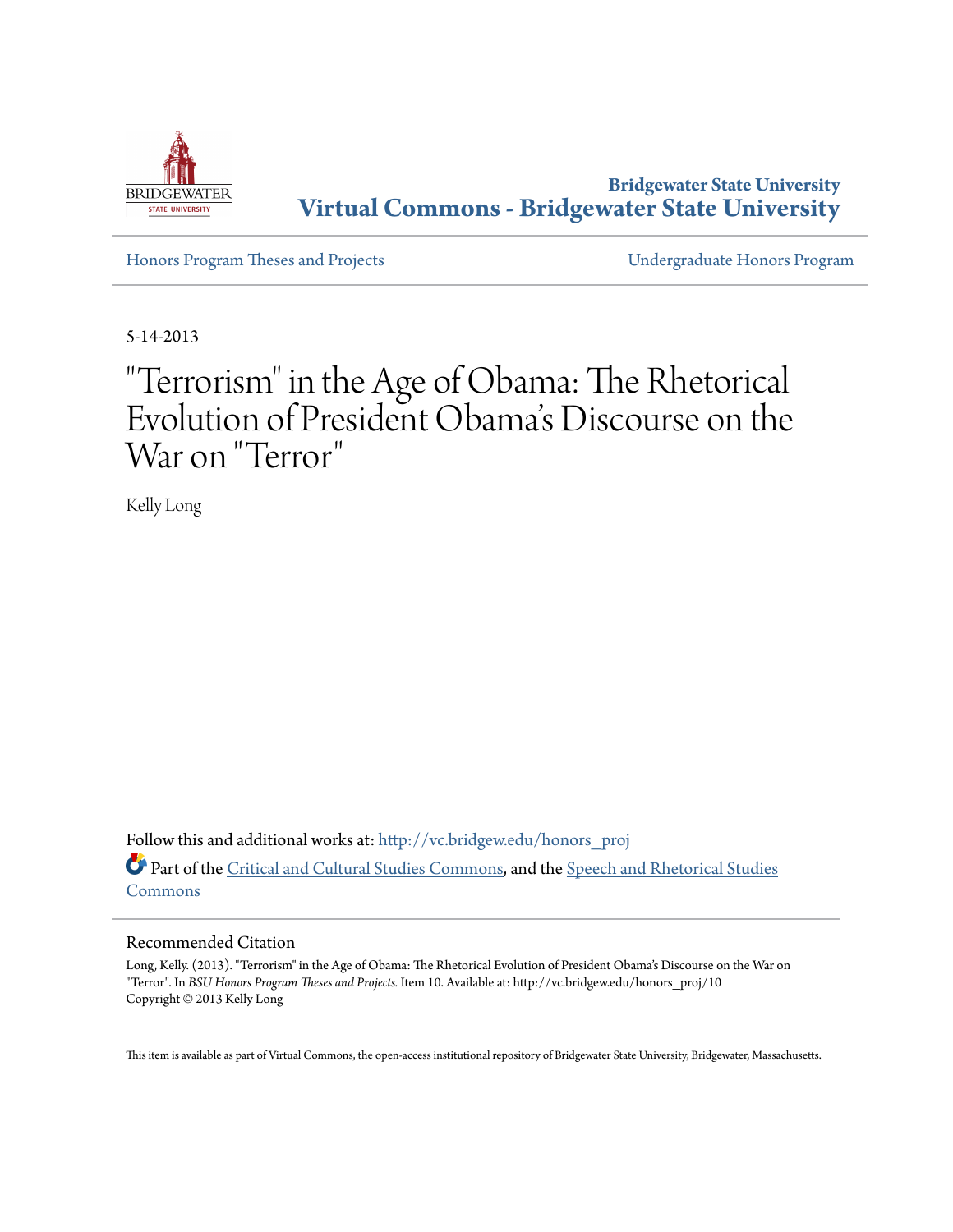Bridgewater State University
**Virtual Commons - Bridgewater State University**

Honors Program Theses and Projects | Undergraduate Honors Program

5-14-2013

# "Terrorism" in the Age of Obama: The Rhetorical Evolution of President Obama's Discourse on the War on "Terror"

Kelly Long

Follow this and additional works at: http://vc.bridgew.edu/honors_proj

Part of the Critical and Cultural Studies Commons, and the Speech and Rhetorical Studies Commons

## Recommended Citation

Long, Kelly. (2013). "Terrorism" in the Age of Obama: The Rhetorical Evolution of President Obama's Discourse on the War on "Terror". In *BSU Honors Program Theses and Projects.* Item 10. Available at: http://vc.bridgew.edu/honors_proj/10
Copyright © 2013 Kelly Long

This item is available as part of Virtual Commons, the open-access institutional repository of Bridgewater State University, Bridgewater, Massachusetts.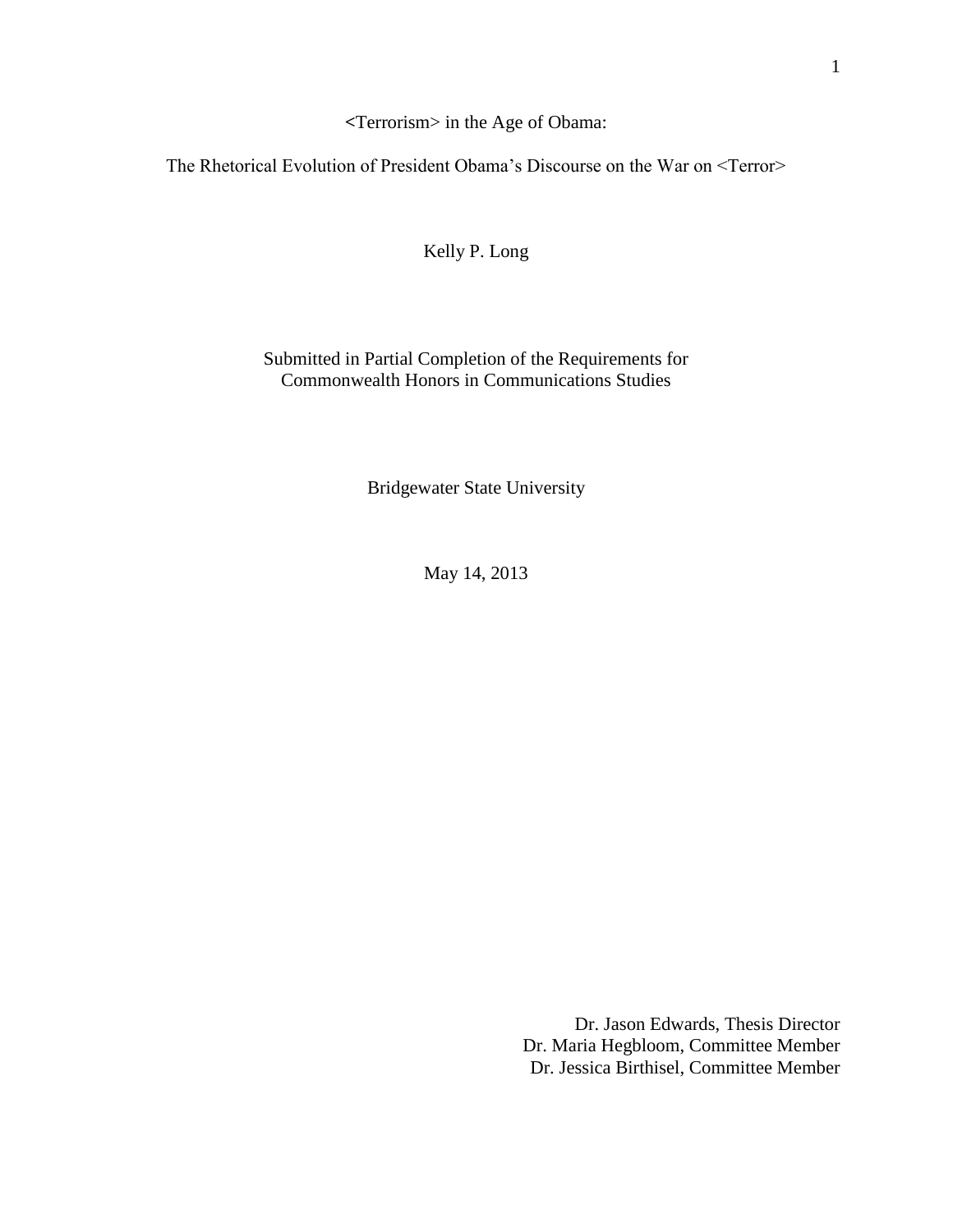# <Terrorism> in the Age of Obama:

## The Rhetorical Evolution of President Obama's Discourse on the War on <Terror>

Kelly P. Long

Submitted in Partial Completion of the Requirements for
Commonwealth Honors in Communications Studies

Bridgewater State University

May 14, 2013

Dr. Jason Edwards, Thesis Director
Dr. Maria Hegbloom, Committee Member
Dr. Jessica Birthisel, Committee Member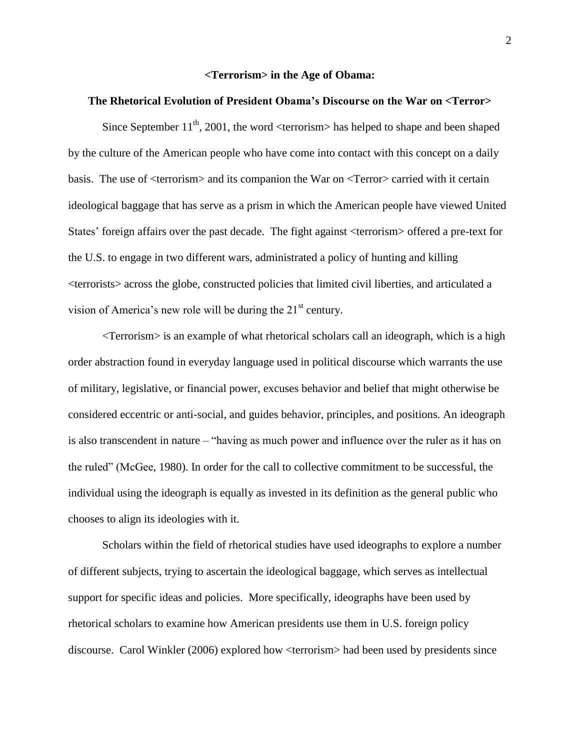**<Terrorism> in the Age of Obama:**

**The Rhetorical Evolution of President Obama's Discourse on the War on <Terror>**

Since September 11th, 2001, the word <terrorism> has helped to shape and been shaped by the culture of the American people who have come into contact with this concept on a daily basis. The use of <terrorism> and its companion the War on <Terror> carried with it certain ideological baggage that has serve as a prism in which the American people have viewed United States' foreign affairs over the past decade. The fight against <terrorism> offered a pre-text for the U.S. to engage in two different wars, administrated a policy of hunting and killing <terrorists> across the globe, constructed policies that limited civil liberties, and articulated a vision of America's new role will be during the 21st century.

<Terrorism> is an example of what rhetorical scholars call an ideograph, which is a high order abstraction found in everyday language used in political discourse which warrants the use of military, legislative, or financial power, excuses behavior and belief that might otherwise be considered eccentric or anti-social, and guides behavior, principles, and positions. An ideograph is also transcendent in nature – "having as much power and influence over the ruler as it has on the ruled" (McGee, 1980). In order for the call to collective commitment to be successful, the individual using the ideograph is equally as invested in its definition as the general public who chooses to align its ideologies with it.

Scholars within the field of rhetorical studies have used ideographs to explore a number of different subjects, trying to ascertain the ideological baggage, which serves as intellectual support for specific ideas and policies. More specifically, ideographs have been used by rhetorical scholars to examine how American presidents use them in U.S. foreign policy discourse. Carol Winkler (2006) explored how <terrorism> had been used by presidents since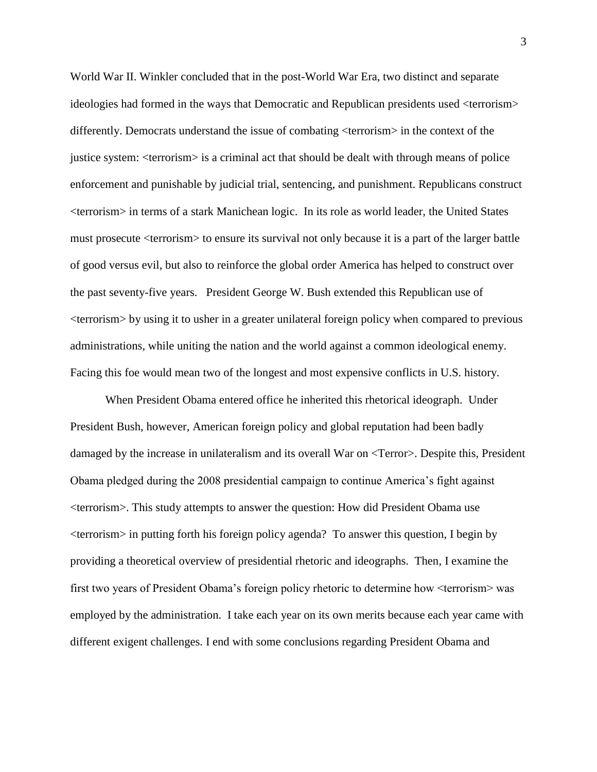World War II. Winkler concluded that in the post-World War Era, two distinct and separate ideologies had formed in the ways that Democratic and Republican presidents used <terrorism> differently. Democrats understand the issue of combating <terrorism> in the context of the justice system: <terrorism> is a criminal act that should be dealt with through means of police enforcement and punishable by judicial trial, sentencing, and punishment. Republicans construct <terrorism> in terms of a stark Manichean logic. In its role as world leader, the United States must prosecute <terrorism> to ensure its survival not only because it is a part of the larger battle of good versus evil, but also to reinforce the global order America has helped to construct over the past seventy-five years. President George W. Bush extended this Republican use of <terrorism> by using it to usher in a greater unilateral foreign policy when compared to previous administrations, while uniting the nation and the world against a common ideological enemy. Facing this foe would mean two of the longest and most expensive conflicts in U.S. history.

When President Obama entered office he inherited this rhetorical ideograph. Under President Bush, however, American foreign policy and global reputation had been badly damaged by the increase in unilateralism and its overall War on <Terror>. Despite this, President Obama pledged during the 2008 presidential campaign to continue America's fight against <terrorism>. This study attempts to answer the question: How did President Obama use <terrorism> in putting forth his foreign policy agenda? To answer this question, I begin by providing a theoretical overview of presidential rhetoric and ideographs. Then, I examine the first two years of President Obama's foreign policy rhetoric to determine how <terrorism> was employed by the administration. I take each year on its own merits because each year came with different exigent challenges. I end with some conclusions regarding President Obama and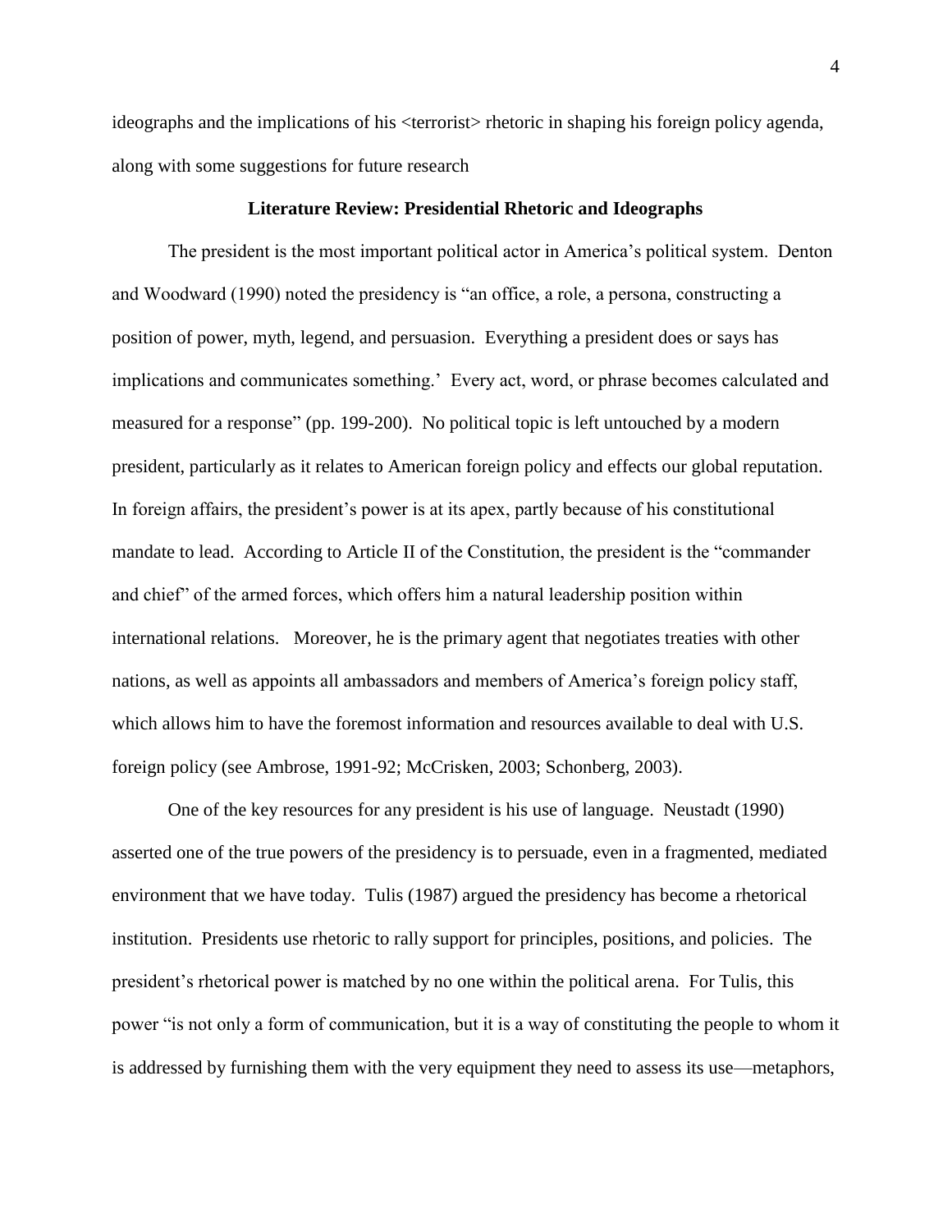ideographs and the implications of his <terrorist> rhetoric in shaping his foreign policy agenda, along with some suggestions for future research

## Literature Review: Presidential Rhetoric and Ideographs

The president is the most important political actor in America's political system. Denton and Woodward (1990) noted the presidency is "an office, a role, a persona, constructing a position of power, myth, legend, and persuasion. Everything a president does or says has implications and communicates something.' Every act, word, or phrase becomes calculated and measured for a response" (pp. 199-200). No political topic is left untouched by a modern president, particularly as it relates to American foreign policy and effects our global reputation. In foreign affairs, the president's power is at its apex, partly because of his constitutional mandate to lead. According to Article II of the Constitution, the president is the "commander and chief" of the armed forces, which offers him a natural leadership position within international relations. Moreover, he is the primary agent that negotiates treaties with other nations, as well as appoints all ambassadors and members of America's foreign policy staff, which allows him to have the foremost information and resources available to deal with U.S. foreign policy (see Ambrose, 1991-92; McCrisken, 2003; Schonberg, 2003).

One of the key resources for any president is his use of language. Neustadt (1990) asserted one of the true powers of the presidency is to persuade, even in a fragmented, mediated environment that we have today. Tulis (1987) argued the presidency has become a rhetorical institution. Presidents use rhetoric to rally support for principles, positions, and policies. The president's rhetorical power is matched by no one within the political arena. For Tulis, this power "is not only a form of communication, but it is a way of constituting the people to whom it is addressed by furnishing them with the very equipment they need to assess its use—metaphors,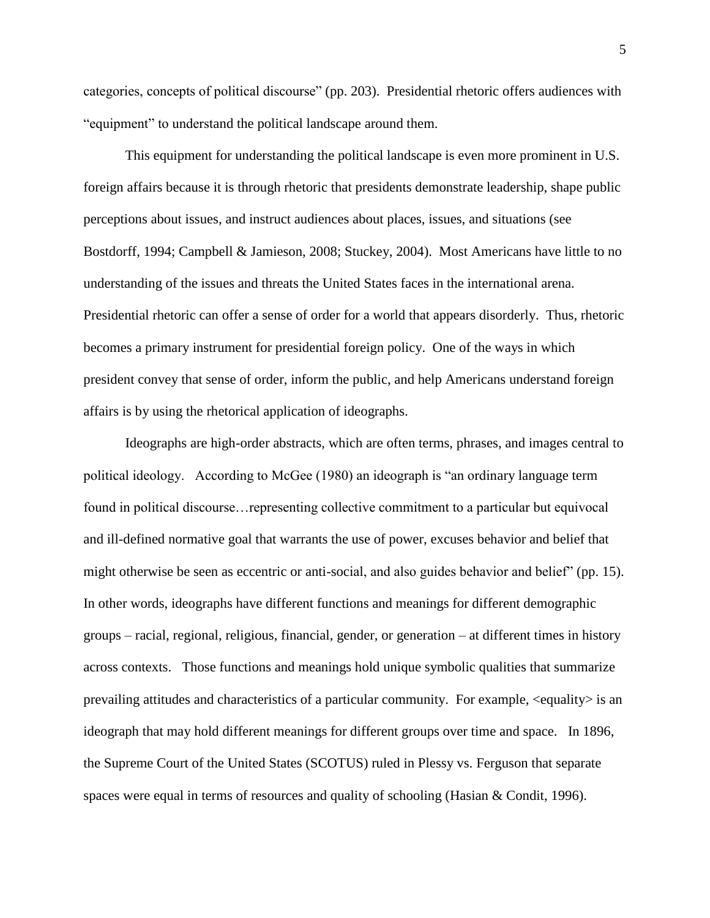categories, concepts of political discourse" (pp. 203). Presidential rhetoric offers audiences with "equipment" to understand the political landscape around them.

This equipment for understanding the political landscape is even more prominent in U.S. foreign affairs because it is through rhetoric that presidents demonstrate leadership, shape public perceptions about issues, and instruct audiences about places, issues, and situations (see Bostdorff, 1994; Campbell & Jamieson, 2008; Stuckey, 2004). Most Americans have little to no understanding of the issues and threats the United States faces in the international arena. Presidential rhetoric can offer a sense of order for a world that appears disorderly. Thus, rhetoric becomes a primary instrument for presidential foreign policy. One of the ways in which president convey that sense of order, inform the public, and help Americans understand foreign affairs is by using the rhetorical application of ideographs.

Ideographs are high-order abstracts, which are often terms, phrases, and images central to political ideology. According to McGee (1980) an ideograph is "an ordinary language term found in political discourse…representing collective commitment to a particular but equivocal and ill-defined normative goal that warrants the use of power, excuses behavior and belief that might otherwise be seen as eccentric or anti-social, and also guides behavior and belief" (pp. 15). In other words, ideographs have different functions and meanings for different demographic groups – racial, regional, religious, financial, gender, or generation – at different times in history across contexts. Those functions and meanings hold unique symbolic qualities that summarize prevailing attitudes and characteristics of a particular community. For example, <equality> is an ideograph that may hold different meanings for different groups over time and space. In 1896, the Supreme Court of the United States (SCOTUS) ruled in Plessy vs. Ferguson that separate spaces were equal in terms of resources and quality of schooling (Hasian & Condit, 1996).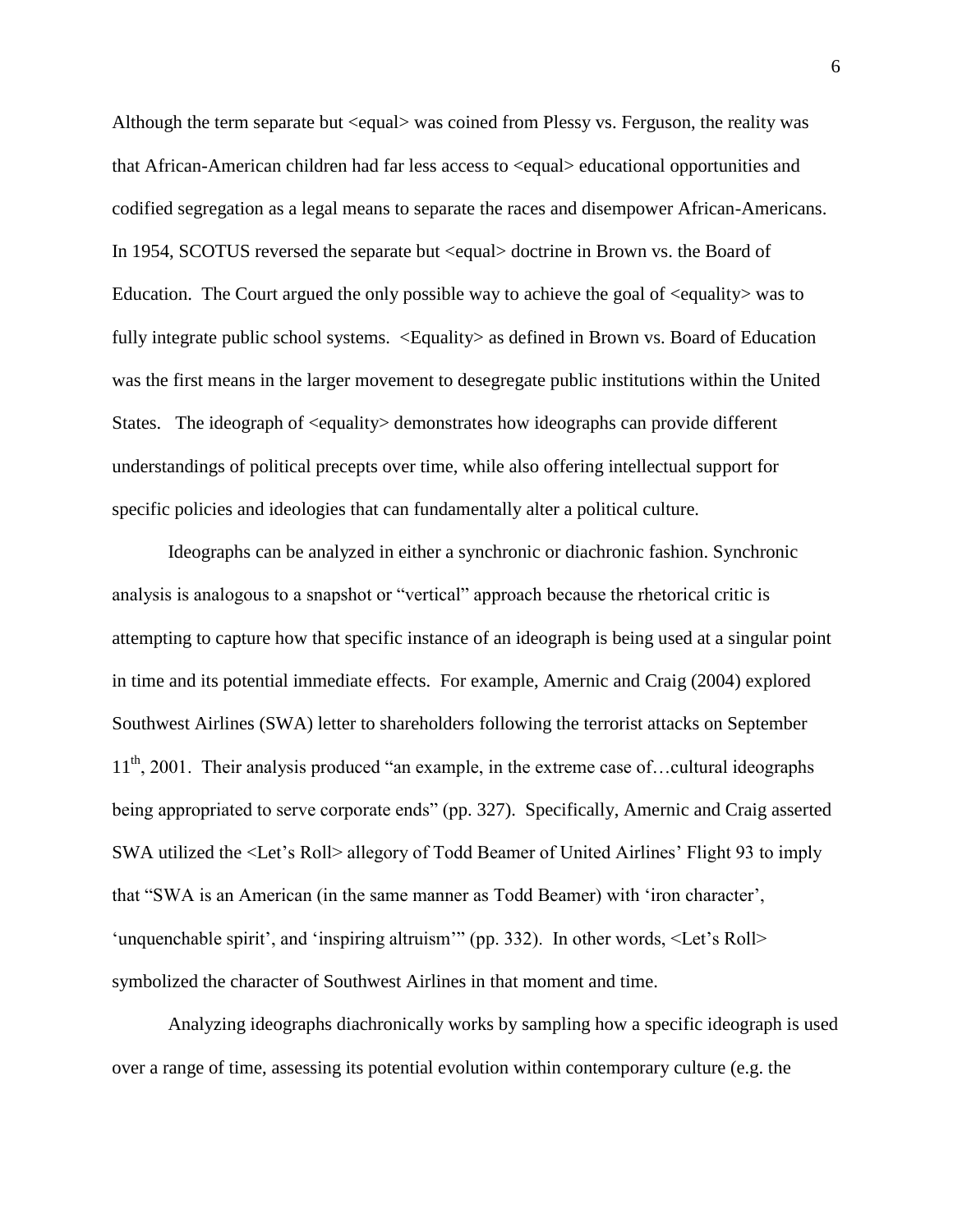Although the term separate but <equal> was coined from Plessy vs. Ferguson, the reality was that African-American children had far less access to <equal> educational opportunities and codified segregation as a legal means to separate the races and disempower African-Americans. In 1954, SCOTUS reversed the separate but <equal> doctrine in Brown vs. the Board of Education. The Court argued the only possible way to achieve the goal of <equality> was to fully integrate public school systems. <Equality> as defined in Brown vs. Board of Education was the first means in the larger movement to desegregate public institutions within the United States. The ideograph of <equality> demonstrates how ideographs can provide different understandings of political precepts over time, while also offering intellectual support for specific policies and ideologies that can fundamentally alter a political culture.

Ideographs can be analyzed in either a synchronic or diachronic fashion. Synchronic analysis is analogous to a snapshot or "vertical" approach because the rhetorical critic is attempting to capture how that specific instance of an ideograph is being used at a singular point in time and its potential immediate effects. For example, Amernic and Craig (2004) explored Southwest Airlines (SWA) letter to shareholders following the terrorist attacks on September 11th, 2001. Their analysis produced "an example, in the extreme case of…cultural ideographs being appropriated to serve corporate ends" (pp. 327). Specifically, Amernic and Craig asserted SWA utilized the <Let's Roll> allegory of Todd Beamer of United Airlines' Flight 93 to imply that "SWA is an American (in the same manner as Todd Beamer) with 'iron character', 'unquenchable spirit', and 'inspiring altruism'" (pp. 332). In other words, <Let's Roll> symbolized the character of Southwest Airlines in that moment and time.

Analyzing ideographs diachronically works by sampling how a specific ideograph is used over a range of time, assessing its potential evolution within contemporary culture (e.g. the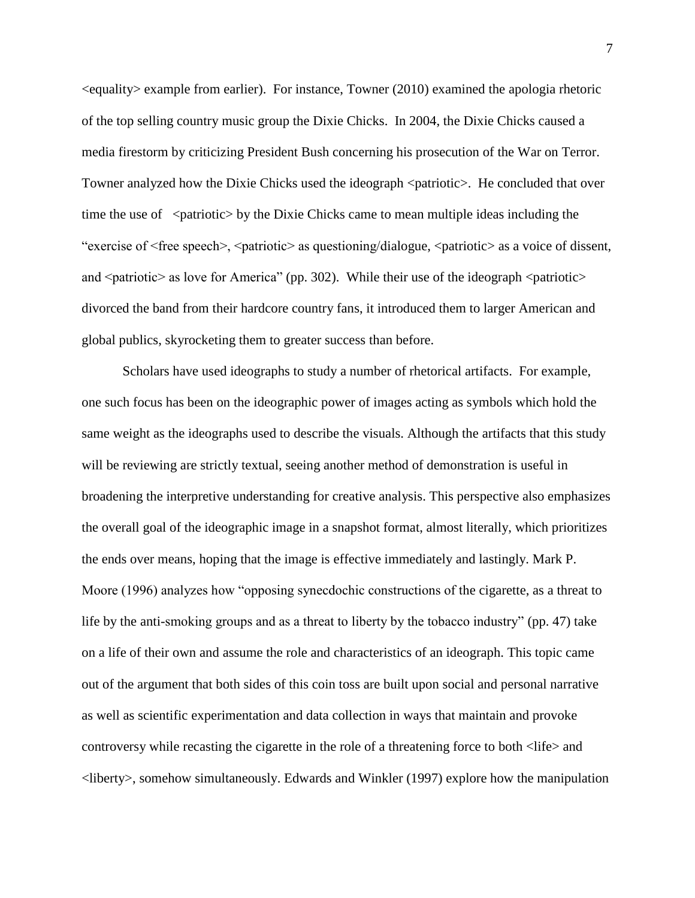<equality> example from earlier). For instance, Towner (2010) examined the apologia rhetoric of the top selling country music group the Dixie Chicks. In 2004, the Dixie Chicks caused a media firestorm by criticizing President Bush concerning his prosecution of the War on Terror. Towner analyzed how the Dixie Chicks used the ideograph <patriotic>. He concluded that over time the use of <patriotic> by the Dixie Chicks came to mean multiple ideas including the "exercise of <free speech>, <patriotic> as questioning/dialogue, <patriotic> as a voice of dissent, and <patriotic> as love for America" (pp. 302). While their use of the ideograph <patriotic> divorced the band from their hardcore country fans, it introduced them to larger American and global publics, skyrocketing them to greater success than before.

Scholars have used ideographs to study a number of rhetorical artifacts. For example, one such focus has been on the ideographic power of images acting as symbols which hold the same weight as the ideographs used to describe the visuals. Although the artifacts that this study will be reviewing are strictly textual, seeing another method of demonstration is useful in broadening the interpretive understanding for creative analysis. This perspective also emphasizes the overall goal of the ideographic image in a snapshot format, almost literally, which prioritizes the ends over means, hoping that the image is effective immediately and lastingly. Mark P. Moore (1996) analyzes how "opposing synecdochic constructions of the cigarette, as a threat to life by the anti-smoking groups and as a threat to liberty by the tobacco industry" (pp. 47) take on a life of their own and assume the role and characteristics of an ideograph. This topic came out of the argument that both sides of this coin toss are built upon social and personal narrative as well as scientific experimentation and data collection in ways that maintain and provoke controversy while recasting the cigarette in the role of a threatening force to both <life> and <liberty>, somehow simultaneously. Edwards and Winkler (1997) explore how the manipulation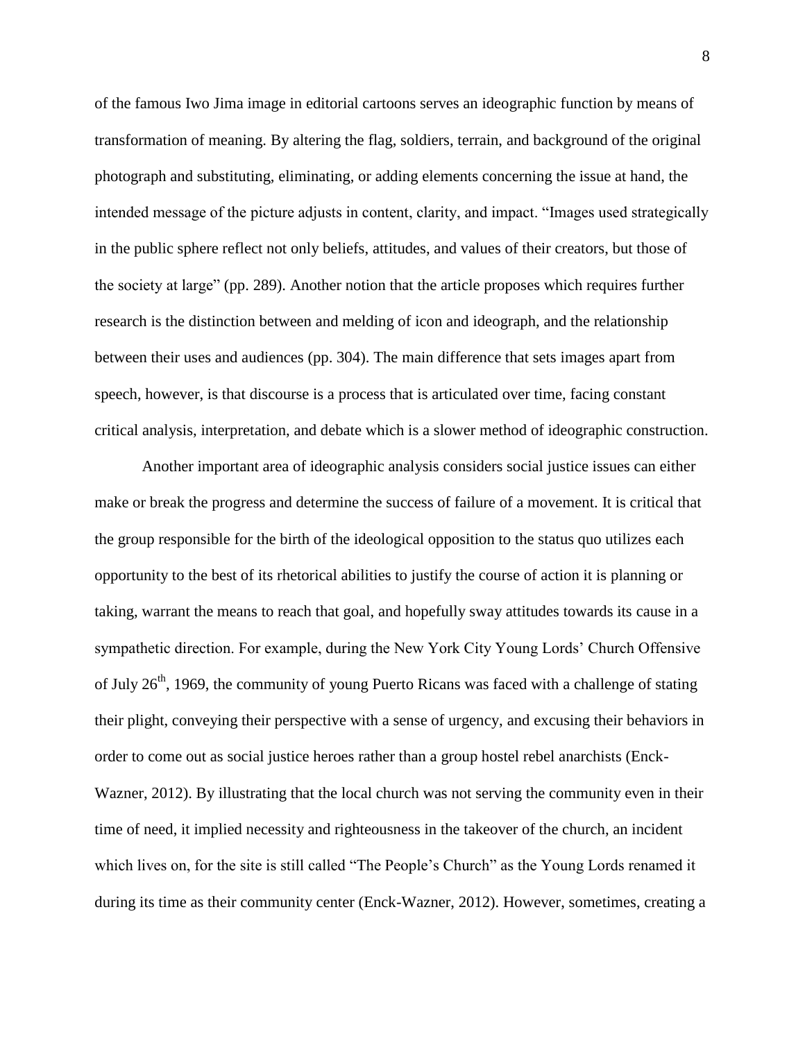of the famous Iwo Jima image in editorial cartoons serves an ideographic function by means of transformation of meaning. By altering the flag, soldiers, terrain, and background of the original photograph and substituting, eliminating, or adding elements concerning the issue at hand, the intended message of the picture adjusts in content, clarity, and impact. "Images used strategically in the public sphere reflect not only beliefs, attitudes, and values of their creators, but those of the society at large" (pp. 289). Another notion that the article proposes which requires further research is the distinction between and melding of icon and ideograph, and the relationship between their uses and audiences (pp. 304). The main difference that sets images apart from speech, however, is that discourse is a process that is articulated over time, facing constant critical analysis, interpretation, and debate which is a slower method of ideographic construction.

Another important area of ideographic analysis considers social justice issues can either make or break the progress and determine the success of failure of a movement. It is critical that the group responsible for the birth of the ideological opposition to the status quo utilizes each opportunity to the best of its rhetorical abilities to justify the course of action it is planning or taking, warrant the means to reach that goal, and hopefully sway attitudes towards its cause in a sympathetic direction. For example, during the New York City Young Lords' Church Offensive of July 26th, 1969, the community of young Puerto Ricans was faced with a challenge of stating their plight, conveying their perspective with a sense of urgency, and excusing their behaviors in order to come out as social justice heroes rather than a group hostel rebel anarchists (Enck-Wazner, 2012). By illustrating that the local church was not serving the community even in their time of need, it implied necessity and righteousness in the takeover of the church, an incident which lives on, for the site is still called "The People's Church" as the Young Lords renamed it during its time as their community center (Enck-Wazner, 2012). However, sometimes, creating a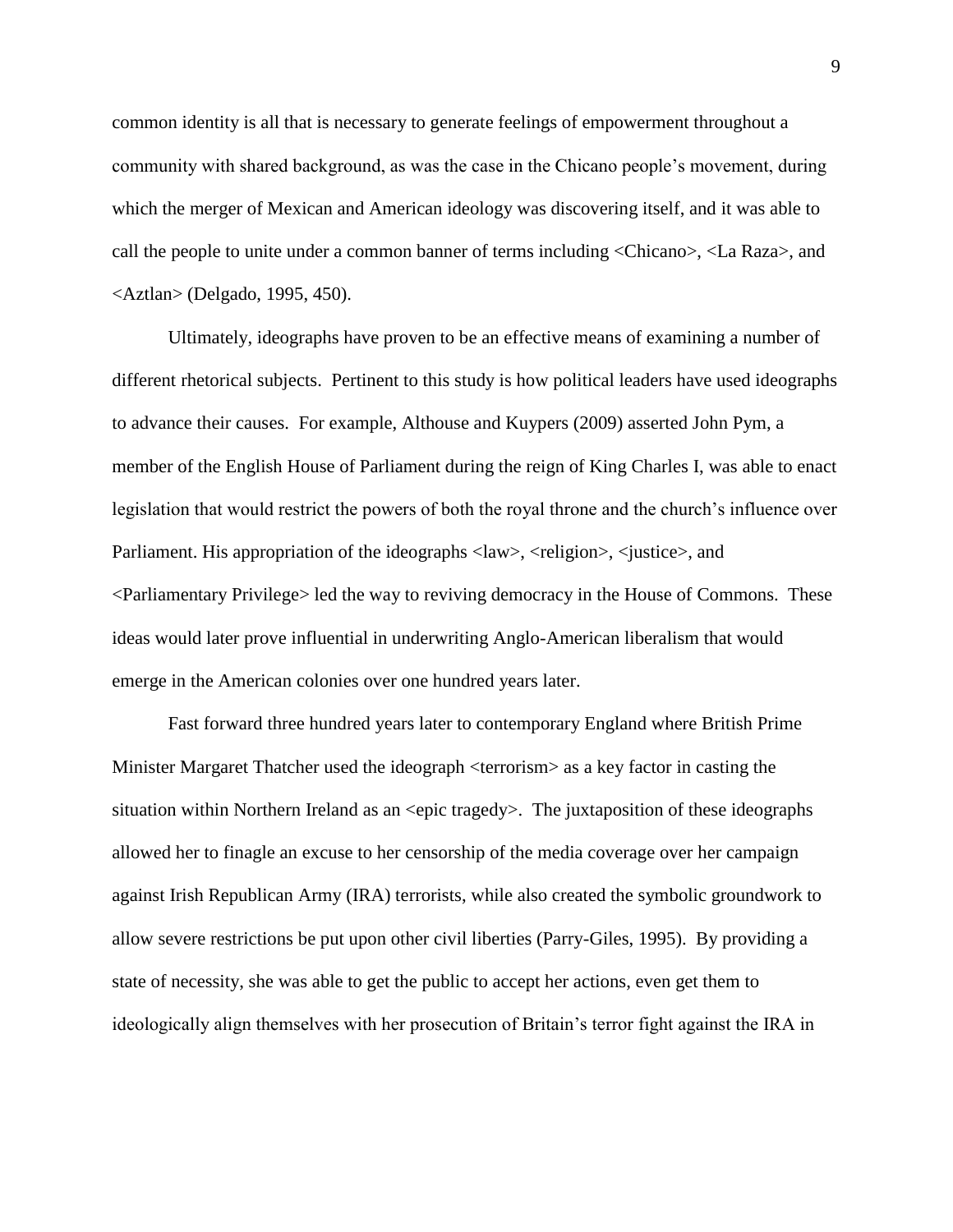common identity is all that is necessary to generate feelings of empowerment throughout a community with shared background, as was the case in the Chicano people's movement, during which the merger of Mexican and American ideology was discovering itself, and it was able to call the people to unite under a common banner of terms including <Chicano>, <La Raza>, and <Aztlan> (Delgado, 1995, 450).

Ultimately, ideographs have proven to be an effective means of examining a number of different rhetorical subjects. Pertinent to this study is how political leaders have used ideographs to advance their causes. For example, Althouse and Kuypers (2009) asserted John Pym, a member of the English House of Parliament during the reign of King Charles I, was able to enact legislation that would restrict the powers of both the royal throne and the church's influence over Parliament. His appropriation of the ideographs <law>, <religion>, <justice>, and <Parliamentary Privilege> led the way to reviving democracy in the House of Commons. These ideas would later prove influential in underwriting Anglo-American liberalism that would emerge in the American colonies over one hundred years later.

Fast forward three hundred years later to contemporary England where British Prime Minister Margaret Thatcher used the ideograph <terrorism> as a key factor in casting the situation within Northern Ireland as an <epic tragedy>. The juxtaposition of these ideographs allowed her to finagle an excuse to her censorship of the media coverage over her campaign against Irish Republican Army (IRA) terrorists, while also created the symbolic groundwork to allow severe restrictions be put upon other civil liberties (Parry-Giles, 1995). By providing a state of necessity, she was able to get the public to accept her actions, even get them to ideologically align themselves with her prosecution of Britain's terror fight against the IRA in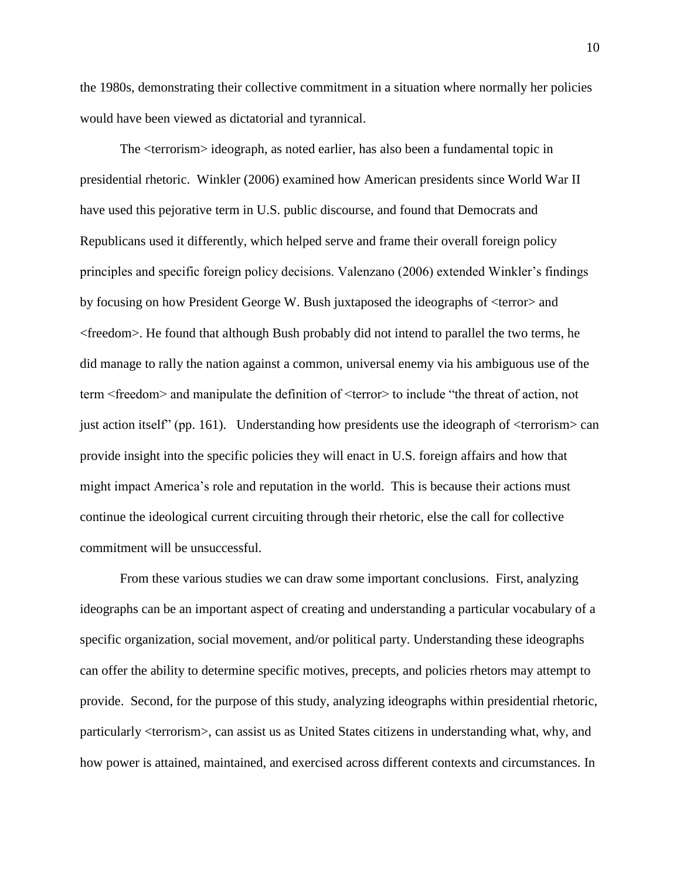the 1980s, demonstrating their collective commitment in a situation where normally her policies would have been viewed as dictatorial and tyrannical.

The <terrorism> ideograph, as noted earlier, has also been a fundamental topic in presidential rhetoric. Winkler (2006) examined how American presidents since World War II have used this pejorative term in U.S. public discourse, and found that Democrats and Republicans used it differently, which helped serve and frame their overall foreign policy principles and specific foreign policy decisions. Valenzano (2006) extended Winkler's findings by focusing on how President George W. Bush juxtaposed the ideographs of <terror> and <freedom>. He found that although Bush probably did not intend to parallel the two terms, he did manage to rally the nation against a common, universal enemy via his ambiguous use of the term <freedom> and manipulate the definition of <terror> to include "the threat of action, not just action itself" (pp. 161). Understanding how presidents use the ideograph of <terrorism> can provide insight into the specific policies they will enact in U.S. foreign affairs and how that might impact America's role and reputation in the world. This is because their actions must continue the ideological current circuiting through their rhetoric, else the call for collective commitment will be unsuccessful.

From these various studies we can draw some important conclusions. First, analyzing ideographs can be an important aspect of creating and understanding a particular vocabulary of a specific organization, social movement, and/or political party. Understanding these ideographs can offer the ability to determine specific motives, precepts, and policies rhetors may attempt to provide. Second, for the purpose of this study, analyzing ideographs within presidential rhetoric, particularly <terrorism>, can assist us as United States citizens in understanding what, why, and how power is attained, maintained, and exercised across different contexts and circumstances. In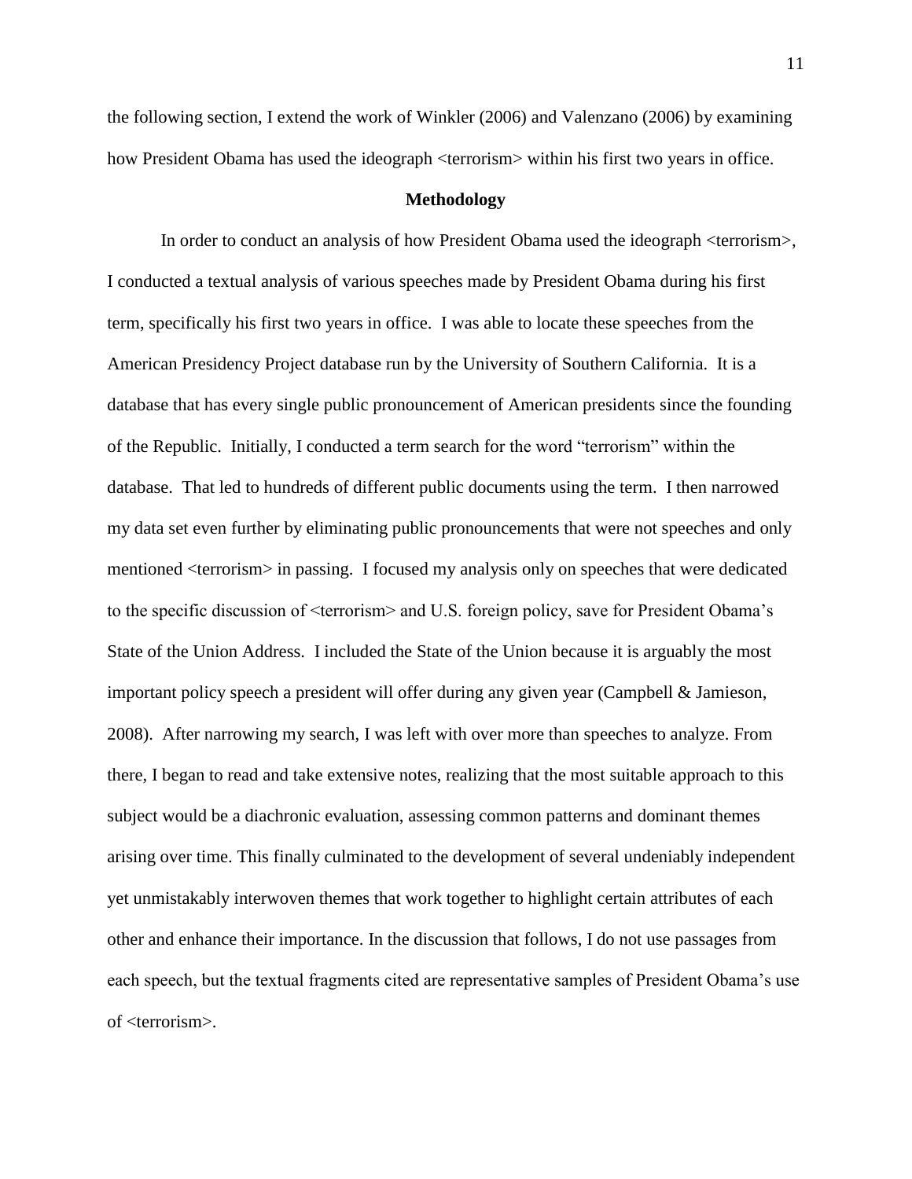the following section, I extend the work of Winkler (2006) and Valenzano (2006) by examining how President Obama has used the ideograph <terrorism> within his first two years in office.

## Methodology

In order to conduct an analysis of how President Obama used the ideograph <terrorism>, I conducted a textual analysis of various speeches made by President Obama during his first term, specifically his first two years in office. I was able to locate these speeches from the American Presidency Project database run by the University of Southern California. It is a database that has every single public pronouncement of American presidents since the founding of the Republic. Initially, I conducted a term search for the word "terrorism" within the database. That led to hundreds of different public documents using the term. I then narrowed my data set even further by eliminating public pronouncements that were not speeches and only mentioned <terrorism> in passing. I focused my analysis only on speeches that were dedicated to the specific discussion of <terrorism> and U.S. foreign policy, save for President Obama's State of the Union Address. I included the State of the Union because it is arguably the most important policy speech a president will offer during any given year (Campbell & Jamieson, 2008). After narrowing my search, I was left with over more than speeches to analyze. From there, I began to read and take extensive notes, realizing that the most suitable approach to this subject would be a diachronic evaluation, assessing common patterns and dominant themes arising over time. This finally culminated to the development of several undeniably independent yet unmistakably interwoven themes that work together to highlight certain attributes of each other and enhance their importance. In the discussion that follows, I do not use passages from each speech, but the textual fragments cited are representative samples of President Obama's use of <terrorism>.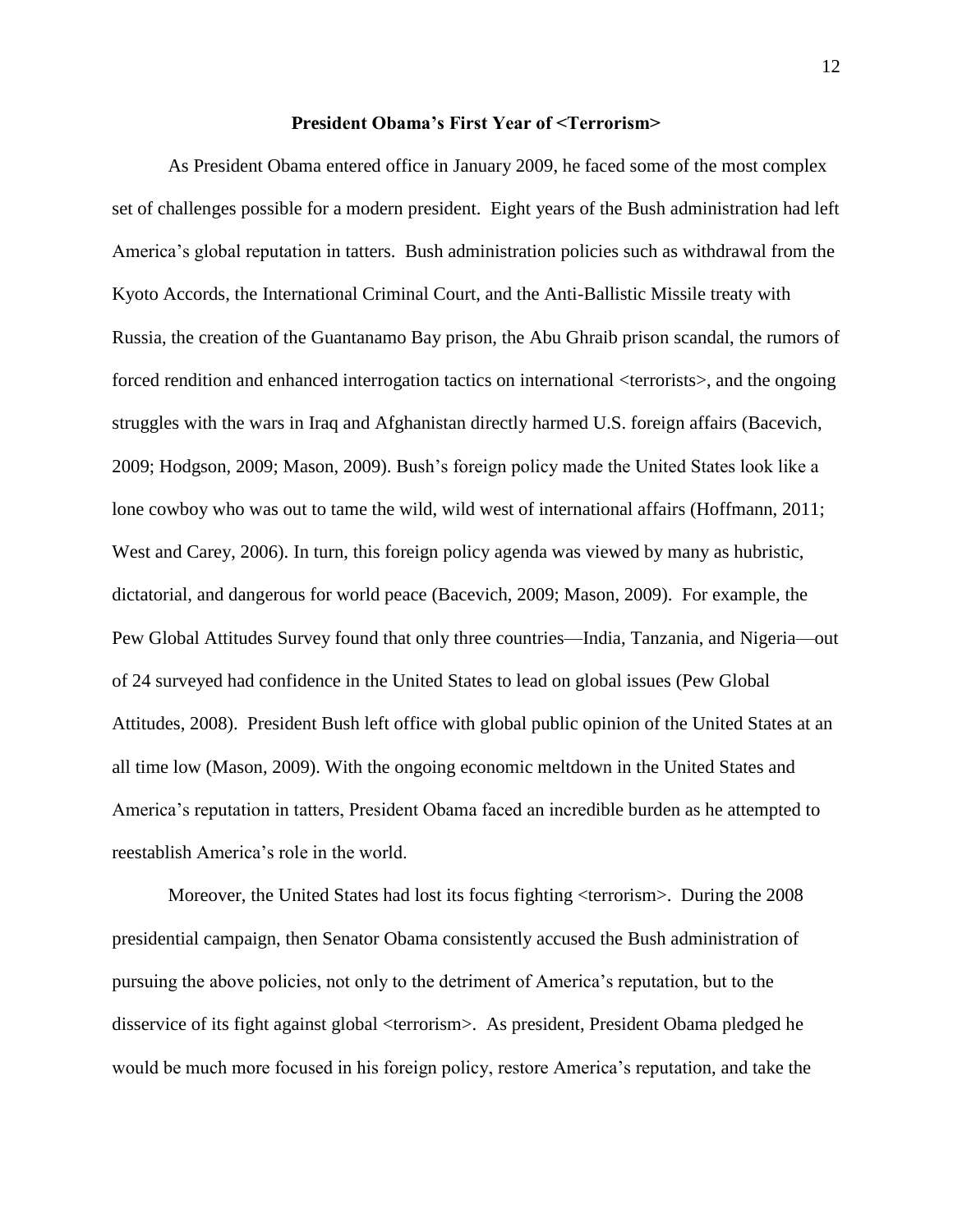**President Obama's First Year of <Terrorism>**

As President Obama entered office in January 2009, he faced some of the most complex set of challenges possible for a modern president. Eight years of the Bush administration had left America's global reputation in tatters. Bush administration policies such as withdrawal from the Kyoto Accords, the International Criminal Court, and the Anti-Ballistic Missile treaty with Russia, the creation of the Guantanamo Bay prison, the Abu Ghraib prison scandal, the rumors of forced rendition and enhanced interrogation tactics on international <terrorists>, and the ongoing struggles with the wars in Iraq and Afghanistan directly harmed U.S. foreign affairs (Bacevich, 2009; Hodgson, 2009; Mason, 2009). Bush's foreign policy made the United States look like a lone cowboy who was out to tame the wild, wild west of international affairs (Hoffmann, 2011; West and Carey, 2006). In turn, this foreign policy agenda was viewed by many as hubristic, dictatorial, and dangerous for world peace (Bacevich, 2009; Mason, 2009). For example, the Pew Global Attitudes Survey found that only three countries—India, Tanzania, and Nigeria—out of 24 surveyed had confidence in the United States to lead on global issues (Pew Global Attitudes, 2008). President Bush left office with global public opinion of the United States at an all time low (Mason, 2009). With the ongoing economic meltdown in the United States and America's reputation in tatters, President Obama faced an incredible burden as he attempted to reestablish America's role in the world.

Moreover, the United States had lost its focus fighting <terrorism>. During the 2008 presidential campaign, then Senator Obama consistently accused the Bush administration of pursuing the above policies, not only to the detriment of America's reputation, but to the disservice of its fight against global <terrorism>. As president, President Obama pledged he would be much more focused in his foreign policy, restore America's reputation, and take the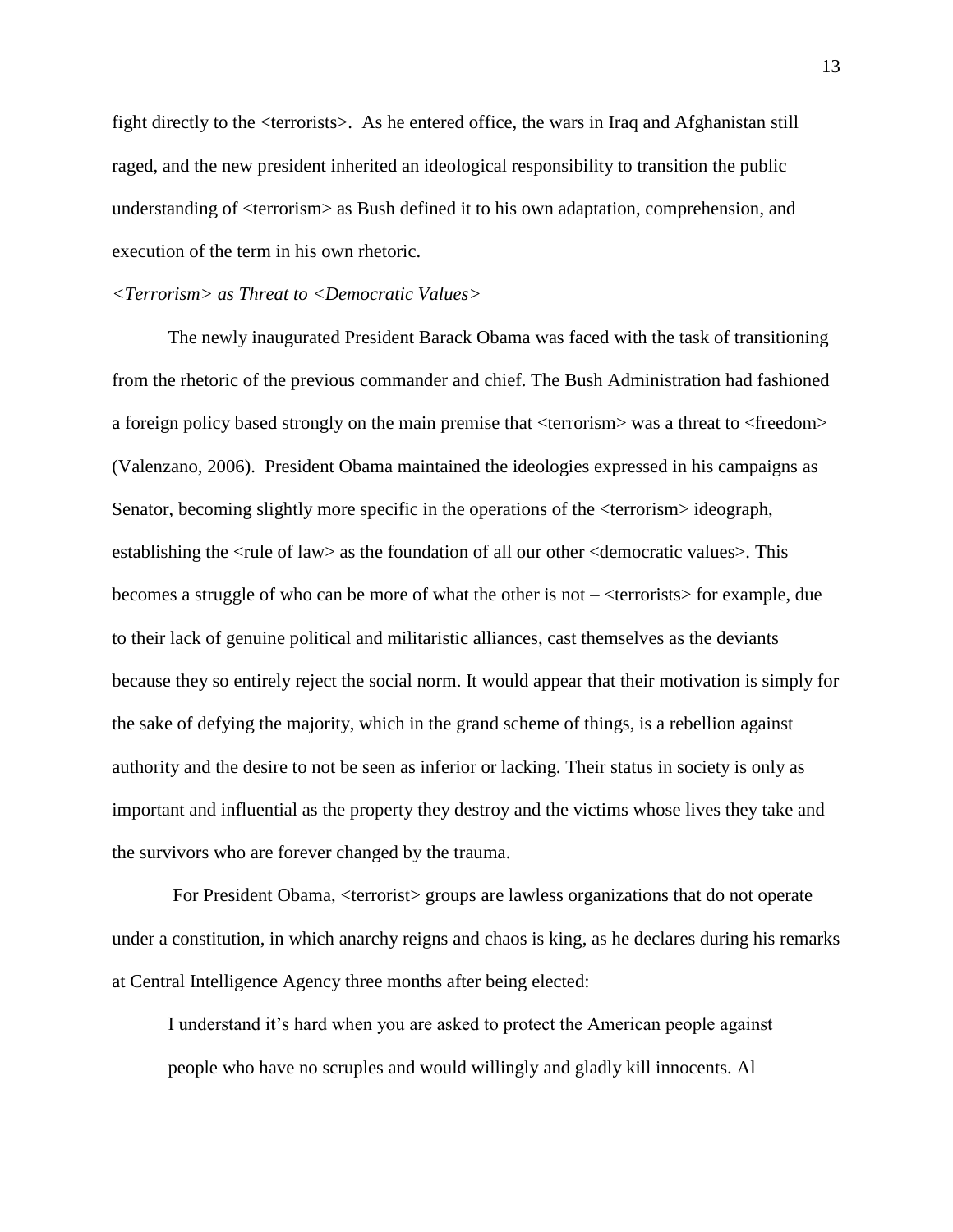fight directly to the <terrorists>. As he entered office, the wars in Iraq and Afghanistan still raged, and the new president inherited an ideological responsibility to transition the public understanding of <terrorism> as Bush defined it to his own adaptation, comprehension, and execution of the term in his own rhetoric.

*<Terrorism> as Threat to <Democratic Values>*

The newly inaugurated President Barack Obama was faced with the task of transitioning from the rhetoric of the previous commander and chief. The Bush Administration had fashioned a foreign policy based strongly on the main premise that <terrorism> was a threat to <freedom> (Valenzano, 2006). President Obama maintained the ideologies expressed in his campaigns as Senator, becoming slightly more specific in the operations of the <terrorism> ideograph, establishing the <rule of law> as the foundation of all our other <democratic values>. This becomes a struggle of who can be more of what the other is not – <terrorists> for example, due to their lack of genuine political and militaristic alliances, cast themselves as the deviants because they so entirely reject the social norm. It would appear that their motivation is simply for the sake of defying the majority, which in the grand scheme of things, is a rebellion against authority and the desire to not be seen as inferior or lacking. Their status in society is only as important and influential as the property they destroy and the victims whose lives they take and the survivors who are forever changed by the trauma.

For President Obama, <terrorist> groups are lawless organizations that do not operate under a constitution, in which anarchy reigns and chaos is king, as he declares during his remarks at Central Intelligence Agency three months after being elected:

> I understand it's hard when you are asked to protect the American people against people who have no scruples and would willingly and gladly kill innocents. Al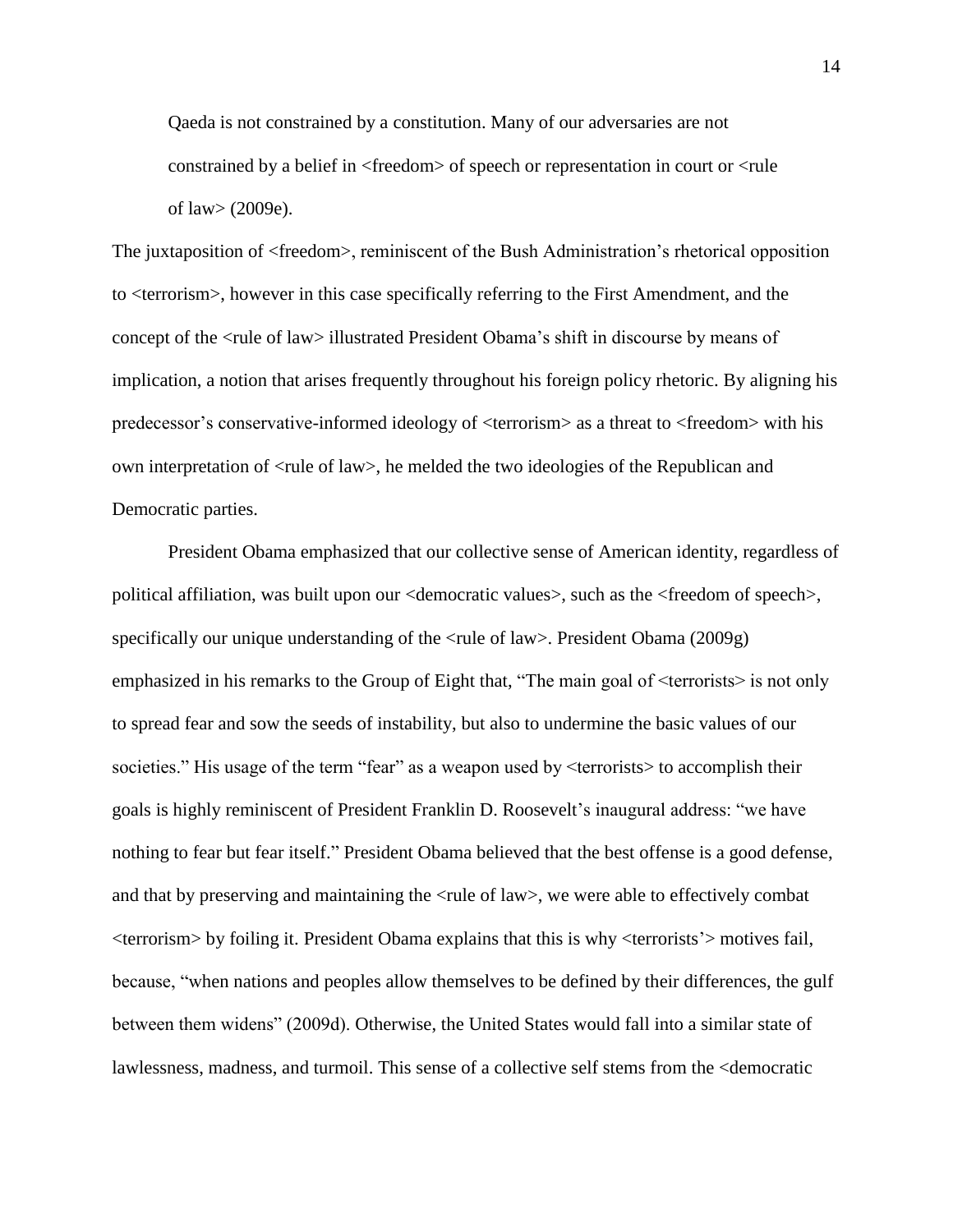> Qaeda is not constrained by a constitution. Many of our adversaries are not constrained by a belief in <freedom> of speech or representation in court or <rule of law> (2009e).

The juxtaposition of <freedom>, reminiscent of the Bush Administration's rhetorical opposition to <terrorism>, however in this case specifically referring to the First Amendment, and the concept of the <rule of law> illustrated President Obama's shift in discourse by means of implication, a notion that arises frequently throughout his foreign policy rhetoric. By aligning his predecessor's conservative-informed ideology of <terrorism> as a threat to <freedom> with his own interpretation of <rule of law>, he melded the two ideologies of the Republican and Democratic parties.

President Obama emphasized that our collective sense of American identity, regardless of political affiliation, was built upon our <democratic values>, such as the <freedom of speech>, specifically our unique understanding of the <rule of law>. President Obama (2009g) emphasized in his remarks to the Group of Eight that, "The main goal of <terrorists> is not only to spread fear and sow the seeds of instability, but also to undermine the basic values of our societies." His usage of the term "fear" as a weapon used by <terrorists> to accomplish their goals is highly reminiscent of President Franklin D. Roosevelt's inaugural address: "we have nothing to fear but fear itself." President Obama believed that the best offense is a good defense, and that by preserving and maintaining the <rule of law>, we were able to effectively combat <terrorism> by foiling it. President Obama explains that this is why <terrorists'> motives fail, because, "when nations and peoples allow themselves to be defined by their differences, the gulf between them widens" (2009d). Otherwise, the United States would fall into a similar state of lawlessness, madness, and turmoil. This sense of a collective self stems from the <democratic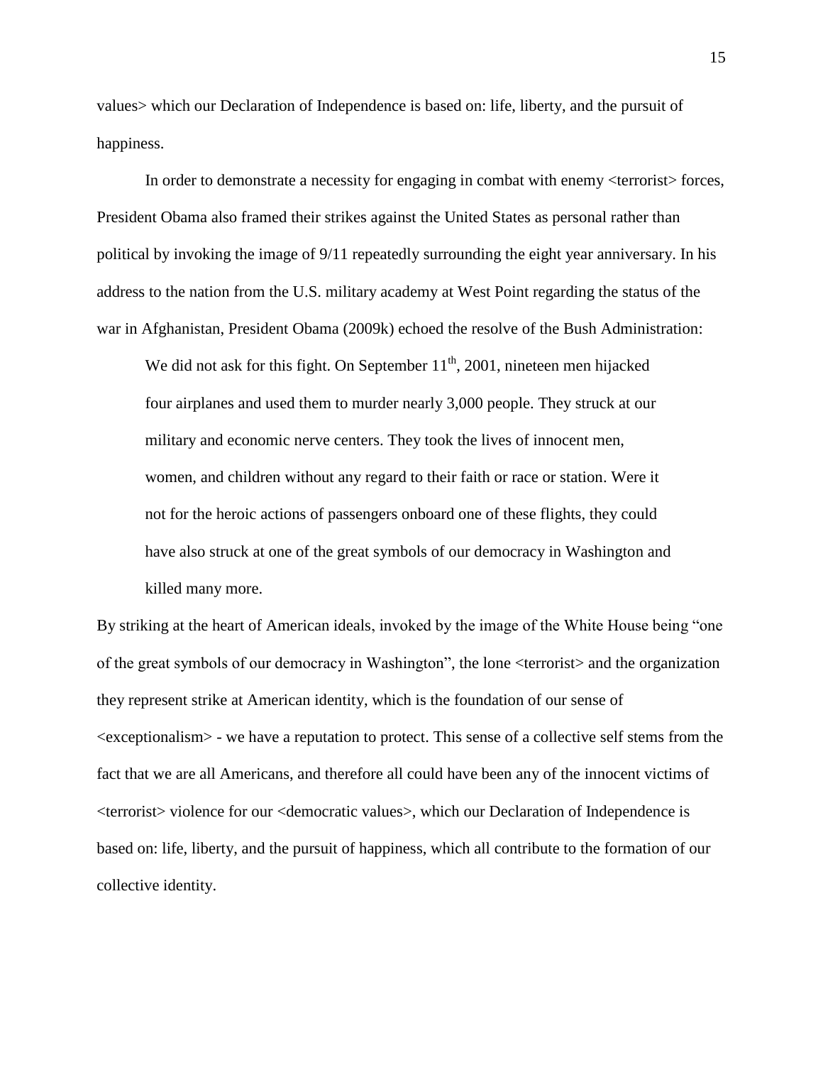values> which our Declaration of Independence is based on: life, liberty, and the pursuit of happiness.

In order to demonstrate a necessity for engaging in combat with enemy <terrorist> forces, President Obama also framed their strikes against the United States as personal rather than political by invoking the image of 9/11 repeatedly surrounding the eight year anniversary. In his address to the nation from the U.S. military academy at West Point regarding the status of the war in Afghanistan, President Obama (2009k) echoed the resolve of the Bush Administration:

> We did not ask for this fight. On September 11th, 2001, nineteen men hijacked four airplanes and used them to murder nearly 3,000 people. They struck at our military and economic nerve centers. They took the lives of innocent men, women, and children without any regard to their faith or race or station. Were it not for the heroic actions of passengers onboard one of these flights, they could have also struck at one of the great symbols of our democracy in Washington and killed many more.

By striking at the heart of American ideals, invoked by the image of the White House being "one of the great symbols of our democracy in Washington", the lone <terrorist> and the organization they represent strike at American identity, which is the foundation of our sense of <exceptionalism> - we have a reputation to protect. This sense of a collective self stems from the fact that we are all Americans, and therefore all could have been any of the innocent victims of <terrorist> violence for our <democratic values>, which our Declaration of Independence is based on: life, liberty, and the pursuit of happiness, which all contribute to the formation of our collective identity.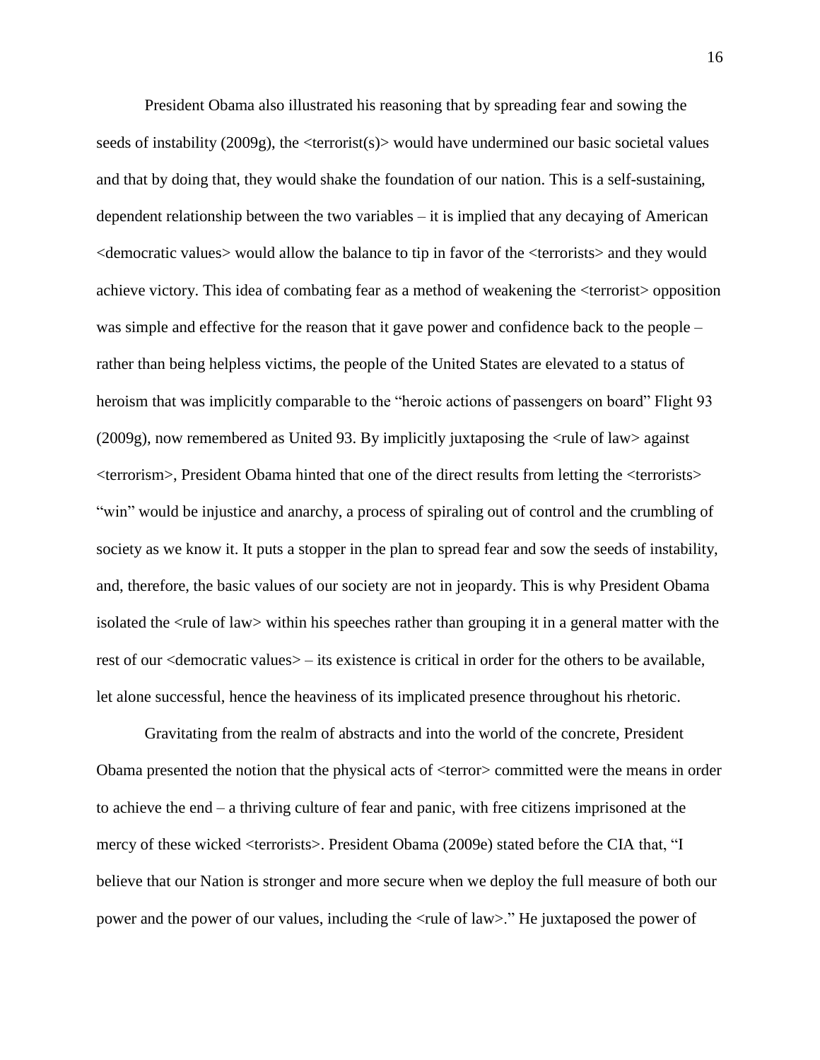President Obama also illustrated his reasoning that by spreading fear and sowing the seeds of instability (2009g), the <terrorist(s)> would have undermined our basic societal values and that by doing that, they would shake the foundation of our nation. This is a self-sustaining, dependent relationship between the two variables – it is implied that any decaying of American <democratic values> would allow the balance to tip in favor of the <terrorists> and they would achieve victory. This idea of combating fear as a method of weakening the <terrorist> opposition was simple and effective for the reason that it gave power and confidence back to the people – rather than being helpless victims, the people of the United States are elevated to a status of heroism that was implicitly comparable to the "heroic actions of passengers on board" Flight 93 (2009g), now remembered as United 93. By implicitly juxtaposing the <rule of law> against <terrorism>, President Obama hinted that one of the direct results from letting the <terrorists> "win" would be injustice and anarchy, a process of spiraling out of control and the crumbling of society as we know it. It puts a stopper in the plan to spread fear and sow the seeds of instability, and, therefore, the basic values of our society are not in jeopardy. This is why President Obama isolated the <rule of law> within his speeches rather than grouping it in a general matter with the rest of our <democratic values> – its existence is critical in order for the others to be available, let alone successful, hence the heaviness of its implicated presence throughout his rhetoric.

Gravitating from the realm of abstracts and into the world of the concrete, President Obama presented the notion that the physical acts of <terror> committed were the means in order to achieve the end – a thriving culture of fear and panic, with free citizens imprisoned at the mercy of these wicked <terrorists>. President Obama (2009e) stated before the CIA that, "I believe that our Nation is stronger and more secure when we deploy the full measure of both our power and the power of our values, including the <rule of law>." He juxtaposed the power of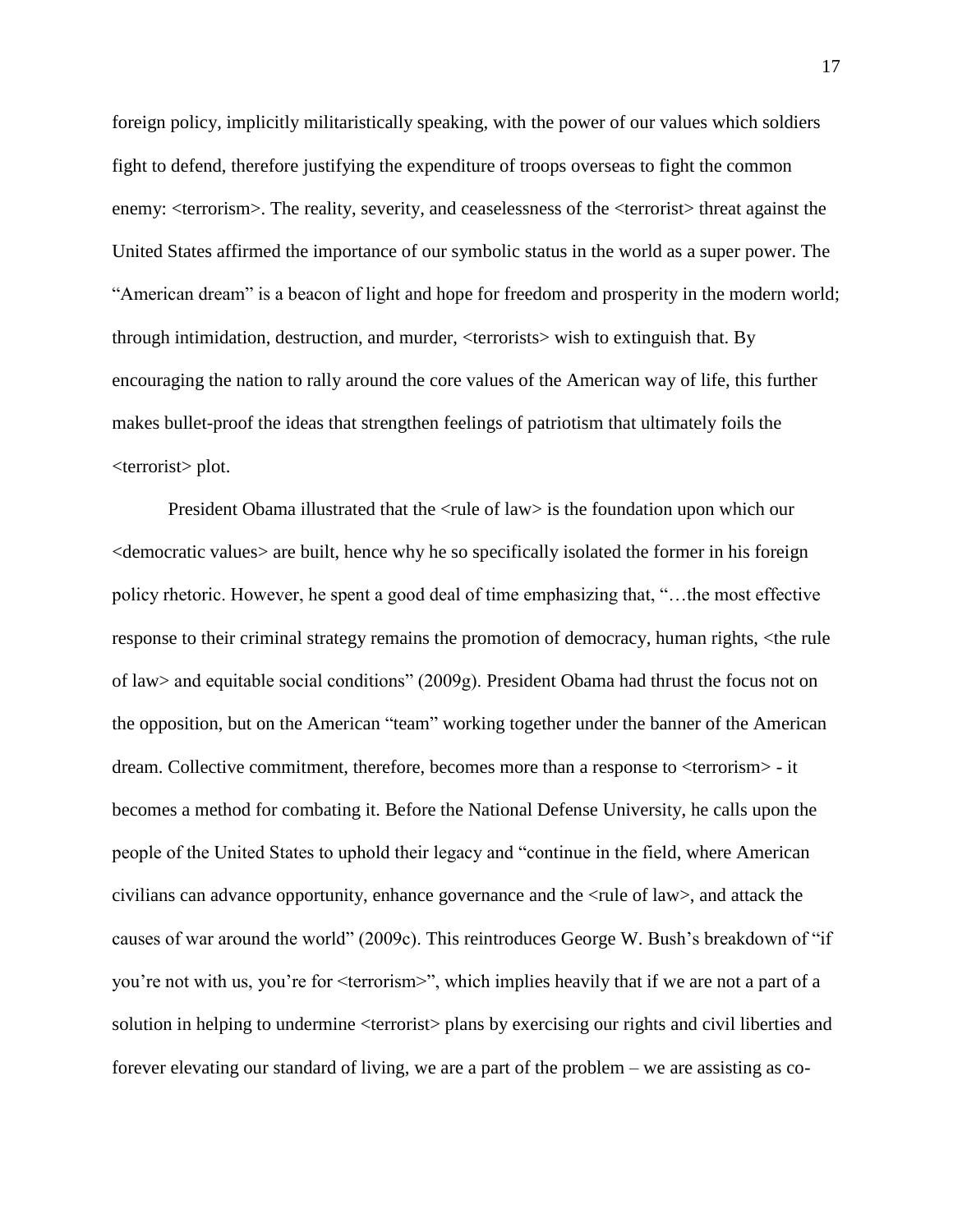foreign policy, implicitly militaristically speaking, with the power of our values which soldiers fight to defend, therefore justifying the expenditure of troops overseas to fight the common enemy: <terrorism>. The reality, severity, and ceaselessness of the <terrorist> threat against the United States affirmed the importance of our symbolic status in the world as a super power. The "American dream" is a beacon of light and hope for freedom and prosperity in the modern world; through intimidation, destruction, and murder, <terrorists> wish to extinguish that. By encouraging the nation to rally around the core values of the American way of life, this further makes bullet-proof the ideas that strengthen feelings of patriotism that ultimately foils the <terrorist> plot.

President Obama illustrated that the <rule of law> is the foundation upon which our <democratic values> are built, hence why he so specifically isolated the former in his foreign policy rhetoric. However, he spent a good deal of time emphasizing that, "…the most effective response to their criminal strategy remains the promotion of democracy, human rights, <the rule of law> and equitable social conditions" (2009g). President Obama had thrust the focus not on the opposition, but on the American "team" working together under the banner of the American dream. Collective commitment, therefore, becomes more than a response to <terrorism> - it becomes a method for combating it. Before the National Defense University, he calls upon the people of the United States to uphold their legacy and "continue in the field, where American civilians can advance opportunity, enhance governance and the <rule of law>, and attack the causes of war around the world" (2009c). This reintroduces George W. Bush's breakdown of "if you're not with us, you're for <terrorism>", which implies heavily that if we are not a part of a solution in helping to undermine <terrorist> plans by exercising our rights and civil liberties and forever elevating our standard of living, we are a part of the problem – we are assisting as co-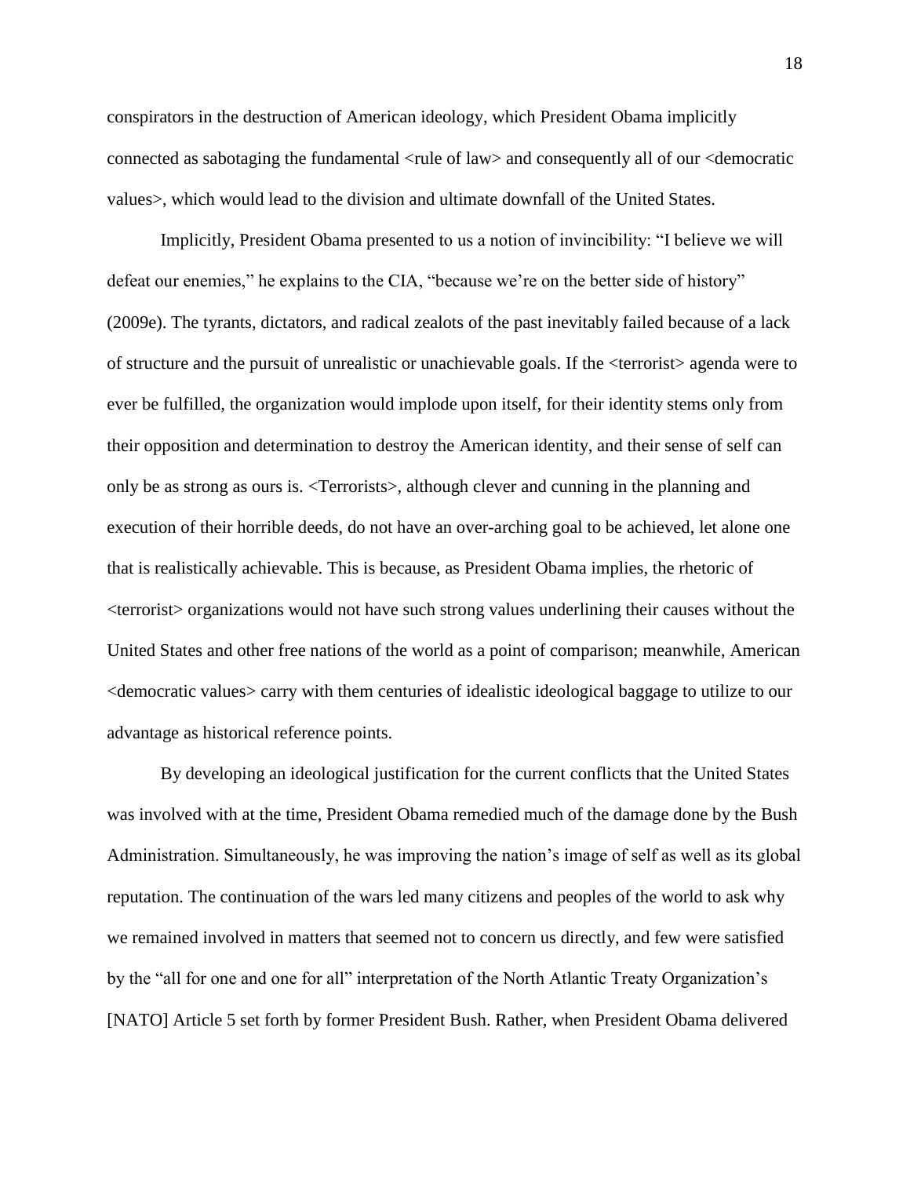conspirators in the destruction of American ideology, which President Obama implicitly connected as sabotaging the fundamental <rule of law> and consequently all of our <democratic values>, which would lead to the division and ultimate downfall of the United States.

Implicitly, President Obama presented to us a notion of invincibility: "I believe we will defeat our enemies," he explains to the CIA, "because we're on the better side of history" (2009e). The tyrants, dictators, and radical zealots of the past inevitably failed because of a lack of structure and the pursuit of unrealistic or unachievable goals. If the <terrorist> agenda were to ever be fulfilled, the organization would implode upon itself, for their identity stems only from their opposition and determination to destroy the American identity, and their sense of self can only be as strong as ours is. <Terrorists>, although clever and cunning in the planning and execution of their horrible deeds, do not have an over-arching goal to be achieved, let alone one that is realistically achievable. This is because, as President Obama implies, the rhetoric of <terrorist> organizations would not have such strong values underlining their causes without the United States and other free nations of the world as a point of comparison; meanwhile, American <democratic values> carry with them centuries of idealistic ideological baggage to utilize to our advantage as historical reference points.

By developing an ideological justification for the current conflicts that the United States was involved with at the time, President Obama remedied much of the damage done by the Bush Administration. Simultaneously, he was improving the nation's image of self as well as its global reputation. The continuation of the wars led many citizens and peoples of the world to ask why we remained involved in matters that seemed not to concern us directly, and few were satisfied by the "all for one and one for all" interpretation of the North Atlantic Treaty Organization's [NATO] Article 5 set forth by former President Bush. Rather, when President Obama delivered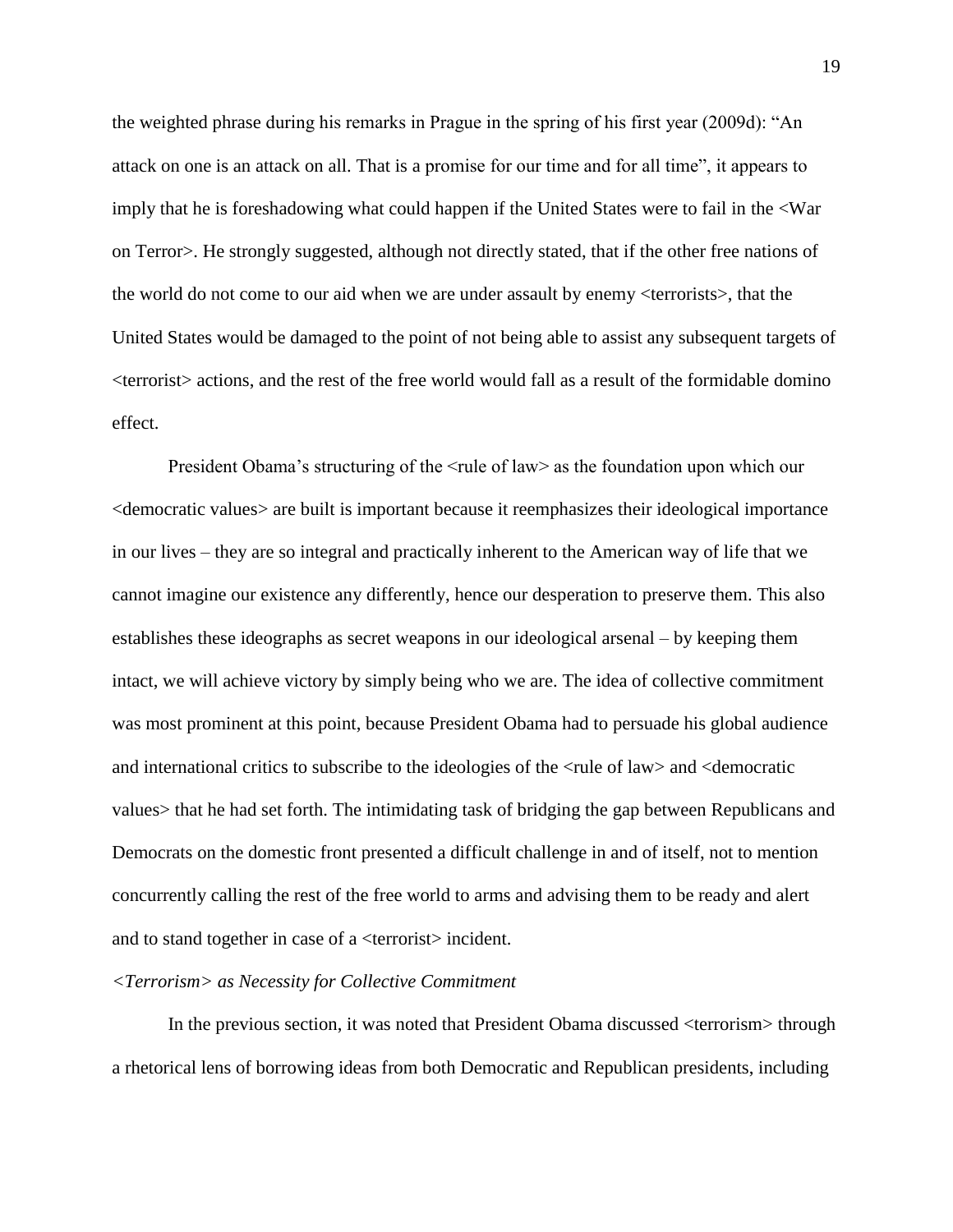the weighted phrase during his remarks in Prague in the spring of his first year (2009d): "An attack on one is an attack on all. That is a promise for our time and for all time", it appears to imply that he is foreshadowing what could happen if the United States were to fail in the <War on Terror>. He strongly suggested, although not directly stated, that if the other free nations of the world do not come to our aid when we are under assault by enemy <terrorists>, that the United States would be damaged to the point of not being able to assist any subsequent targets of <terrorist> actions, and the rest of the free world would fall as a result of the formidable domino effect.

President Obama's structuring of the <rule of law> as the foundation upon which our <democratic values> are built is important because it reemphasizes their ideological importance in our lives – they are so integral and practically inherent to the American way of life that we cannot imagine our existence any differently, hence our desperation to preserve them. This also establishes these ideographs as secret weapons in our ideological arsenal – by keeping them intact, we will achieve victory by simply being who we are. The idea of collective commitment was most prominent at this point, because President Obama had to persuade his global audience and international critics to subscribe to the ideologies of the <rule of law> and <democratic values> that he had set forth. The intimidating task of bridging the gap between Republicans and Democrats on the domestic front presented a difficult challenge in and of itself, not to mention concurrently calling the rest of the free world to arms and advising them to be ready and alert and to stand together in case of a <terrorist> incident.

*<Terrorism> as Necessity for Collective Commitment*

In the previous section, it was noted that President Obama discussed <terrorism> through a rhetorical lens of borrowing ideas from both Democratic and Republican presidents, including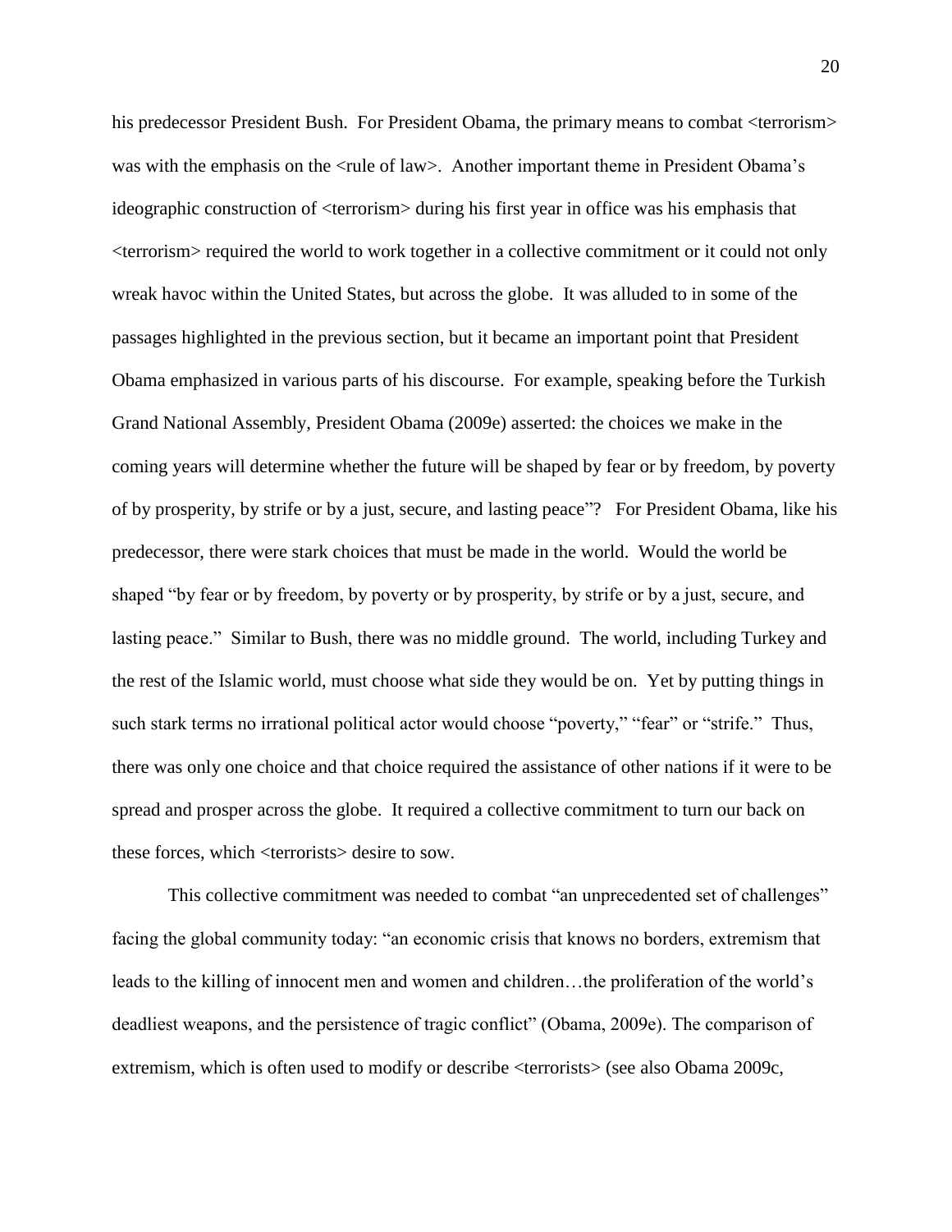his predecessor President Bush. For President Obama, the primary means to combat <terrorism> was with the emphasis on the <rule of law>. Another important theme in President Obama's ideographic construction of <terrorism> during his first year in office was his emphasis that <terrorism> required the world to work together in a collective commitment or it could not only wreak havoc within the United States, but across the globe. It was alluded to in some of the passages highlighted in the previous section, but it became an important point that President Obama emphasized in various parts of his discourse. For example, speaking before the Turkish Grand National Assembly, President Obama (2009e) asserted: the choices we make in the coming years will determine whether the future will be shaped by fear or by freedom, by poverty of by prosperity, by strife or by a just, secure, and lasting peace"? For President Obama, like his predecessor, there were stark choices that must be made in the world. Would the world be shaped "by fear or by freedom, by poverty or by prosperity, by strife or by a just, secure, and lasting peace." Similar to Bush, there was no middle ground. The world, including Turkey and the rest of the Islamic world, must choose what side they would be on. Yet by putting things in such stark terms no irrational political actor would choose "poverty," "fear" or "strife." Thus, there was only one choice and that choice required the assistance of other nations if it were to be spread and prosper across the globe. It required a collective commitment to turn our back on these forces, which <terrorists> desire to sow.

This collective commitment was needed to combat "an unprecedented set of challenges" facing the global community today: "an economic crisis that knows no borders, extremism that leads to the killing of innocent men and women and children…the proliferation of the world's deadliest weapons, and the persistence of tragic conflict" (Obama, 2009e). The comparison of extremism, which is often used to modify or describe <terrorists> (see also Obama 2009c,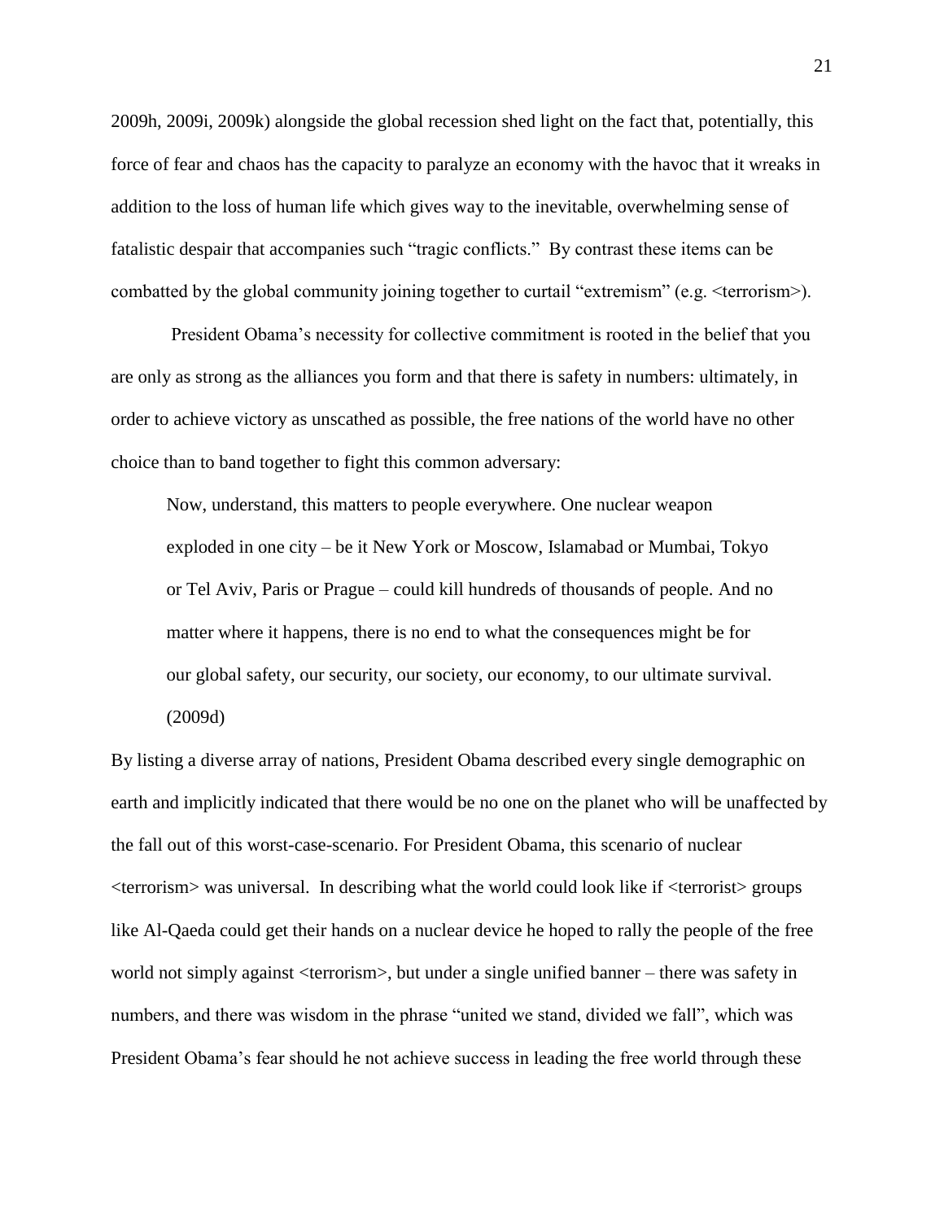2009h, 2009i, 2009k) alongside the global recession shed light on the fact that, potentially, this force of fear and chaos has the capacity to paralyze an economy with the havoc that it wreaks in addition to the loss of human life which gives way to the inevitable, overwhelming sense of fatalistic despair that accompanies such "tragic conflicts." By contrast these items can be combatted by the global community joining together to curtail "extremism" (e.g. <terrorism>).

President Obama's necessity for collective commitment is rooted in the belief that you are only as strong as the alliances you form and that there is safety in numbers: ultimately, in order to achieve victory as unscathed as possible, the free nations of the world have no other choice than to band together to fight this common adversary:

> Now, understand, this matters to people everywhere. One nuclear weapon exploded in one city – be it New York or Moscow, Islamabad or Mumbai, Tokyo or Tel Aviv, Paris or Prague – could kill hundreds of thousands of people. And no matter where it happens, there is no end to what the consequences might be for our global safety, our security, our society, our economy, to our ultimate survival. (2009d)

By listing a diverse array of nations, President Obama described every single demographic on earth and implicitly indicated that there would be no one on the planet who will be unaffected by the fall out of this worst-case-scenario. For President Obama, this scenario of nuclear <terrorism> was universal. In describing what the world could look like if <terrorist> groups like Al-Qaeda could get their hands on a nuclear device he hoped to rally the people of the free world not simply against <terrorism>, but under a single unified banner – there was safety in numbers, and there was wisdom in the phrase "united we stand, divided we fall", which was President Obama's fear should he not achieve success in leading the free world through these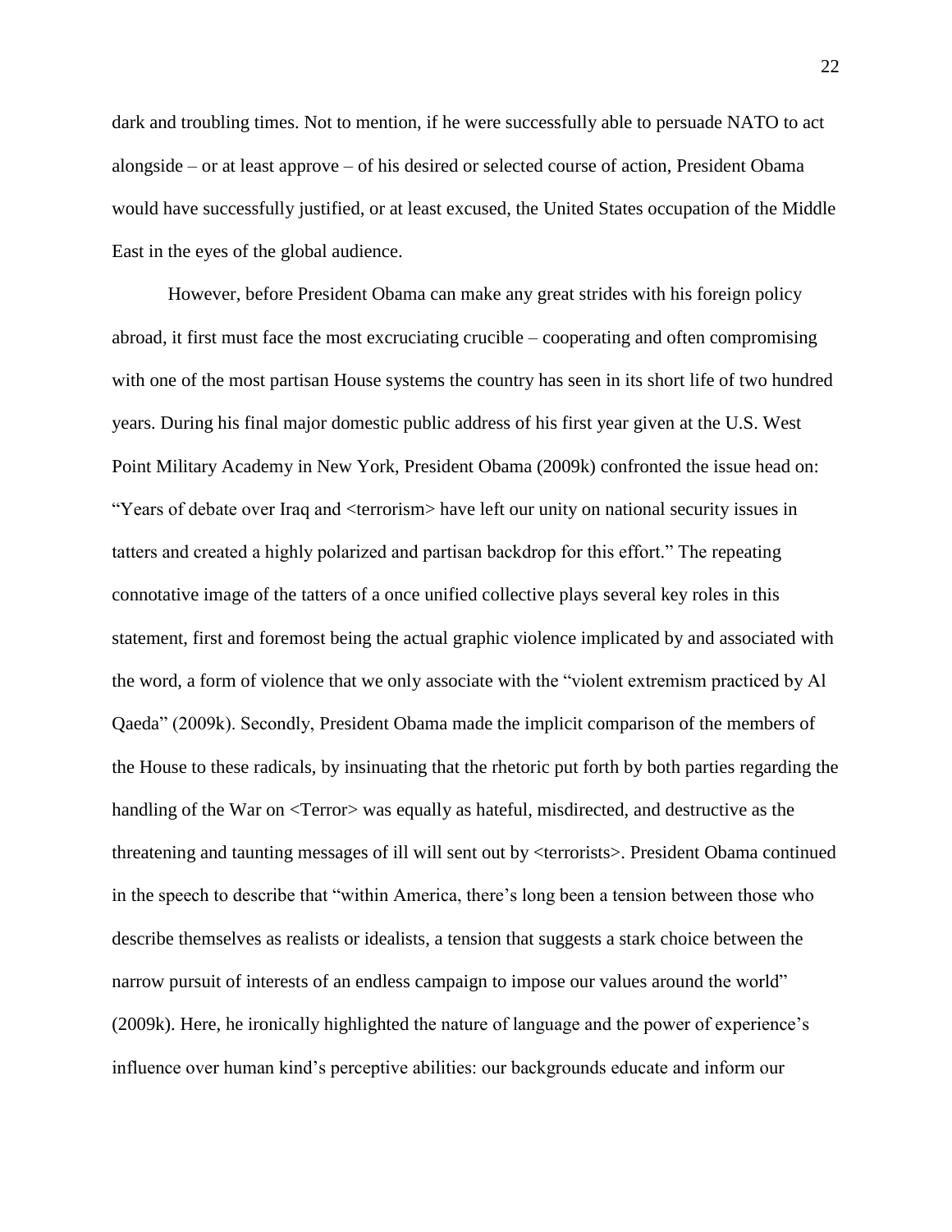dark and troubling times. Not to mention, if he were successfully able to persuade NATO to act alongside – or at least approve – of his desired or selected course of action, President Obama would have successfully justified, or at least excused, the United States occupation of the Middle East in the eyes of the global audience.

However, before President Obama can make any great strides with his foreign policy abroad, it first must face the most excruciating crucible – cooperating and often compromising with one of the most partisan House systems the country has seen in its short life of two hundred years. During his final major domestic public address of his first year given at the U.S. West Point Military Academy in New York, President Obama (2009k) confronted the issue head on: "Years of debate over Iraq and <terrorism> have left our unity on national security issues in tatters and created a highly polarized and partisan backdrop for this effort." The repeating connotative image of the tatters of a once unified collective plays several key roles in this statement, first and foremost being the actual graphic violence implicated by and associated with the word, a form of violence that we only associate with the "violent extremism practiced by Al Qaeda" (2009k). Secondly, President Obama made the implicit comparison of the members of the House to these radicals, by insinuating that the rhetoric put forth by both parties regarding the handling of the War on <Terror> was equally as hateful, misdirected, and destructive as the threatening and taunting messages of ill will sent out by <terrorists>. President Obama continued in the speech to describe that "within America, there's long been a tension between those who describe themselves as realists or idealists, a tension that suggests a stark choice between the narrow pursuit of interests of an endless campaign to impose our values around the world" (2009k). Here, he ironically highlighted the nature of language and the power of experience's influence over human kind's perceptive abilities: our backgrounds educate and inform our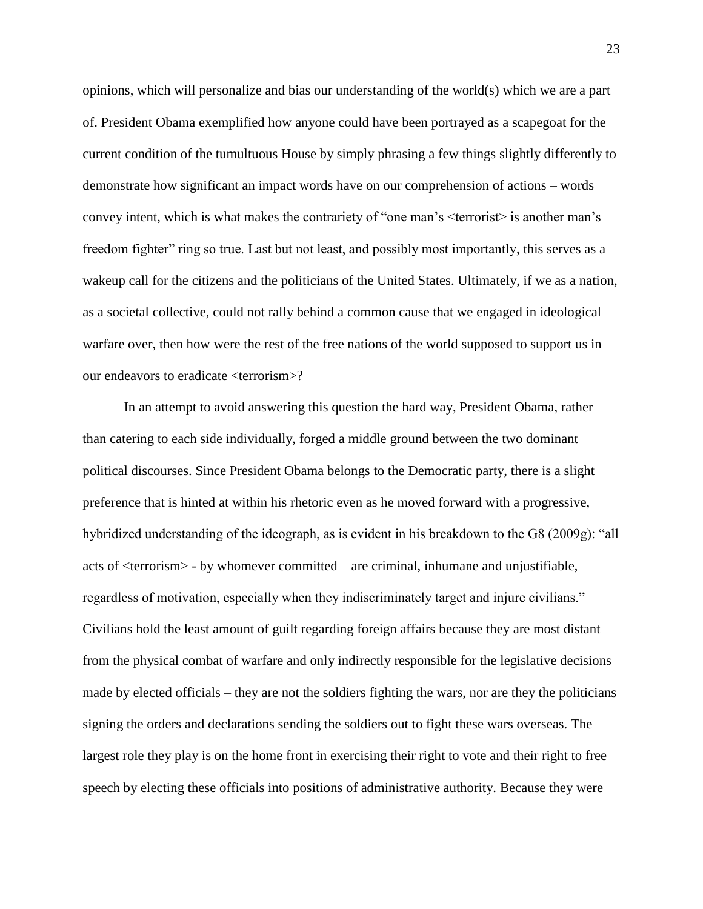opinions, which will personalize and bias our understanding of the world(s) which we are a part of. President Obama exemplified how anyone could have been portrayed as a scapegoat for the current condition of the tumultuous House by simply phrasing a few things slightly differently to demonstrate how significant an impact words have on our comprehension of actions – words convey intent, which is what makes the contrariety of "one man's <terrorist> is another man's freedom fighter" ring so true. Last but not least, and possibly most importantly, this serves as a wakeup call for the citizens and the politicians of the United States. Ultimately, if we as a nation, as a societal collective, could not rally behind a common cause that we engaged in ideological warfare over, then how were the rest of the free nations of the world supposed to support us in our endeavors to eradicate <terrorism>?

In an attempt to avoid answering this question the hard way, President Obama, rather than catering to each side individually, forged a middle ground between the two dominant political discourses. Since President Obama belongs to the Democratic party, there is a slight preference that is hinted at within his rhetoric even as he moved forward with a progressive, hybridized understanding of the ideograph, as is evident in his breakdown to the G8 (2009g): "all acts of <terrorism> - by whomever committed – are criminal, inhumane and unjustifiable, regardless of motivation, especially when they indiscriminately target and injure civilians." Civilians hold the least amount of guilt regarding foreign affairs because they are most distant from the physical combat of warfare and only indirectly responsible for the legislative decisions made by elected officials – they are not the soldiers fighting the wars, nor are they the politicians signing the orders and declarations sending the soldiers out to fight these wars overseas. The largest role they play is on the home front in exercising their right to vote and their right to free speech by electing these officials into positions of administrative authority. Because they were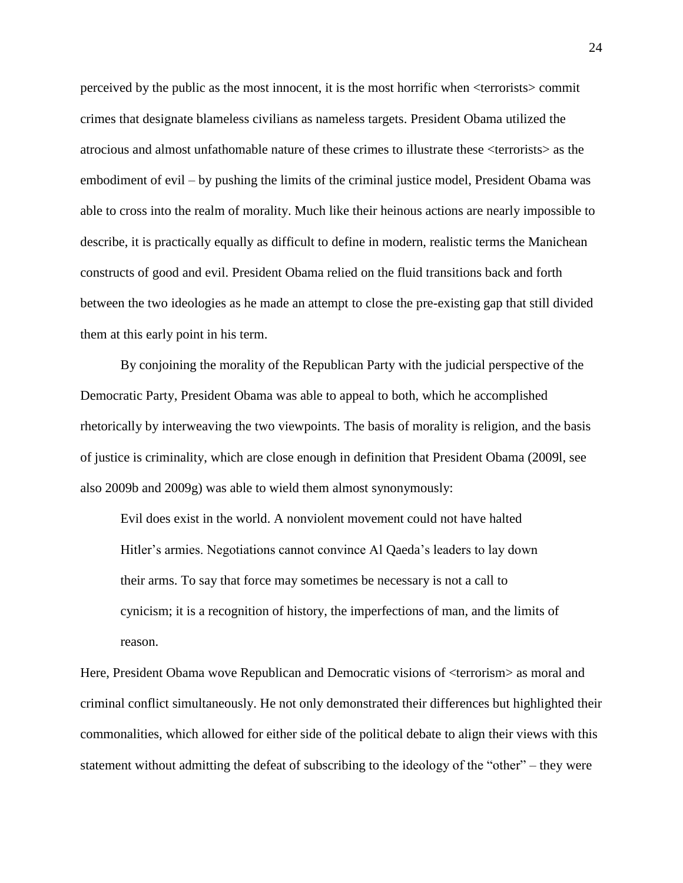perceived by the public as the most innocent, it is the most horrific when <terrorists> commit crimes that designate blameless civilians as nameless targets. President Obama utilized the atrocious and almost unfathomable nature of these crimes to illustrate these <terrorists> as the embodiment of evil – by pushing the limits of the criminal justice model, President Obama was able to cross into the realm of morality. Much like their heinous actions are nearly impossible to describe, it is practically equally as difficult to define in modern, realistic terms the Manichean constructs of good and evil. President Obama relied on the fluid transitions back and forth between the two ideologies as he made an attempt to close the pre-existing gap that still divided them at this early point in his term.

By conjoining the morality of the Republican Party with the judicial perspective of the Democratic Party, President Obama was able to appeal to both, which he accomplished rhetorically by interweaving the two viewpoints. The basis of morality is religion, and the basis of justice is criminality, which are close enough in definition that President Obama (2009l, see also 2009b and 2009g) was able to wield them almost synonymously:

> Evil does exist in the world. A nonviolent movement could not have halted Hitler's armies. Negotiations cannot convince Al Qaeda's leaders to lay down their arms. To say that force may sometimes be necessary is not a call to cynicism; it is a recognition of history, the imperfections of man, and the limits of reason.

Here, President Obama wove Republican and Democratic visions of <terrorism> as moral and criminal conflict simultaneously. He not only demonstrated their differences but highlighted their commonalities, which allowed for either side of the political debate to align their views with this statement without admitting the defeat of subscribing to the ideology of the "other" – they were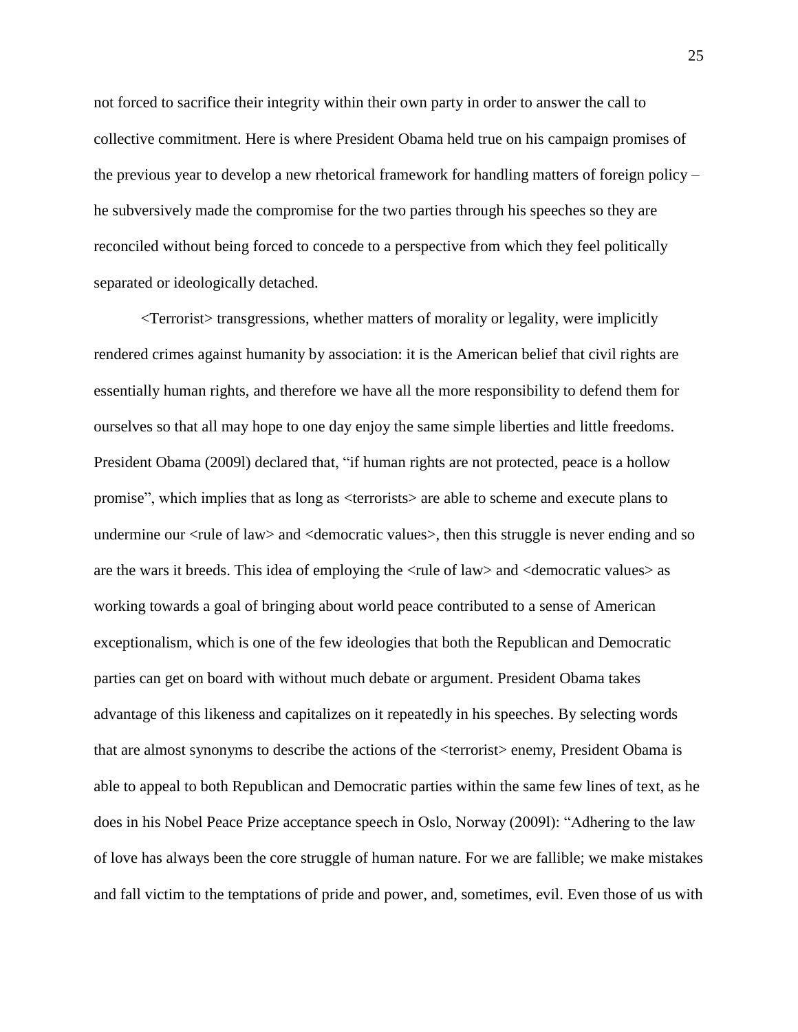not forced to sacrifice their integrity within their own party in order to answer the call to collective commitment. Here is where President Obama held true on his campaign promises of the previous year to develop a new rhetorical framework for handling matters of foreign policy – he subversively made the compromise for the two parties through his speeches so they are reconciled without being forced to concede to a perspective from which they feel politically separated or ideologically detached.

<Terrorist> transgressions, whether matters of morality or legality, were implicitly rendered crimes against humanity by association: it is the American belief that civil rights are essentially human rights, and therefore we have all the more responsibility to defend them for ourselves so that all may hope to one day enjoy the same simple liberties and little freedoms. President Obama (2009l) declared that, "if human rights are not protected, peace is a hollow promise", which implies that as long as <terrorists> are able to scheme and execute plans to undermine our <rule of law> and <democratic values>, then this struggle is never ending and so are the wars it breeds. This idea of employing the <rule of law> and <democratic values> as working towards a goal of bringing about world peace contributed to a sense of American exceptionalism, which is one of the few ideologies that both the Republican and Democratic parties can get on board with without much debate or argument. President Obama takes advantage of this likeness and capitalizes on it repeatedly in his speeches. By selecting words that are almost synonyms to describe the actions of the <terrorist> enemy, President Obama is able to appeal to both Republican and Democratic parties within the same few lines of text, as he does in his Nobel Peace Prize acceptance speech in Oslo, Norway (2009l): "Adhering to the law of love has always been the core struggle of human nature. For we are fallible; we make mistakes and fall victim to the temptations of pride and power, and, sometimes, evil. Even those of us with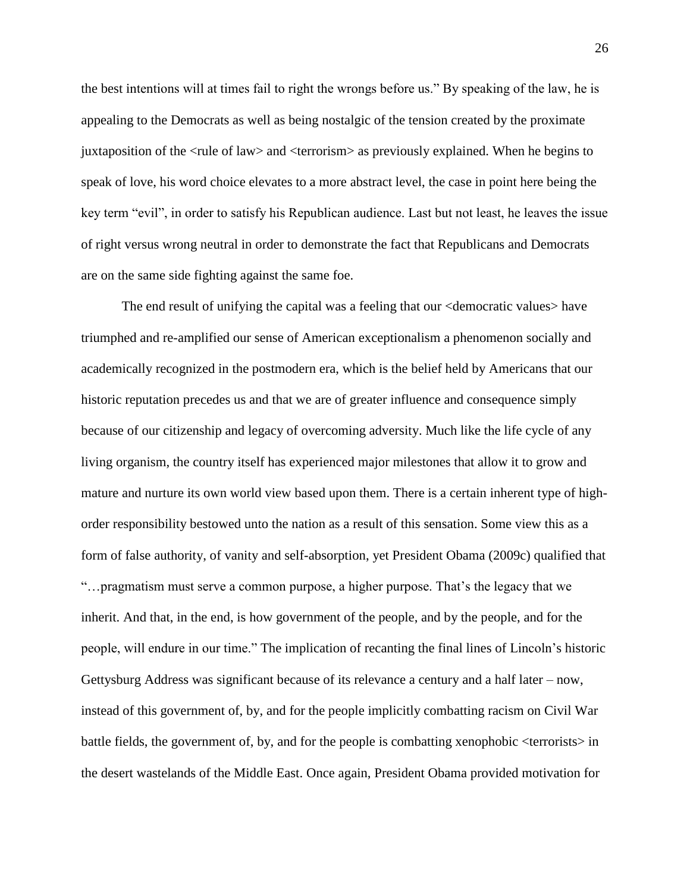the best intentions will at times fail to right the wrongs before us." By speaking of the law, he is appealing to the Democrats as well as being nostalgic of the tension created by the proximate juxtaposition of the <rule of law> and <terrorism> as previously explained. When he begins to speak of love, his word choice elevates to a more abstract level, the case in point here being the key term "evil", in order to satisfy his Republican audience. Last but not least, he leaves the issue of right versus wrong neutral in order to demonstrate the fact that Republicans and Democrats are on the same side fighting against the same foe.

The end result of unifying the capital was a feeling that our <democratic values> have triumphed and re-amplified our sense of American exceptionalism a phenomenon socially and academically recognized in the postmodern era, which is the belief held by Americans that our historic reputation precedes us and that we are of greater influence and consequence simply because of our citizenship and legacy of overcoming adversity. Much like the life cycle of any living organism, the country itself has experienced major milestones that allow it to grow and mature and nurture its own world view based upon them. There is a certain inherent type of high-order responsibility bestowed unto the nation as a result of this sensation. Some view this as a form of false authority, of vanity and self-absorption, yet President Obama (2009c) qualified that "…pragmatism must serve a common purpose, a higher purpose. That's the legacy that we inherit. And that, in the end, is how government of the people, and by the people, and for the people, will endure in our time." The implication of recanting the final lines of Lincoln's historic Gettysburg Address was significant because of its relevance a century and a half later – now, instead of this government of, by, and for the people implicitly combatting racism on Civil War battle fields, the government of, by, and for the people is combatting xenophobic <terrorists> in the desert wastelands of the Middle East. Once again, President Obama provided motivation for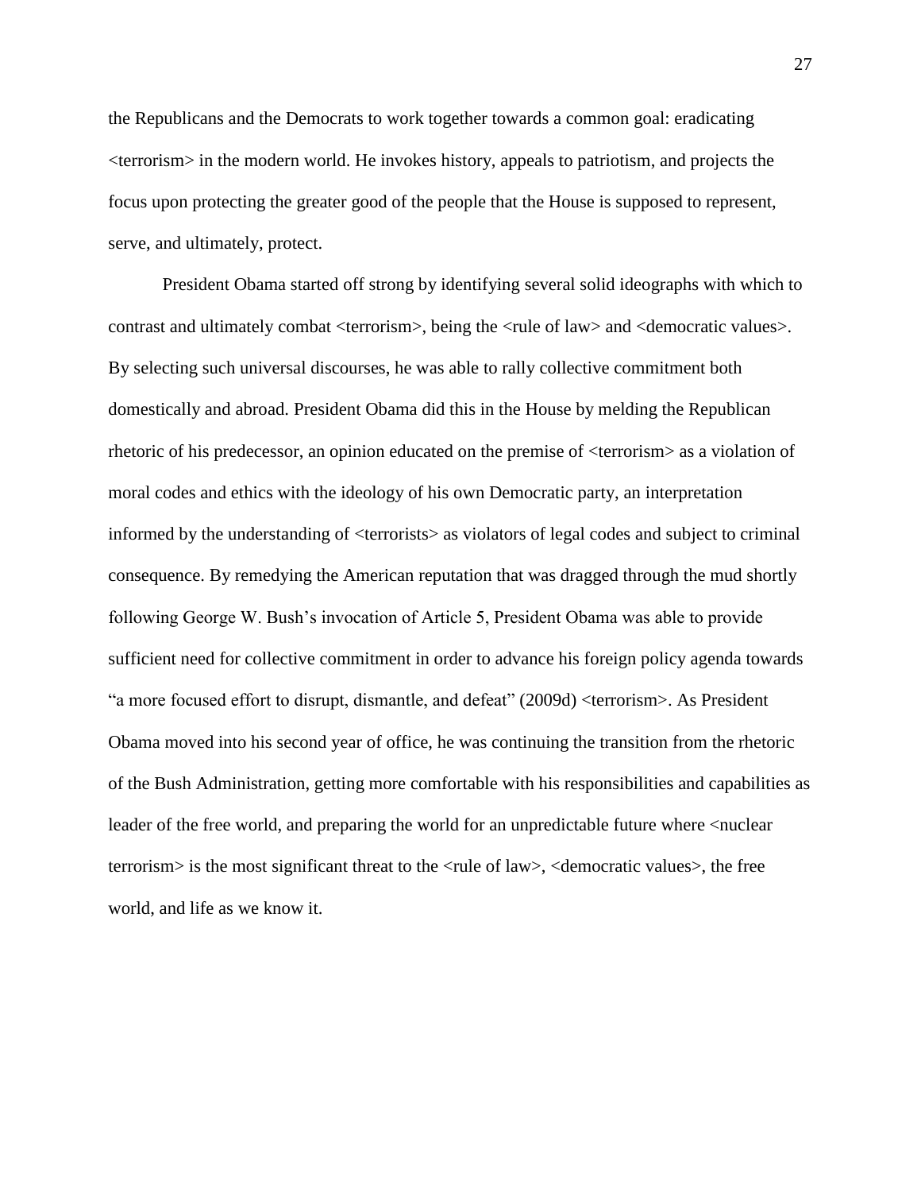the Republicans and the Democrats to work together towards a common goal: eradicating <terrorism> in the modern world. He invokes history, appeals to patriotism, and projects the focus upon protecting the greater good of the people that the House is supposed to represent, serve, and ultimately, protect.

President Obama started off strong by identifying several solid ideographs with which to contrast and ultimately combat <terrorism>, being the <rule of law> and <democratic values>. By selecting such universal discourses, he was able to rally collective commitment both domestically and abroad. President Obama did this in the House by melding the Republican rhetoric of his predecessor, an opinion educated on the premise of <terrorism> as a violation of moral codes and ethics with the ideology of his own Democratic party, an interpretation informed by the understanding of <terrorists> as violators of legal codes and subject to criminal consequence. By remedying the American reputation that was dragged through the mud shortly following George W. Bush's invocation of Article 5, President Obama was able to provide sufficient need for collective commitment in order to advance his foreign policy agenda towards "a more focused effort to disrupt, dismantle, and defeat" (2009d) <terrorism>. As President Obama moved into his second year of office, he was continuing the transition from the rhetoric of the Bush Administration, getting more comfortable with his responsibilities and capabilities as leader of the free world, and preparing the world for an unpredictable future where <nuclear terrorism> is the most significant threat to the <rule of law>, <democratic values>, the free world, and life as we know it.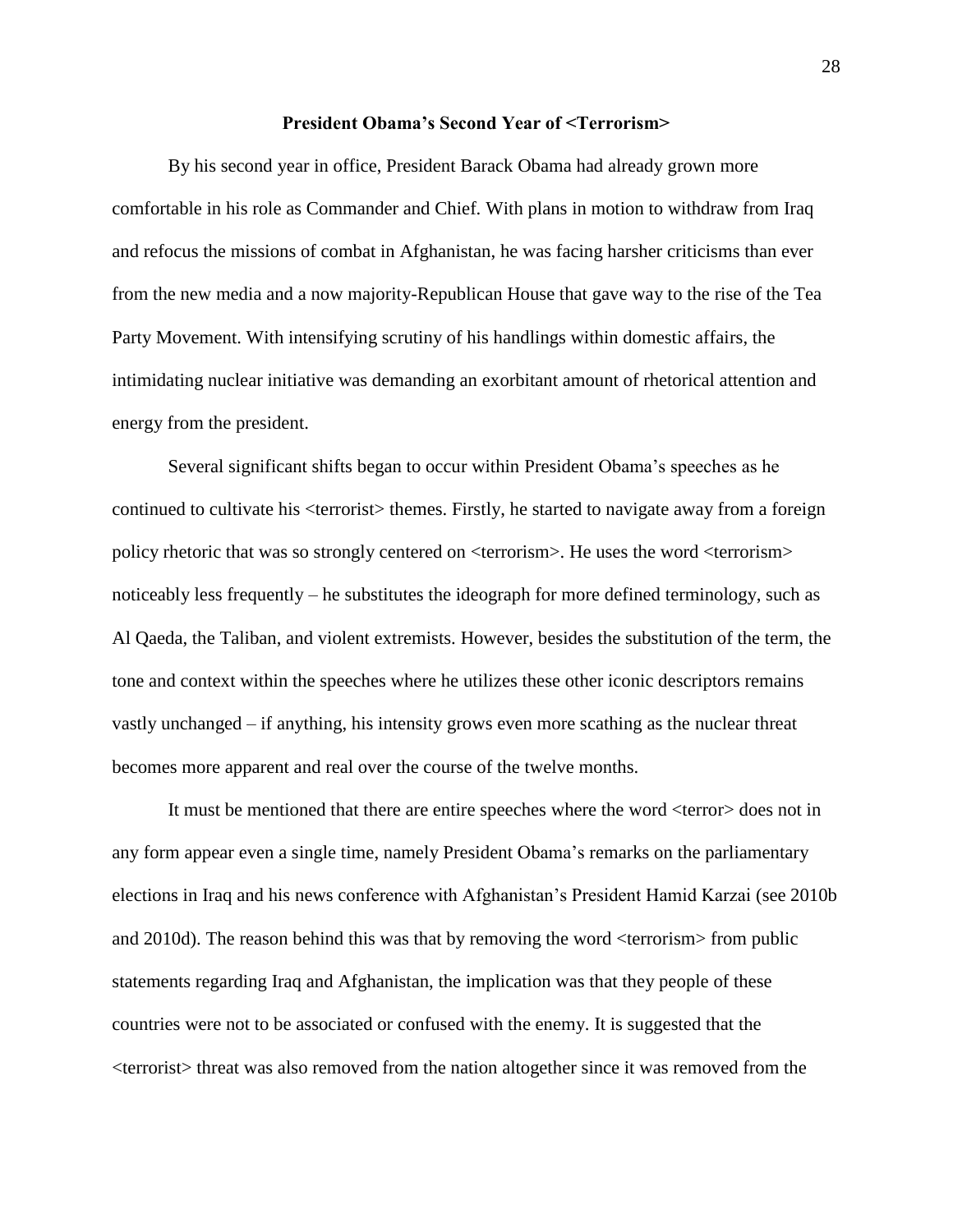### President Obama's Second Year of <Terrorism>

By his second year in office, President Barack Obama had already grown more comfortable in his role as Commander and Chief. With plans in motion to withdraw from Iraq and refocus the missions of combat in Afghanistan, he was facing harsher criticisms than ever from the new media and a now majority-Republican House that gave way to the rise of the Tea Party Movement. With intensifying scrutiny of his handlings within domestic affairs, the intimidating nuclear initiative was demanding an exorbitant amount of rhetorical attention and energy from the president.

Several significant shifts began to occur within President Obama's speeches as he continued to cultivate his <terrorist> themes. Firstly, he started to navigate away from a foreign policy rhetoric that was so strongly centered on <terrorism>. He uses the word <terrorism> noticeably less frequently – he substitutes the ideograph for more defined terminology, such as Al Qaeda, the Taliban, and violent extremists. However, besides the substitution of the term, the tone and context within the speeches where he utilizes these other iconic descriptors remains vastly unchanged – if anything, his intensity grows even more scathing as the nuclear threat becomes more apparent and real over the course of the twelve months.

It must be mentioned that there are entire speeches where the word <terror> does not in any form appear even a single time, namely President Obama's remarks on the parliamentary elections in Iraq and his news conference with Afghanistan's President Hamid Karzai (see 2010b and 2010d). The reason behind this was that by removing the word <terrorism> from public statements regarding Iraq and Afghanistan, the implication was that they people of these countries were not to be associated or confused with the enemy. It is suggested that the <terrorist> threat was also removed from the nation altogether since it was removed from the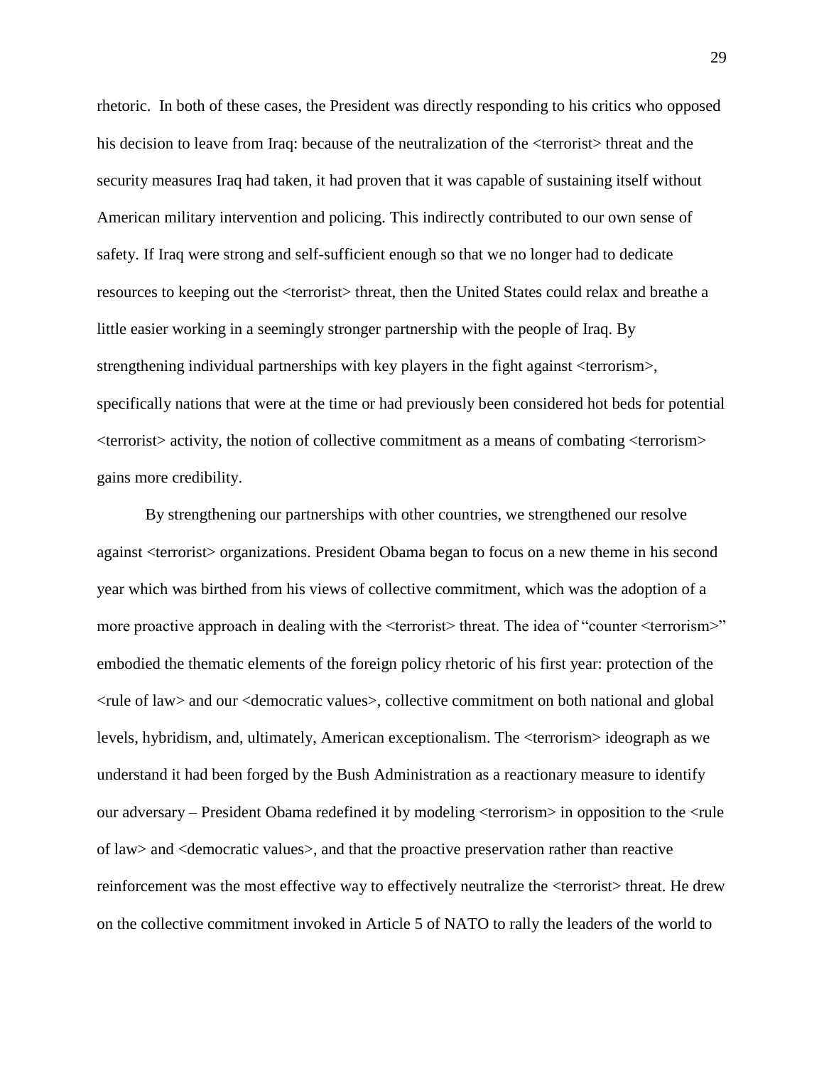rhetoric. In both of these cases, the President was directly responding to his critics who opposed his decision to leave from Iraq: because of the neutralization of the <terrorist> threat and the security measures Iraq had taken, it had proven that it was capable of sustaining itself without American military intervention and policing. This indirectly contributed to our own sense of safety. If Iraq were strong and self-sufficient enough so that we no longer had to dedicate resources to keeping out the <terrorist> threat, then the United States could relax and breathe a little easier working in a seemingly stronger partnership with the people of Iraq. By strengthening individual partnerships with key players in the fight against <terrorism>, specifically nations that were at the time or had previously been considered hot beds for potential <terrorist> activity, the notion of collective commitment as a means of combating <terrorism> gains more credibility.

By strengthening our partnerships with other countries, we strengthened our resolve against <terrorist> organizations. President Obama began to focus on a new theme in his second year which was birthed from his views of collective commitment, which was the adoption of a more proactive approach in dealing with the <terrorist> threat. The idea of "counter <terrorism>" embodied the thematic elements of the foreign policy rhetoric of his first year: protection of the <rule of law> and our <democratic values>, collective commitment on both national and global levels, hybridism, and, ultimately, American exceptionalism. The <terrorism> ideograph as we understand it had been forged by the Bush Administration as a reactionary measure to identify our adversary – President Obama redefined it by modeling <terrorism> in opposition to the <rule of law> and <democratic values>, and that the proactive preservation rather than reactive reinforcement was the most effective way to effectively neutralize the <terrorist> threat. He drew on the collective commitment invoked in Article 5 of NATO to rally the leaders of the world to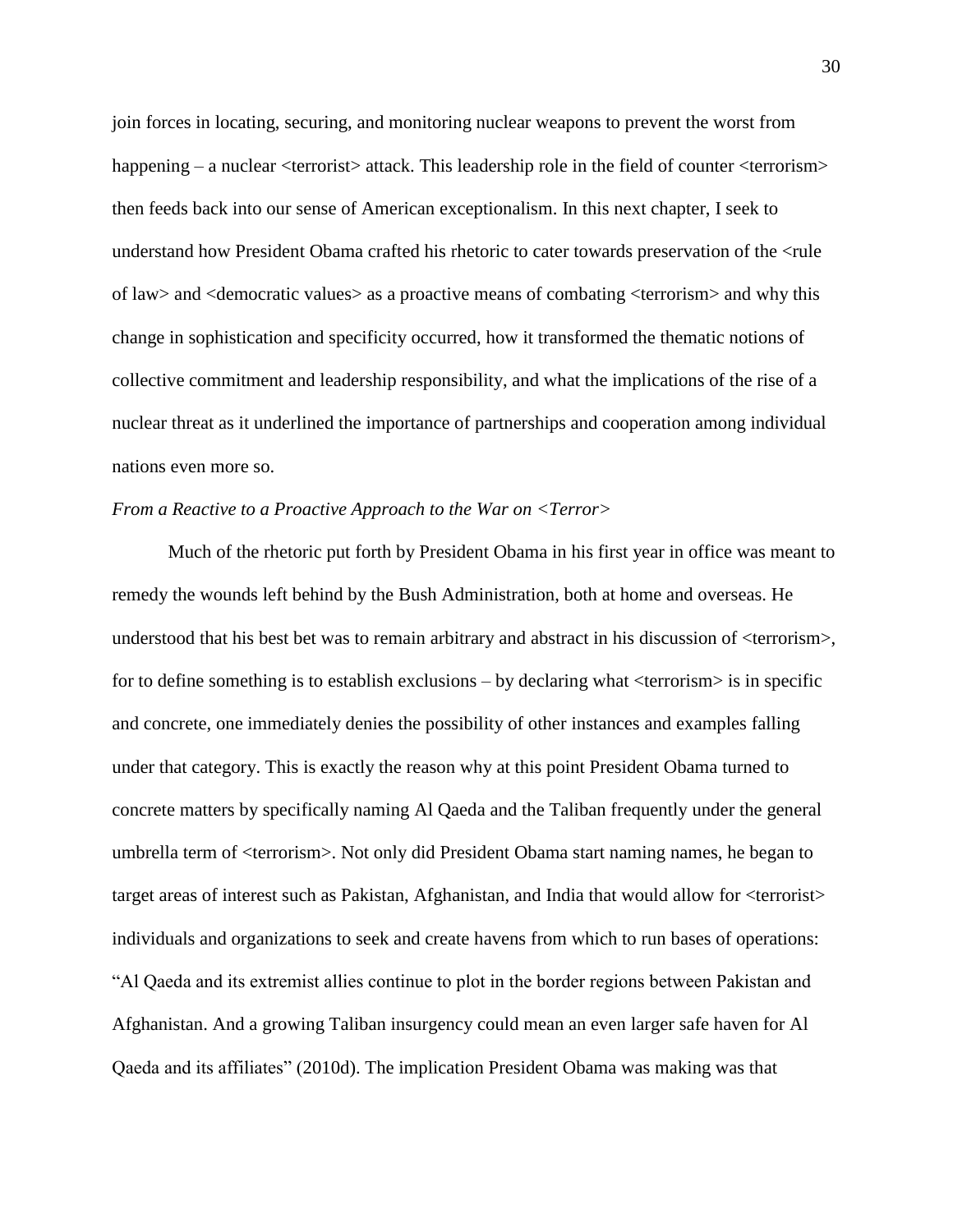join forces in locating, securing, and monitoring nuclear weapons to prevent the worst from happening – a nuclear <terrorist> attack. This leadership role in the field of counter <terrorism> then feeds back into our sense of American exceptionalism. In this next chapter, I seek to understand how President Obama crafted his rhetoric to cater towards preservation of the <rule of law> and <democratic values> as a proactive means of combating <terrorism> and why this change in sophistication and specificity occurred, how it transformed the thematic notions of collective commitment and leadership responsibility, and what the implications of the rise of a nuclear threat as it underlined the importance of partnerships and cooperation among individual nations even more so.

*From a Reactive to a Proactive Approach to the War on <Terror>*

Much of the rhetoric put forth by President Obama in his first year in office was meant to remedy the wounds left behind by the Bush Administration, both at home and overseas. He understood that his best bet was to remain arbitrary and abstract in his discussion of <terrorism>, for to define something is to establish exclusions – by declaring what <terrorism> is in specific and concrete, one immediately denies the possibility of other instances and examples falling under that category. This is exactly the reason why at this point President Obama turned to concrete matters by specifically naming Al Qaeda and the Taliban frequently under the general umbrella term of <terrorism>. Not only did President Obama start naming names, he began to target areas of interest such as Pakistan, Afghanistan, and India that would allow for <terrorist> individuals and organizations to seek and create havens from which to run bases of operations: "Al Qaeda and its extremist allies continue to plot in the border regions between Pakistan and Afghanistan. And a growing Taliban insurgency could mean an even larger safe haven for Al Qaeda and its affiliates" (2010d). The implication President Obama was making was that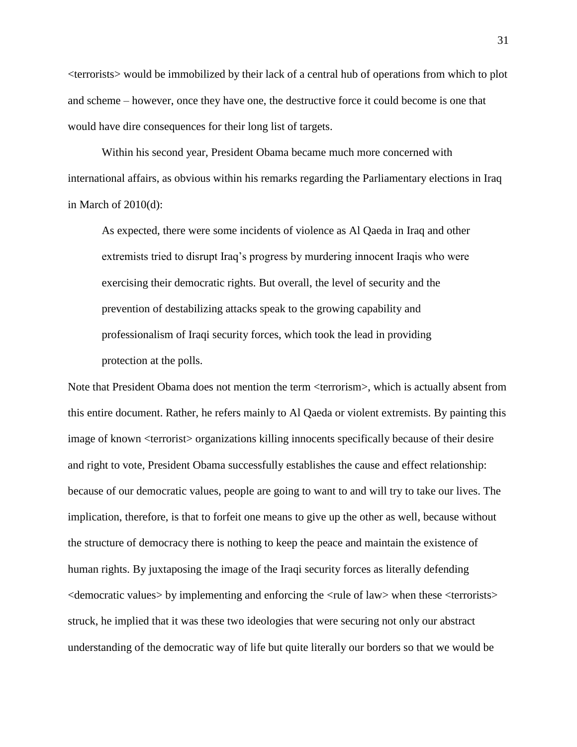<terrorists> would be immobilized by their lack of a central hub of operations from which to plot and scheme – however, once they have one, the destructive force it could become is one that would have dire consequences for their long list of targets.

Within his second year, President Obama became much more concerned with international affairs, as obvious within his remarks regarding the Parliamentary elections in Iraq in March of 2010(d):

> As expected, there were some incidents of violence as Al Qaeda in Iraq and other extremists tried to disrupt Iraq's progress by murdering innocent Iraqis who were exercising their democratic rights. But overall, the level of security and the prevention of destabilizing attacks speak to the growing capability and professionalism of Iraqi security forces, which took the lead in providing protection at the polls.

Note that President Obama does not mention the term <terrorism>, which is actually absent from this entire document. Rather, he refers mainly to Al Qaeda or violent extremists. By painting this image of known <terrorist> organizations killing innocents specifically because of their desire and right to vote, President Obama successfully establishes the cause and effect relationship: because of our democratic values, people are going to want to and will try to take our lives. The implication, therefore, is that to forfeit one means to give up the other as well, because without the structure of democracy there is nothing to keep the peace and maintain the existence of human rights. By juxtaposing the image of the Iraqi security forces as literally defending <democratic values> by implementing and enforcing the <rule of law> when these <terrorists> struck, he implied that it was these two ideologies that were securing not only our abstract understanding of the democratic way of life but quite literally our borders so that we would be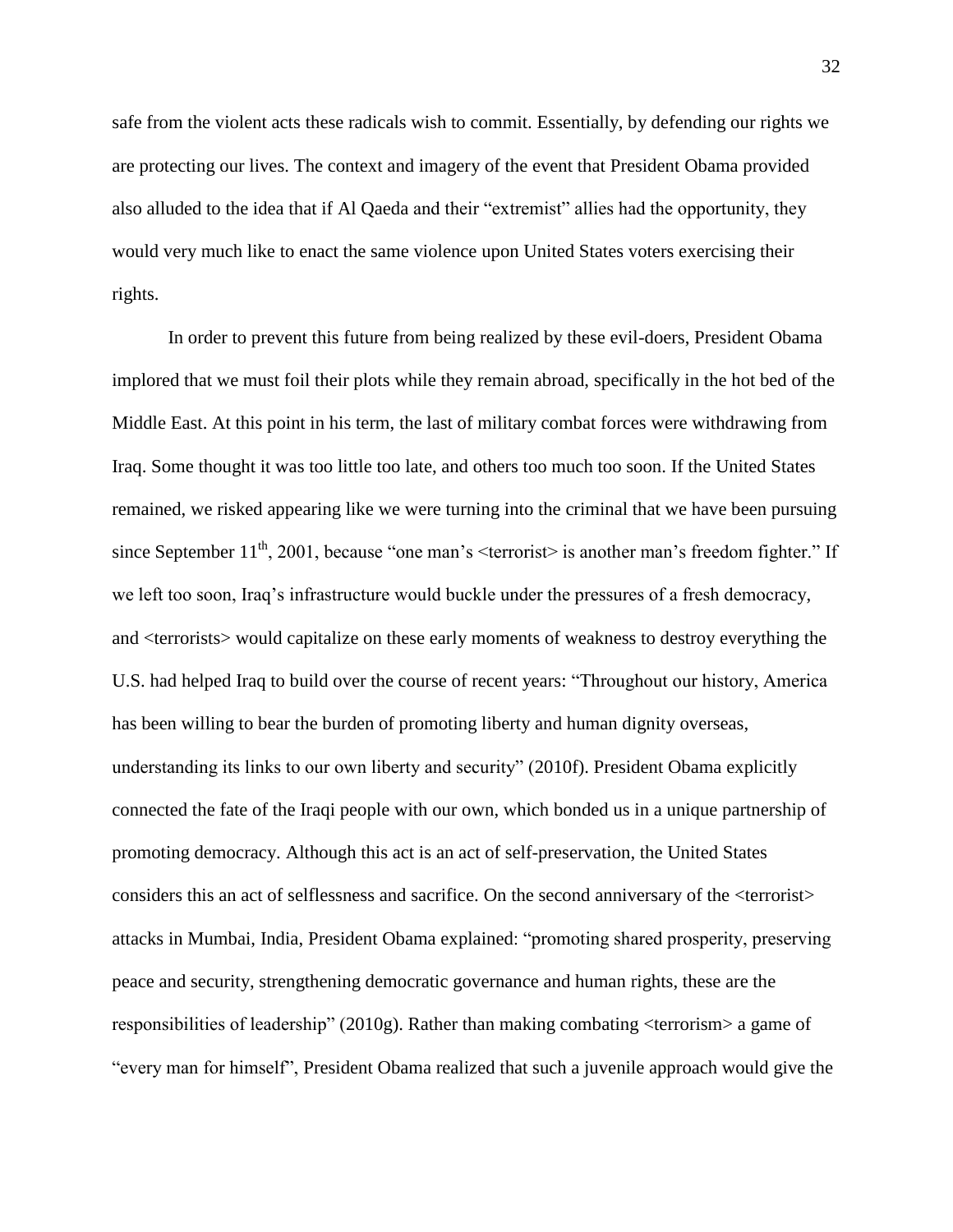safe from the violent acts these radicals wish to commit. Essentially, by defending our rights we are protecting our lives. The context and imagery of the event that President Obama provided also alluded to the idea that if Al Qaeda and their "extremist" allies had the opportunity, they would very much like to enact the same violence upon United States voters exercising their rights.

In order to prevent this future from being realized by these evil-doers, President Obama implored that we must foil their plots while they remain abroad, specifically in the hot bed of the Middle East. At this point in his term, the last of military combat forces were withdrawing from Iraq. Some thought it was too little too late, and others too much too soon. If the United States remained, we risked appearing like we were turning into the criminal that we have been pursuing since September 11th, 2001, because "one man's <terrorist> is another man's freedom fighter." If we left too soon, Iraq's infrastructure would buckle under the pressures of a fresh democracy, and <terrorists> would capitalize on these early moments of weakness to destroy everything the U.S. had helped Iraq to build over the course of recent years: "Throughout our history, America has been willing to bear the burden of promoting liberty and human dignity overseas, understanding its links to our own liberty and security" (2010f). President Obama explicitly connected the fate of the Iraqi people with our own, which bonded us in a unique partnership of promoting democracy. Although this act is an act of self-preservation, the United States considers this an act of selflessness and sacrifice. On the second anniversary of the <terrorist> attacks in Mumbai, India, President Obama explained: "promoting shared prosperity, preserving peace and security, strengthening democratic governance and human rights, these are the responsibilities of leadership" (2010g). Rather than making combating <terrorism> a game of "every man for himself", President Obama realized that such a juvenile approach would give the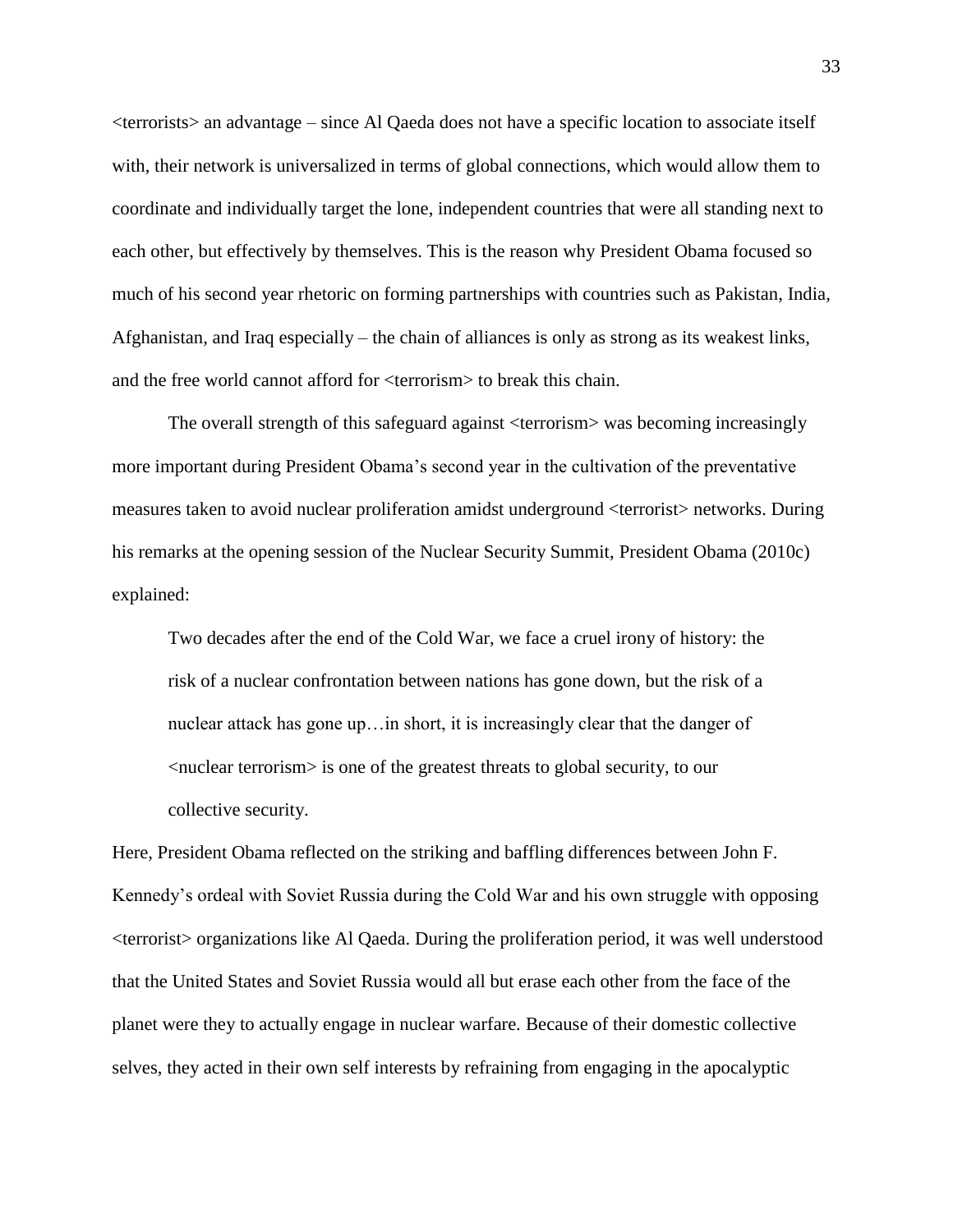<terrorists> an advantage – since Al Qaeda does not have a specific location to associate itself with, their network is universalized in terms of global connections, which would allow them to coordinate and individually target the lone, independent countries that were all standing next to each other, but effectively by themselves. This is the reason why President Obama focused so much of his second year rhetoric on forming partnerships with countries such as Pakistan, India, Afghanistan, and Iraq especially – the chain of alliances is only as strong as its weakest links, and the free world cannot afford for <terrorism> to break this chain.

The overall strength of this safeguard against <terrorism> was becoming increasingly more important during President Obama's second year in the cultivation of the preventative measures taken to avoid nuclear proliferation amidst underground <terrorist> networks. During his remarks at the opening session of the Nuclear Security Summit, President Obama (2010c) explained:

> Two decades after the end of the Cold War, we face a cruel irony of history: the risk of a nuclear confrontation between nations has gone down, but the risk of a nuclear attack has gone up…in short, it is increasingly clear that the danger of <nuclear terrorism> is one of the greatest threats to global security, to our collective security.

Here, President Obama reflected on the striking and baffling differences between John F. Kennedy's ordeal with Soviet Russia during the Cold War and his own struggle with opposing <terrorist> organizations like Al Qaeda. During the proliferation period, it was well understood that the United States and Soviet Russia would all but erase each other from the face of the planet were they to actually engage in nuclear warfare. Because of their domestic collective selves, they acted in their own self interests by refraining from engaging in the apocalyptic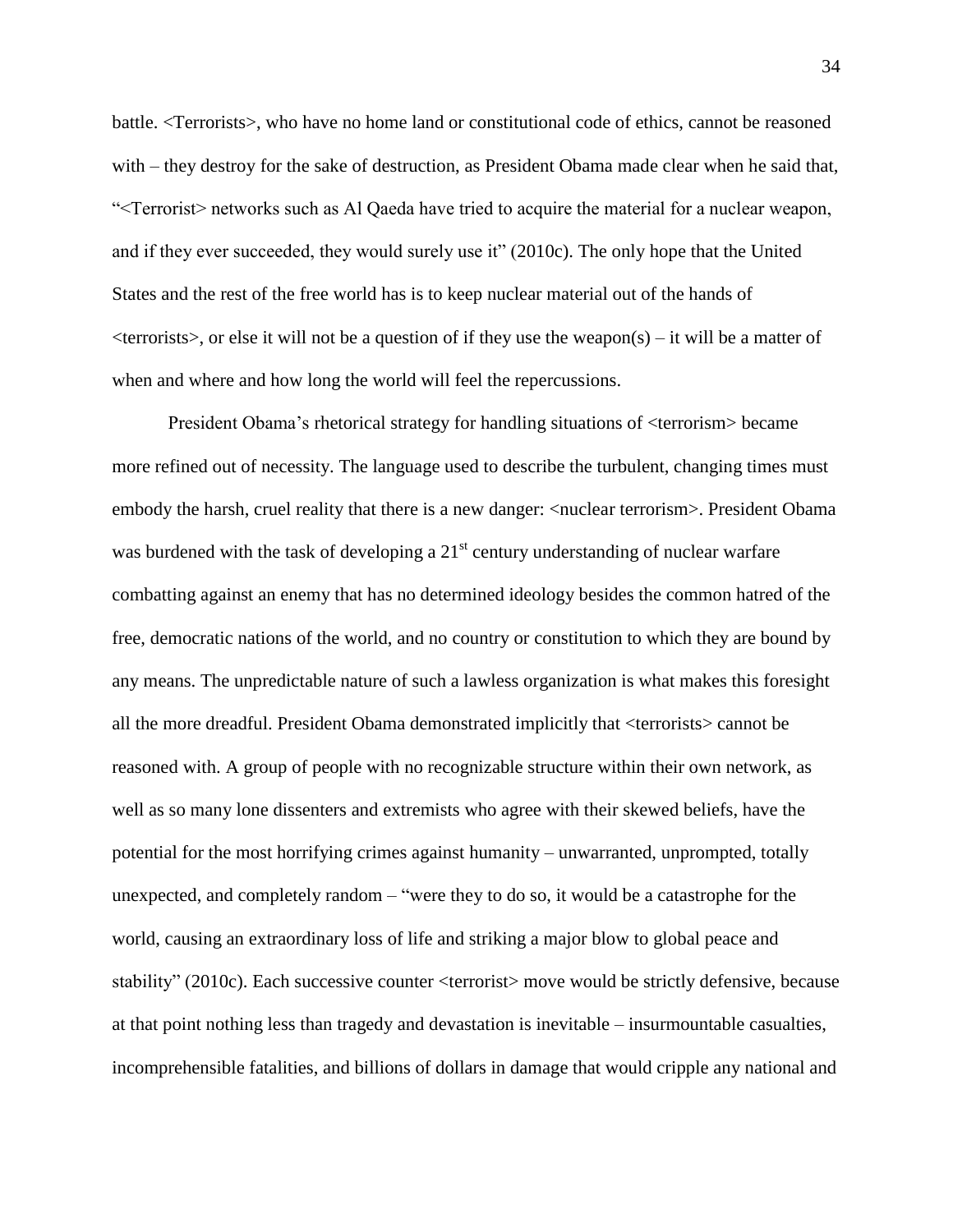battle. <Terrorists>, who have no home land or constitutional code of ethics, cannot be reasoned with – they destroy for the sake of destruction, as President Obama made clear when he said that, "<Terrorist> networks such as Al Qaeda have tried to acquire the material for a nuclear weapon, and if they ever succeeded, they would surely use it" (2010c). The only hope that the United States and the rest of the free world has is to keep nuclear material out of the hands of <terrorists>, or else it will not be a question of if they use the weapon(s) – it will be a matter of when and where and how long the world will feel the repercussions.

President Obama's rhetorical strategy for handling situations of <terrorism> became more refined out of necessity. The language used to describe the turbulent, changing times must embody the harsh, cruel reality that there is a new danger: <nuclear terrorism>. President Obama was burdened with the task of developing a 21st century understanding of nuclear warfare combatting against an enemy that has no determined ideology besides the common hatred of the free, democratic nations of the world, and no country or constitution to which they are bound by any means. The unpredictable nature of such a lawless organization is what makes this foresight all the more dreadful. President Obama demonstrated implicitly that <terrorists> cannot be reasoned with. A group of people with no recognizable structure within their own network, as well as so many lone dissenters and extremists who agree with their skewed beliefs, have the potential for the most horrifying crimes against humanity – unwarranted, unprompted, totally unexpected, and completely random – "were they to do so, it would be a catastrophe for the world, causing an extraordinary loss of life and striking a major blow to global peace and stability" (2010c). Each successive counter <terrorist> move would be strictly defensive, because at that point nothing less than tragedy and devastation is inevitable – insurmountable casualties, incomprehensible fatalities, and billions of dollars in damage that would cripple any national and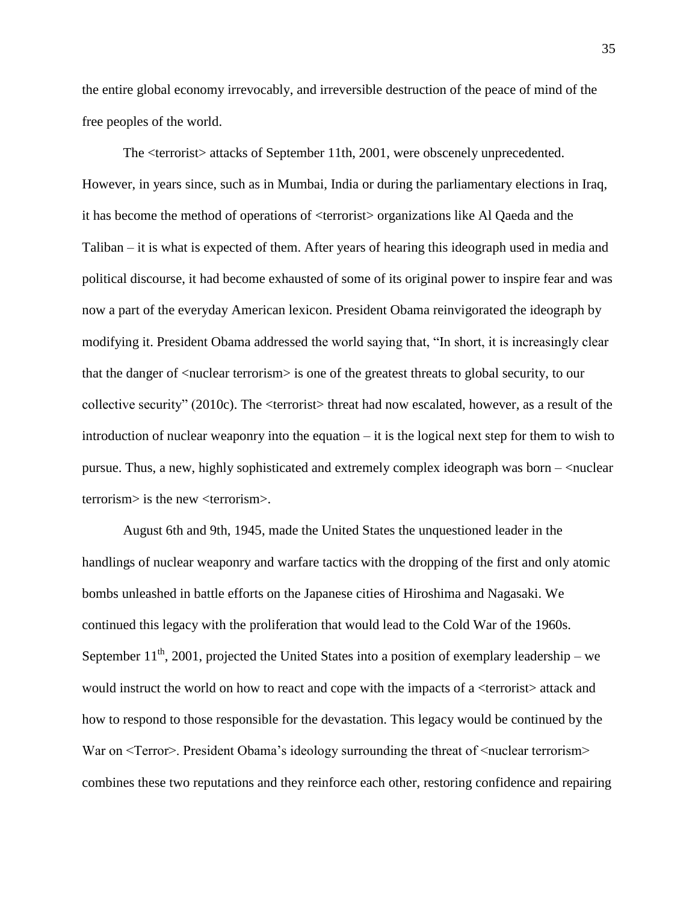the entire global economy irrevocably, and irreversible destruction of the peace of mind of the free peoples of the world.

The <terrorist> attacks of September 11th, 2001, were obscenely unprecedented. However, in years since, such as in Mumbai, India or during the parliamentary elections in Iraq, it has become the method of operations of <terrorist> organizations like Al Qaeda and the Taliban – it is what is expected of them. After years of hearing this ideograph used in media and political discourse, it had become exhausted of some of its original power to inspire fear and was now a part of the everyday American lexicon. President Obama reinvigorated the ideograph by modifying it. President Obama addressed the world saying that, "In short, it is increasingly clear that the danger of <nuclear terrorism> is one of the greatest threats to global security, to our collective security" (2010c). The <terrorist> threat had now escalated, however, as a result of the introduction of nuclear weaponry into the equation – it is the logical next step for them to wish to pursue. Thus, a new, highly sophisticated and extremely complex ideograph was born – <nuclear terrorism> is the new <terrorism>.

August 6th and 9th, 1945, made the United States the unquestioned leader in the handlings of nuclear weaponry and warfare tactics with the dropping of the first and only atomic bombs unleashed in battle efforts on the Japanese cities of Hiroshima and Nagasaki. We continued this legacy with the proliferation that would lead to the Cold War of the 1960s. September 11th, 2001, projected the United States into a position of exemplary leadership – we would instruct the world on how to react and cope with the impacts of a <terrorist> attack and how to respond to those responsible for the devastation. This legacy would be continued by the War on <Terror>. President Obama's ideology surrounding the threat of <nuclear terrorism> combines these two reputations and they reinforce each other, restoring confidence and repairing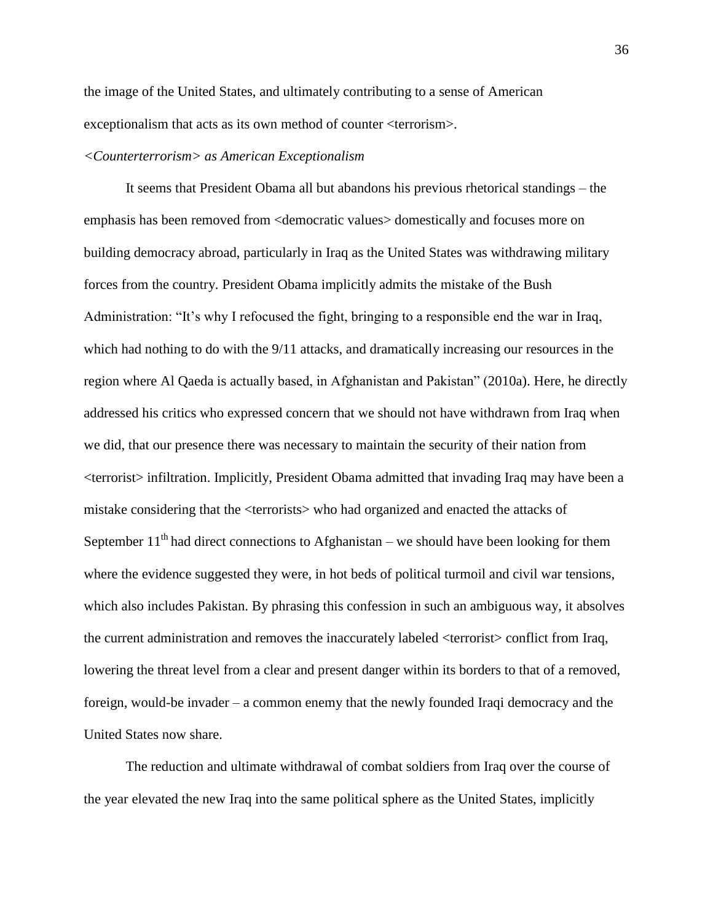the image of the United States, and ultimately contributing to a sense of American exceptionalism that acts as its own method of counter <terrorism>.

*<Counterterrorism> as American Exceptionalism*

It seems that President Obama all but abandons his previous rhetorical standings – the emphasis has been removed from <democratic values> domestically and focuses more on building democracy abroad, particularly in Iraq as the United States was withdrawing military forces from the country. President Obama implicitly admits the mistake of the Bush Administration: "It's why I refocused the fight, bringing to a responsible end the war in Iraq, which had nothing to do with the 9/11 attacks, and dramatically increasing our resources in the region where Al Qaeda is actually based, in Afghanistan and Pakistan" (2010a). Here, he directly addressed his critics who expressed concern that we should not have withdrawn from Iraq when we did, that our presence there was necessary to maintain the security of their nation from <terrorist> infiltration. Implicitly, President Obama admitted that invading Iraq may have been a mistake considering that the <terrorists> who had organized and enacted the attacks of September 11th had direct connections to Afghanistan – we should have been looking for them where the evidence suggested they were, in hot beds of political turmoil and civil war tensions, which also includes Pakistan. By phrasing this confession in such an ambiguous way, it absolves the current administration and removes the inaccurately labeled <terrorist> conflict from Iraq, lowering the threat level from a clear and present danger within its borders to that of a removed, foreign, would-be invader – a common enemy that the newly founded Iraqi democracy and the United States now share.

The reduction and ultimate withdrawal of combat soldiers from Iraq over the course of the year elevated the new Iraq into the same political sphere as the United States, implicitly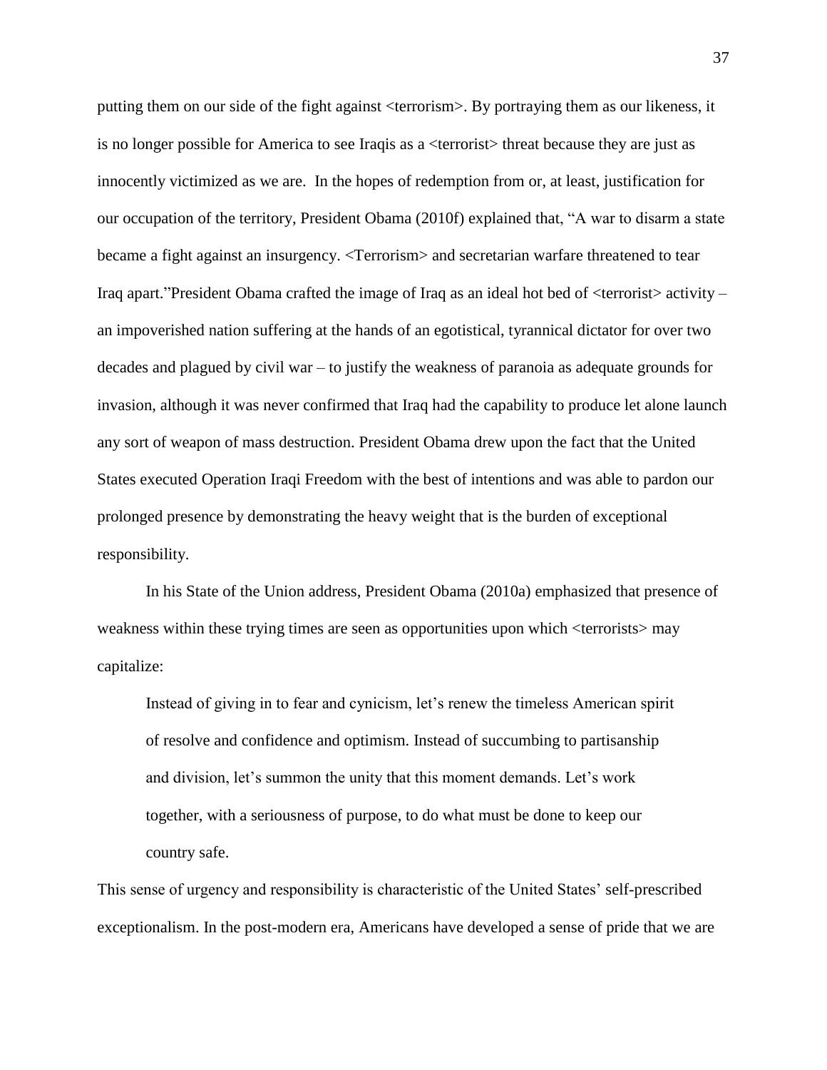putting them on our side of the fight against <terrorism>. By portraying them as our likeness, it is no longer possible for America to see Iraqis as a <terrorist> threat because they are just as innocently victimized as we are. In the hopes of redemption from or, at least, justification for our occupation of the territory, President Obama (2010f) explained that, "A war to disarm a state became a fight against an insurgency. <Terrorism> and secretarian warfare threatened to tear Iraq apart."President Obama crafted the image of Iraq as an ideal hot bed of <terrorist> activity – an impoverished nation suffering at the hands of an egotistical, tyrannical dictator for over two decades and plagued by civil war – to justify the weakness of paranoia as adequate grounds for invasion, although it was never confirmed that Iraq had the capability to produce let alone launch any sort of weapon of mass destruction. President Obama drew upon the fact that the United States executed Operation Iraqi Freedom with the best of intentions and was able to pardon our prolonged presence by demonstrating the heavy weight that is the burden of exceptional responsibility.

In his State of the Union address, President Obama (2010a) emphasized that presence of weakness within these trying times are seen as opportunities upon which <terrorists> may capitalize:

> Instead of giving in to fear and cynicism, let's renew the timeless American spirit of resolve and confidence and optimism. Instead of succumbing to partisanship and division, let's summon the unity that this moment demands. Let's work together, with a seriousness of purpose, to do what must be done to keep our country safe.

This sense of urgency and responsibility is characteristic of the United States' self-prescribed exceptionalism. In the post-modern era, Americans have developed a sense of pride that we are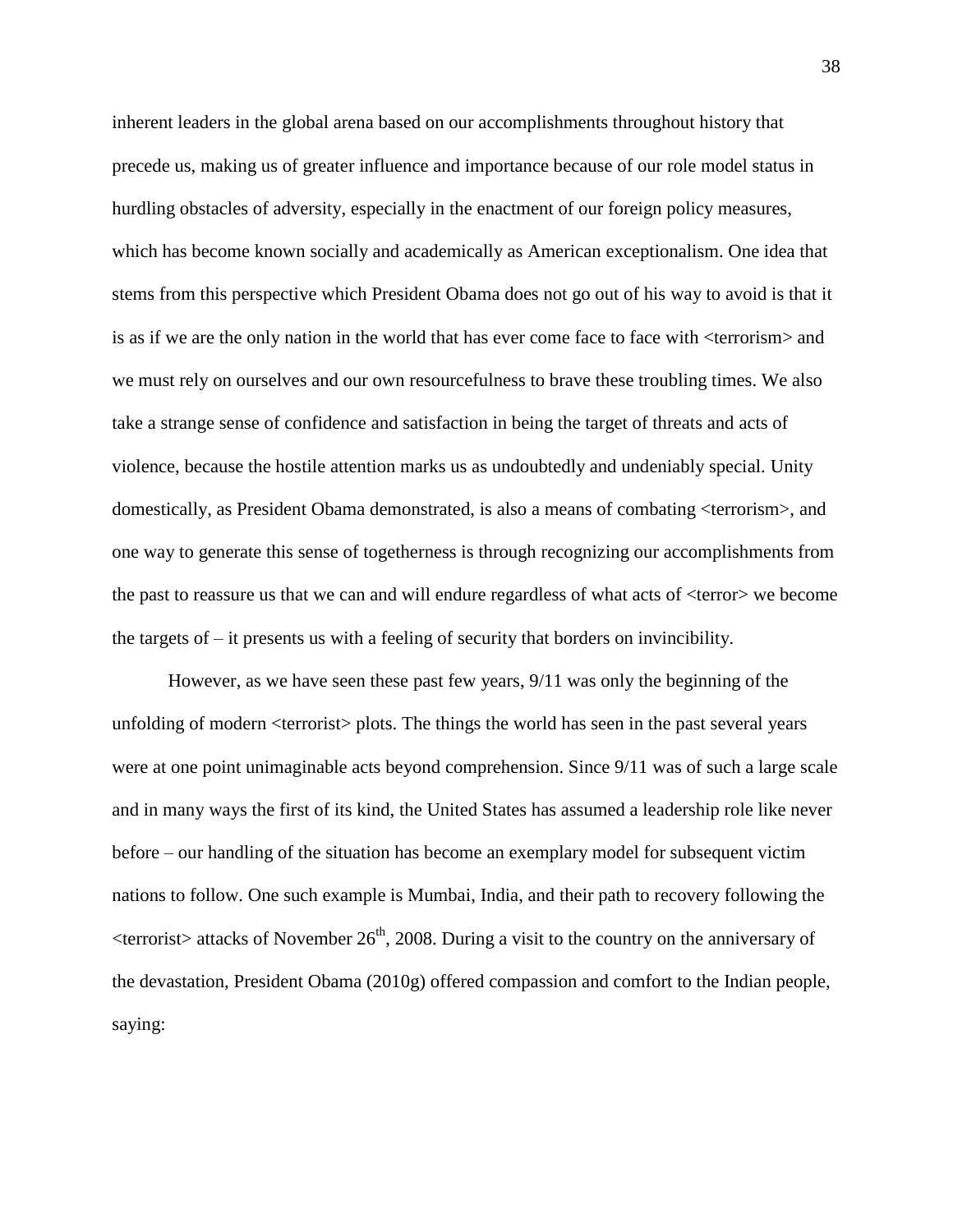inherent leaders in the global arena based on our accomplishments throughout history that precede us, making us of greater influence and importance because of our role model status in hurdling obstacles of adversity, especially in the enactment of our foreign policy measures, which has become known socially and academically as American exceptionalism. One idea that stems from this perspective which President Obama does not go out of his way to avoid is that it is as if we are the only nation in the world that has ever come face to face with <terrorism> and we must rely on ourselves and our own resourcefulness to brave these troubling times. We also take a strange sense of confidence and satisfaction in being the target of threats and acts of violence, because the hostile attention marks us as undoubtedly and undeniably special. Unity domestically, as President Obama demonstrated, is also a means of combating <terrorism>, and one way to generate this sense of togetherness is through recognizing our accomplishments from the past to reassure us that we can and will endure regardless of what acts of <terror> we become the targets of – it presents us with a feeling of security that borders on invincibility.

However, as we have seen these past few years, 9/11 was only the beginning of the unfolding of modern <terrorist> plots. The things the world has seen in the past several years were at one point unimaginable acts beyond comprehension. Since 9/11 was of such a large scale and in many ways the first of its kind, the United States has assumed a leadership role like never before – our handling of the situation has become an exemplary model for subsequent victim nations to follow. One such example is Mumbai, India, and their path to recovery following the <terrorist> attacks of November 26th, 2008. During a visit to the country on the anniversary of the devastation, President Obama (2010g) offered compassion and comfort to the Indian people, saying: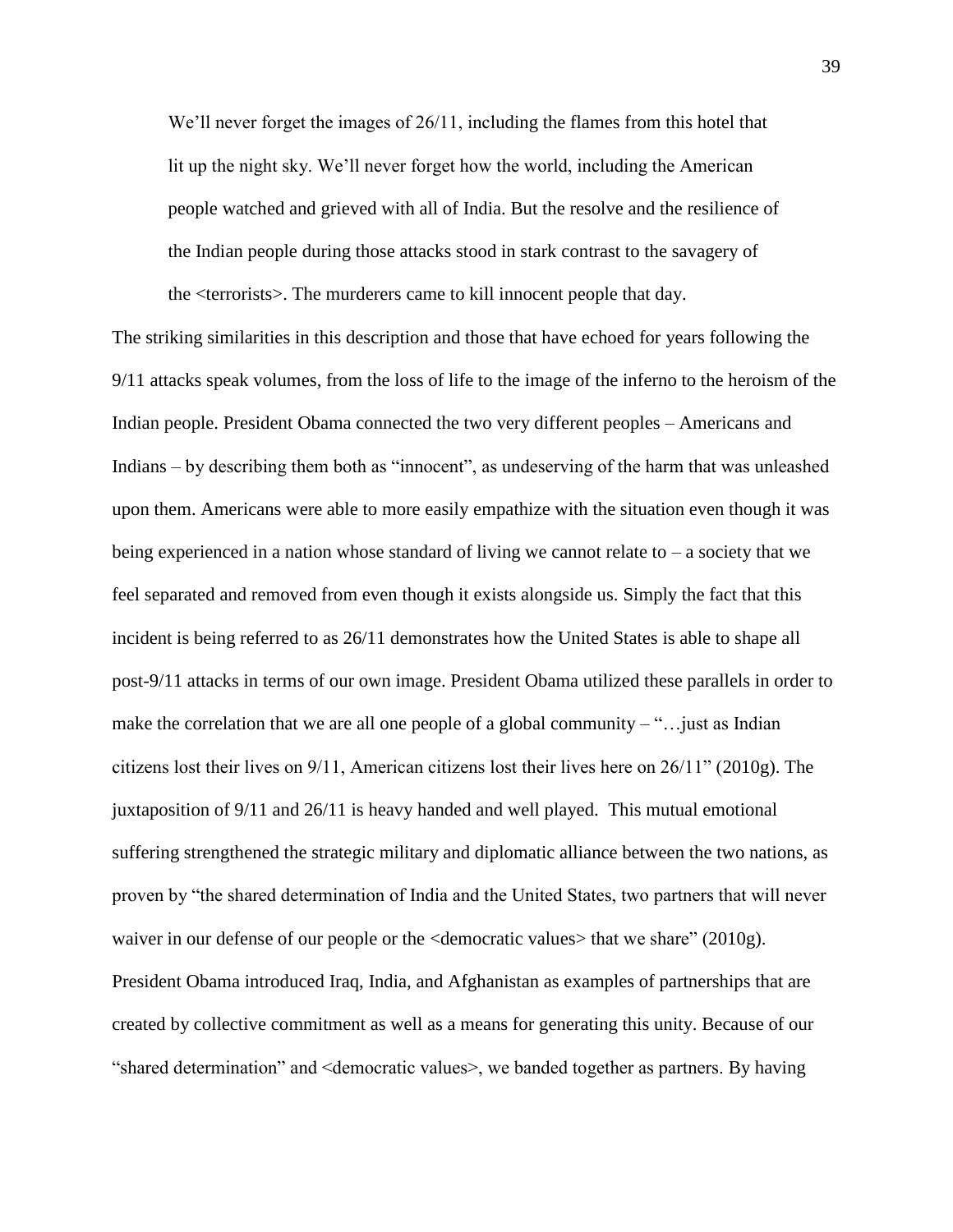> We'll never forget the images of 26/11, including the flames from this hotel that lit up the night sky. We'll never forget how the world, including the American people watched and grieved with all of India. But the resolve and the resilience of the Indian people during those attacks stood in stark contrast to the savagery of the <terrorists>. The murderers came to kill innocent people that day.

The striking similarities in this description and those that have echoed for years following the 9/11 attacks speak volumes, from the loss of life to the image of the inferno to the heroism of the Indian people. President Obama connected the two very different peoples – Americans and Indians – by describing them both as "innocent", as undeserving of the harm that was unleashed upon them. Americans were able to more easily empathize with the situation even though it was being experienced in a nation whose standard of living we cannot relate to – a society that we feel separated and removed from even though it exists alongside us. Simply the fact that this incident is being referred to as 26/11 demonstrates how the United States is able to shape all post-9/11 attacks in terms of our own image. President Obama utilized these parallels in order to make the correlation that we are all one people of a global community – "…just as Indian citizens lost their lives on 9/11, American citizens lost their lives here on 26/11" (2010g). The juxtaposition of 9/11 and 26/11 is heavy handed and well played. This mutual emotional suffering strengthened the strategic military and diplomatic alliance between the two nations, as proven by "the shared determination of India and the United States, two partners that will never waiver in our defense of our people or the <democratic values> that we share" (2010g). President Obama introduced Iraq, India, and Afghanistan as examples of partnerships that are created by collective commitment as well as a means for generating this unity. Because of our "shared determination" and <democratic values>, we banded together as partners. By having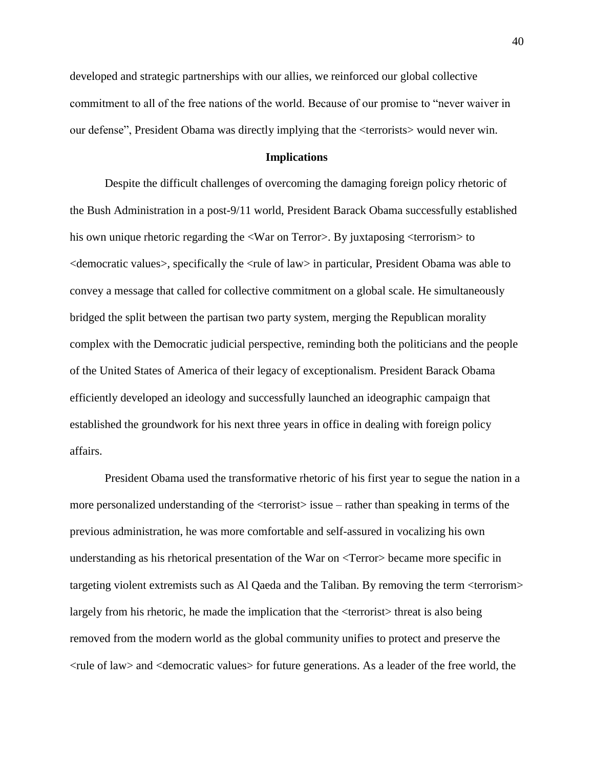developed and strategic partnerships with our allies, we reinforced our global collective commitment to all of the free nations of the world. Because of our promise to "never waiver in our defense", President Obama was directly implying that the <terrorists> would never win.

**Implications**

Despite the difficult challenges of overcoming the damaging foreign policy rhetoric of the Bush Administration in a post-9/11 world, President Barack Obama successfully established his own unique rhetoric regarding the <War on Terror>. By juxtaposing <terrorism> to <democratic values>, specifically the <rule of law> in particular, President Obama was able to convey a message that called for collective commitment on a global scale. He simultaneously bridged the split between the partisan two party system, merging the Republican morality complex with the Democratic judicial perspective, reminding both the politicians and the people of the United States of America of their legacy of exceptionalism. President Barack Obama efficiently developed an ideology and successfully launched an ideographic campaign that established the groundwork for his next three years in office in dealing with foreign policy affairs.

President Obama used the transformative rhetoric of his first year to segue the nation in a more personalized understanding of the <terrorist> issue – rather than speaking in terms of the previous administration, he was more comfortable and self-assured in vocalizing his own understanding as his rhetorical presentation of the War on <Terror> became more specific in targeting violent extremists such as Al Qaeda and the Taliban. By removing the term <terrorism> largely from his rhetoric, he made the implication that the <terrorist> threat is also being removed from the modern world as the global community unifies to protect and preserve the <rule of law> and <democratic values> for future generations. As a leader of the free world, the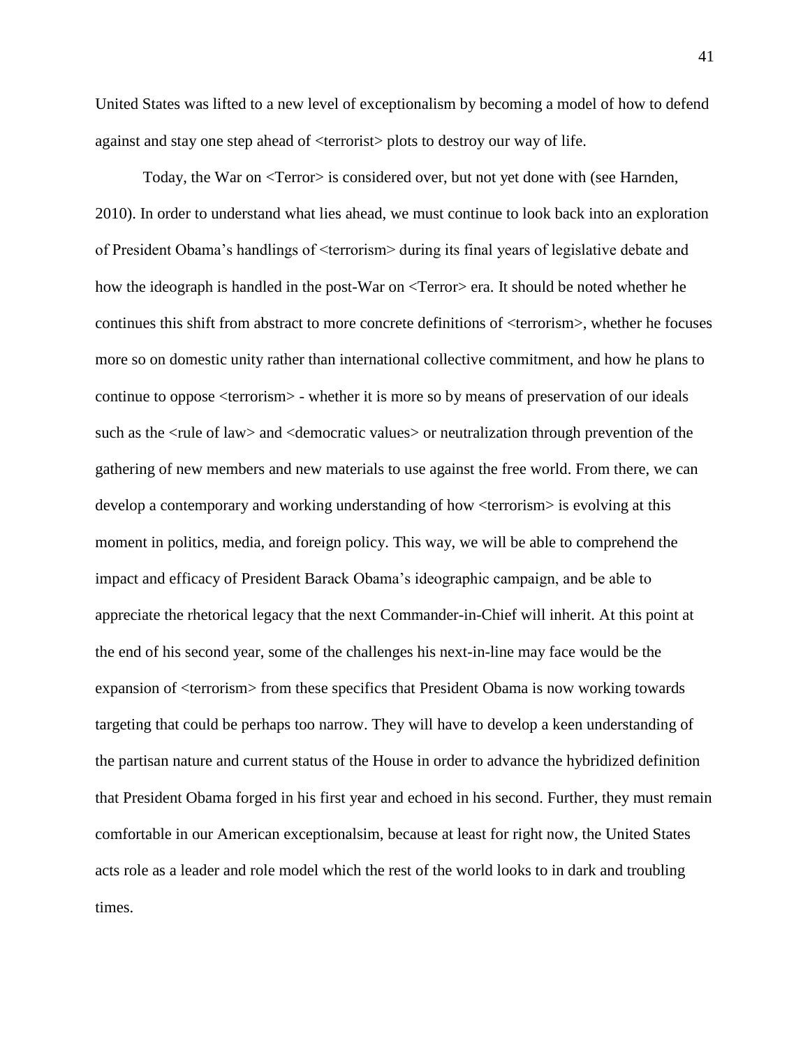United States was lifted to a new level of exceptionalism by becoming a model of how to defend against and stay one step ahead of <terrorist> plots to destroy our way of life.

Today, the War on <Terror> is considered over, but not yet done with (see Harnden, 2010). In order to understand what lies ahead, we must continue to look back into an exploration of President Obama's handlings of <terrorism> during its final years of legislative debate and how the ideograph is handled in the post-War on <Terror> era. It should be noted whether he continues this shift from abstract to more concrete definitions of <terrorism>, whether he focuses more so on domestic unity rather than international collective commitment, and how he plans to continue to oppose <terrorism> - whether it is more so by means of preservation of our ideals such as the <rule of law> and <democratic values> or neutralization through prevention of the gathering of new members and new materials to use against the free world. From there, we can develop a contemporary and working understanding of how <terrorism> is evolving at this moment in politics, media, and foreign policy. This way, we will be able to comprehend the impact and efficacy of President Barack Obama's ideographic campaign, and be able to appreciate the rhetorical legacy that the next Commander-in-Chief will inherit. At this point at the end of his second year, some of the challenges his next-in-line may face would be the expansion of <terrorism> from these specifics that President Obama is now working towards targeting that could be perhaps too narrow. They will have to develop a keen understanding of the partisan nature and current status of the House in order to advance the hybridized definition that President Obama forged in his first year and echoed in his second. Further, they must remain comfortable in our American exceptionalsim, because at least for right now, the United States acts role as a leader and role model which the rest of the world looks to in dark and troubling times.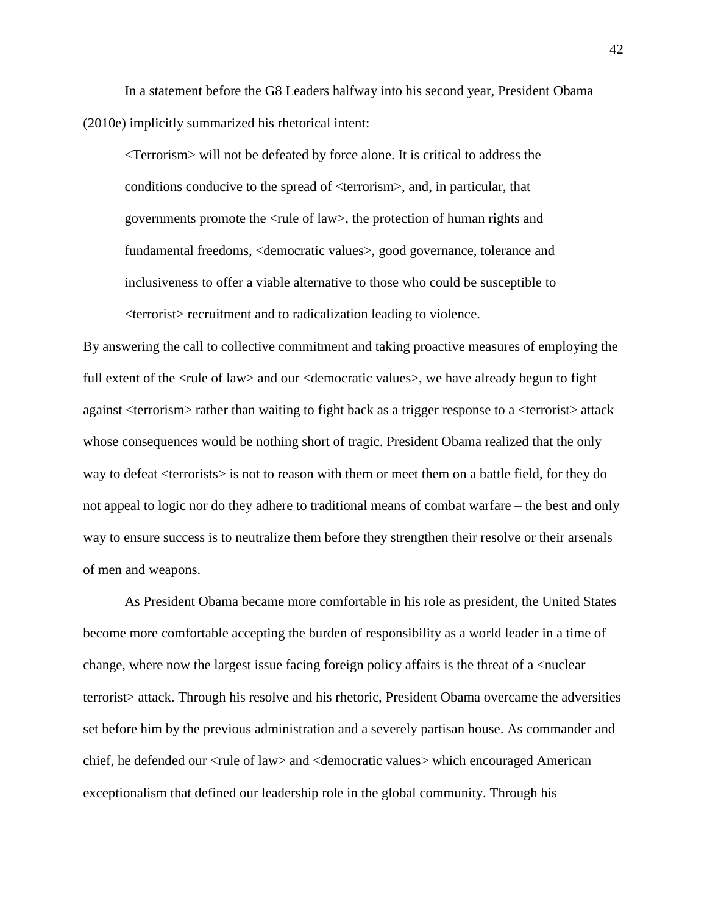In a statement before the G8 Leaders halfway into his second year, President Obama (2010e) implicitly summarized his rhetorical intent:

> <Terrorism> will not be defeated by force alone. It is critical to address the conditions conducive to the spread of <terrorism>, and, in particular, that governments promote the <rule of law>, the protection of human rights and fundamental freedoms, <democratic values>, good governance, tolerance and inclusiveness to offer a viable alternative to those who could be susceptible to <terrorist> recruitment and to radicalization leading to violence.

By answering the call to collective commitment and taking proactive measures of employing the full extent of the <rule of law> and our <democratic values>, we have already begun to fight against <terrorism> rather than waiting to fight back as a trigger response to a <terrorist> attack whose consequences would be nothing short of tragic. President Obama realized that the only way to defeat <terrorists> is not to reason with them or meet them on a battle field, for they do not appeal to logic nor do they adhere to traditional means of combat warfare – the best and only way to ensure success is to neutralize them before they strengthen their resolve or their arsenals of men and weapons.

As President Obama became more comfortable in his role as president, the United States become more comfortable accepting the burden of responsibility as a world leader in a time of change, where now the largest issue facing foreign policy affairs is the threat of a <nuclear terrorist> attack. Through his resolve and his rhetoric, President Obama overcame the adversities set before him by the previous administration and a severely partisan house. As commander and chief, he defended our <rule of law> and <democratic values> which encouraged American exceptionalism that defined our leadership role in the global community. Through his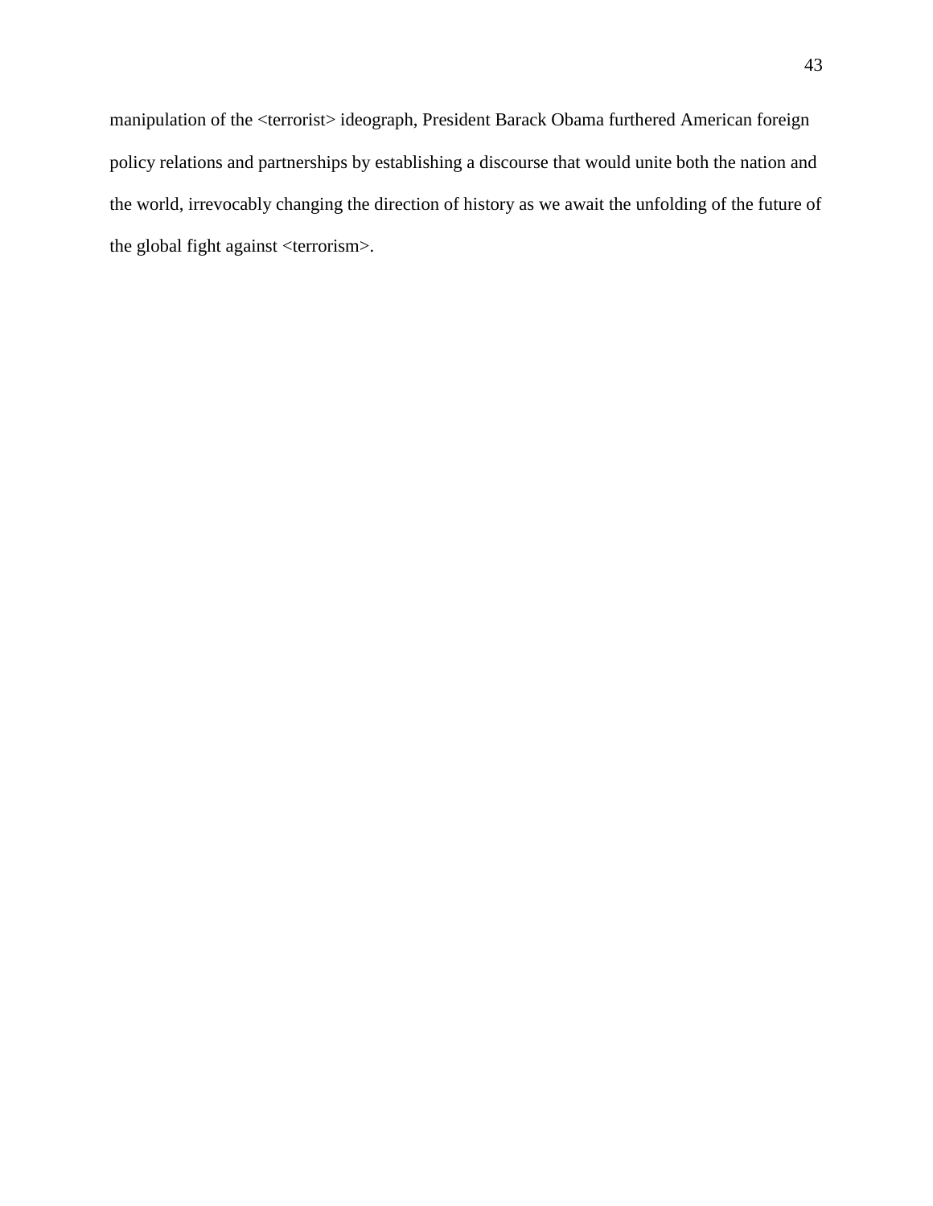manipulation of the <terrorist> ideograph, President Barack Obama furthered American foreign policy relations and partnerships by establishing a discourse that would unite both the nation and the world, irrevocably changing the direction of history as we await the unfolding of the future of the global fight against <terrorism>.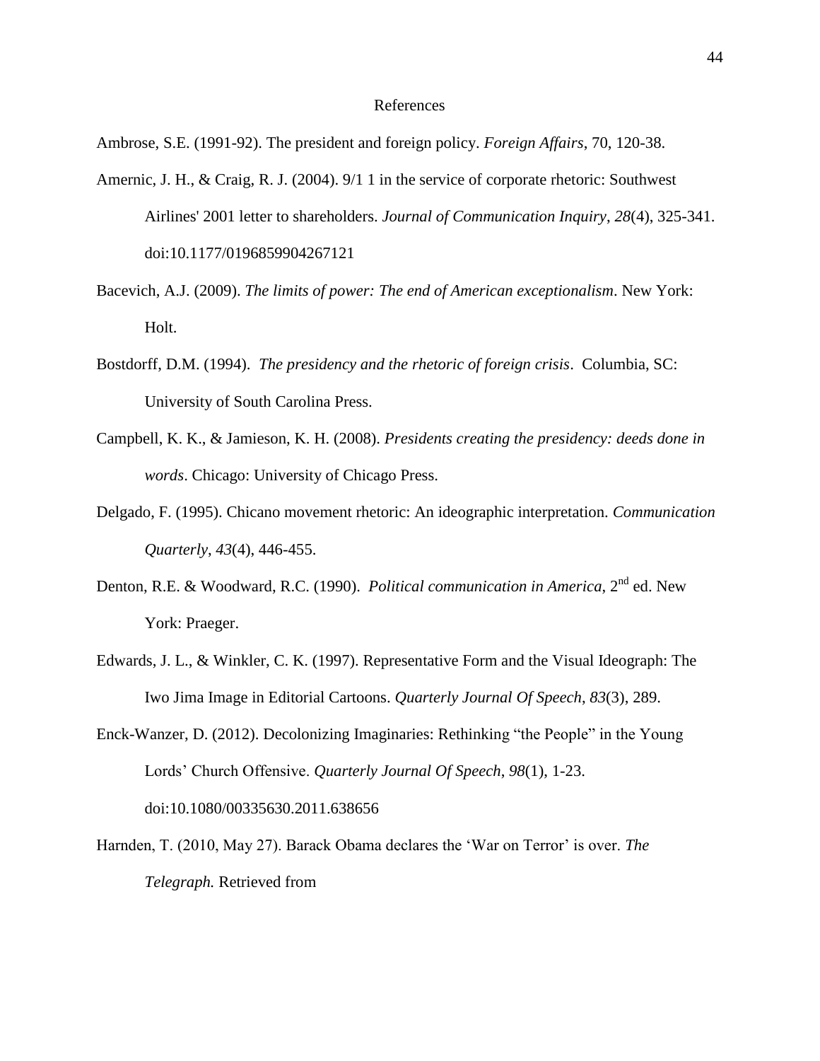# References

Ambrose, S.E. (1991-92). The president and foreign policy. *Foreign Affairs*, 70, 120-38.

Amernic, J. H., & Craig, R. J. (2004). 9/1 1 in the service of corporate rhetoric: Southwest Airlines' 2001 letter to shareholders. *Journal of Communication Inquiry*, *28*(4), 325-341. doi:10.1177/0196859904267121

Bacevich, A.J. (2009). *The limits of power: The end of American exceptionalism*. New York: Holt.

Bostdorff, D.M. (1994). *The presidency and the rhetoric of foreign crisis*. Columbia, SC: University of South Carolina Press.

Campbell, K. K., & Jamieson, K. H. (2008). *Presidents creating the presidency: deeds done in words*. Chicago: University of Chicago Press.

Delgado, F. (1995). Chicano movement rhetoric: An ideographic interpretation. *Communication Quarterly*, *43*(4), 446-455.

Denton, R.E. & Woodward, R.C. (1990). *Political communication in America*, 2nd ed. New York: Praeger.

Edwards, J. L., & Winkler, C. K. (1997). Representative Form and the Visual Ideograph: The Iwo Jima Image in Editorial Cartoons. *Quarterly Journal Of Speech*, *83*(3), 289.

Enck-Wanzer, D. (2012). Decolonizing Imaginaries: Rethinking “the People” in the Young Lords’ Church Offensive. *Quarterly Journal Of Speech*, *98*(1), 1-23. doi:10.1080/00335630.2011.638656

Harnden, T. (2010, May 27). Barack Obama declares the ‘War on Terror’ is over. *The Telegraph.* Retrieved from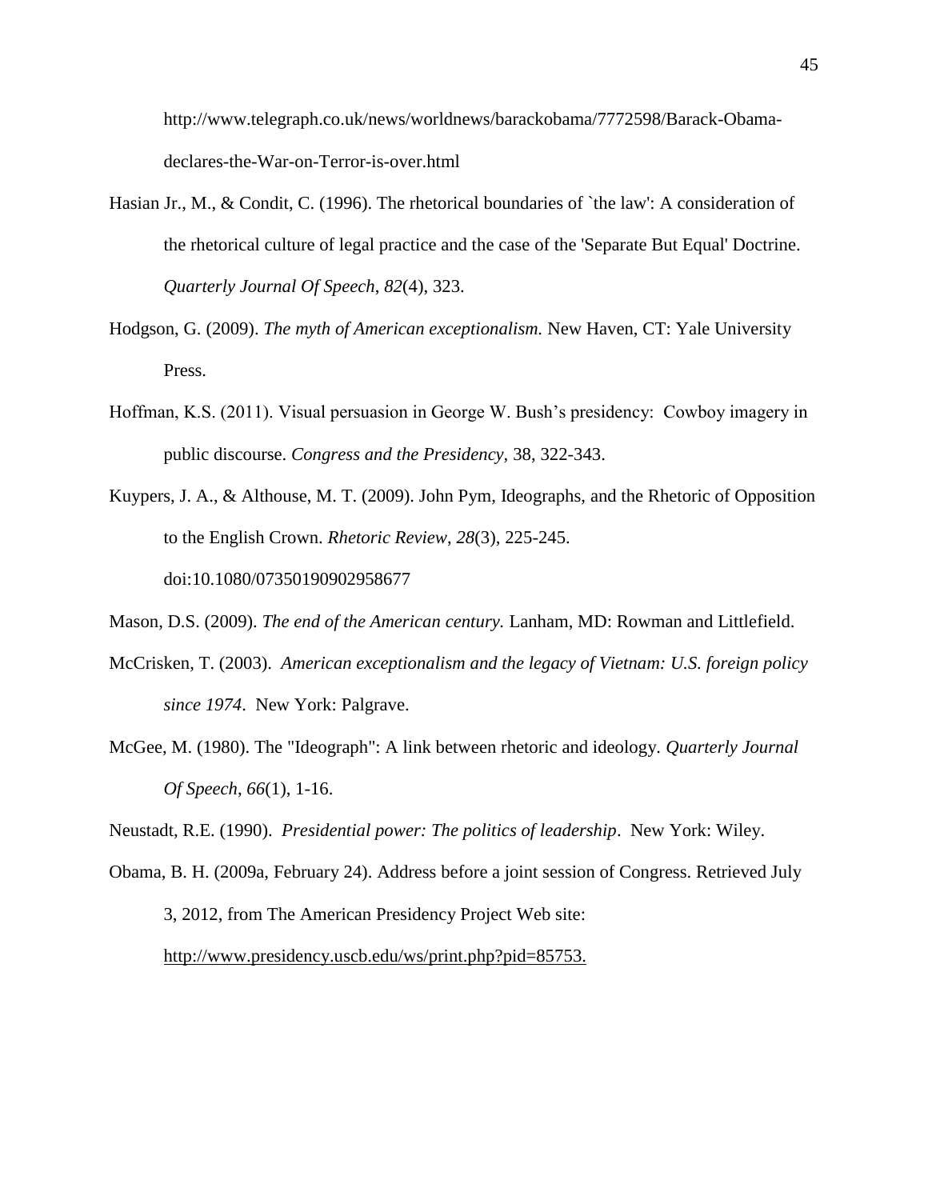http://www.telegraph.co.uk/news/worldnews/barackobama/7772598/Barack-Obama-declares-the-War-on-Terror-is-over.html

Hasian Jr., M., & Condit, C. (1996). The rhetorical boundaries of `the law': A consideration of the rhetorical culture of legal practice and the case of the 'Separate But Equal' Doctrine. *Quarterly Journal Of Speech*, *82*(4), 323.

Hodgson, G. (2009). *The myth of American exceptionalism.* New Haven, CT: Yale University Press.

Hoffman, K.S. (2011). Visual persuasion in George W. Bush's presidency: Cowboy imagery in public discourse. *Congress and the Presidency,* 38, 322-343.

Kuypers, J. A., & Althouse, M. T. (2009). John Pym, Ideographs, and the Rhetoric of Opposition to the English Crown. *Rhetoric Review*, *28*(3), 225-245. doi:10.1080/07350190902958677

Mason, D.S. (2009). *The end of the American century.* Lanham, MD: Rowman and Littlefield.

McCrisken, T. (2003). *American exceptionalism and the legacy of Vietnam: U.S. foreign policy since 1974*. New York: Palgrave.

McGee, M. (1980). The "Ideograph": A link between rhetoric and ideology. *Quarterly Journal Of Speech*, *66*(1), 1-16.

Neustadt, R.E. (1990). *Presidential power: The politics of leadership*. New York: Wiley.

Obama, B. H. (2009a, February 24). Address before a joint session of Congress. Retrieved July 3, 2012, from The American Presidency Project Web site: http://www.presidency.uscb.edu/ws/print.php?pid=85753.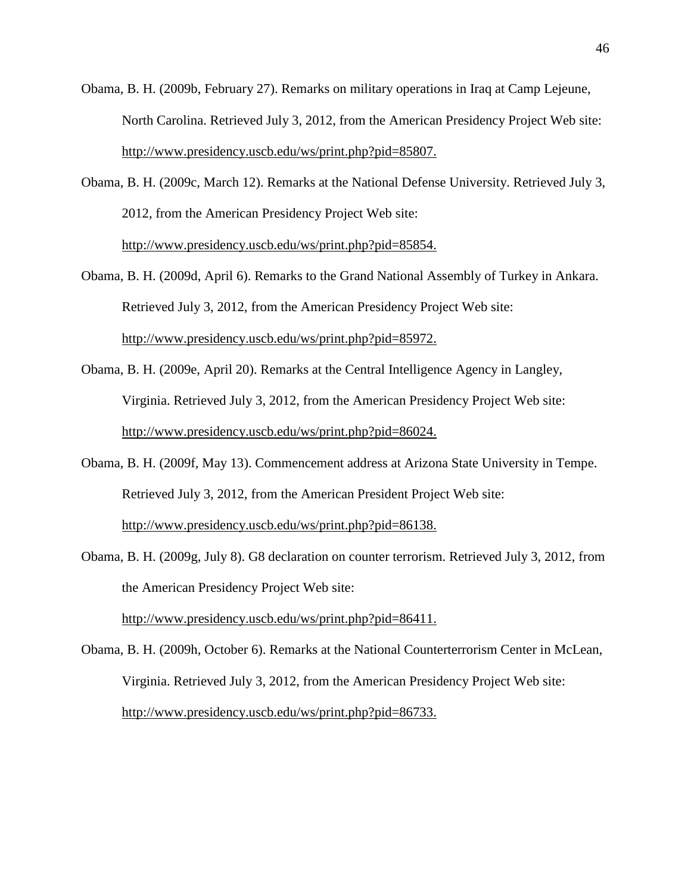Obama, B. H. (2009b, February 27). Remarks on military operations in Iraq at Camp Lejeune, North Carolina. Retrieved July 3, 2012, from the American Presidency Project Web site: http://www.presidency.uscb.edu/ws/print.php?pid=85807.

Obama, B. H. (2009c, March 12). Remarks at the National Defense University. Retrieved July 3, 2012, from the American Presidency Project Web site: http://www.presidency.uscb.edu/ws/print.php?pid=85854.

Obama, B. H. (2009d, April 6). Remarks to the Grand National Assembly of Turkey in Ankara. Retrieved July 3, 2012, from the American Presidency Project Web site: http://www.presidency.uscb.edu/ws/print.php?pid=85972.

Obama, B. H. (2009e, April 20). Remarks at the Central Intelligence Agency in Langley, Virginia. Retrieved July 3, 2012, from the American Presidency Project Web site: http://www.presidency.uscb.edu/ws/print.php?pid=86024.

Obama, B. H. (2009f, May 13). Commencement address at Arizona State University in Tempe. Retrieved July 3, 2012, from the American President Project Web site: http://www.presidency.uscb.edu/ws/print.php?pid=86138.

Obama, B. H. (2009g, July 8). G8 declaration on counter terrorism. Retrieved July 3, 2012, from the American Presidency Project Web site: http://www.presidency.uscb.edu/ws/print.php?pid=86411.

Obama, B. H. (2009h, October 6). Remarks at the National Counterterrorism Center in McLean, Virginia. Retrieved July 3, 2012, from the American Presidency Project Web site: http://www.presidency.uscb.edu/ws/print.php?pid=86733.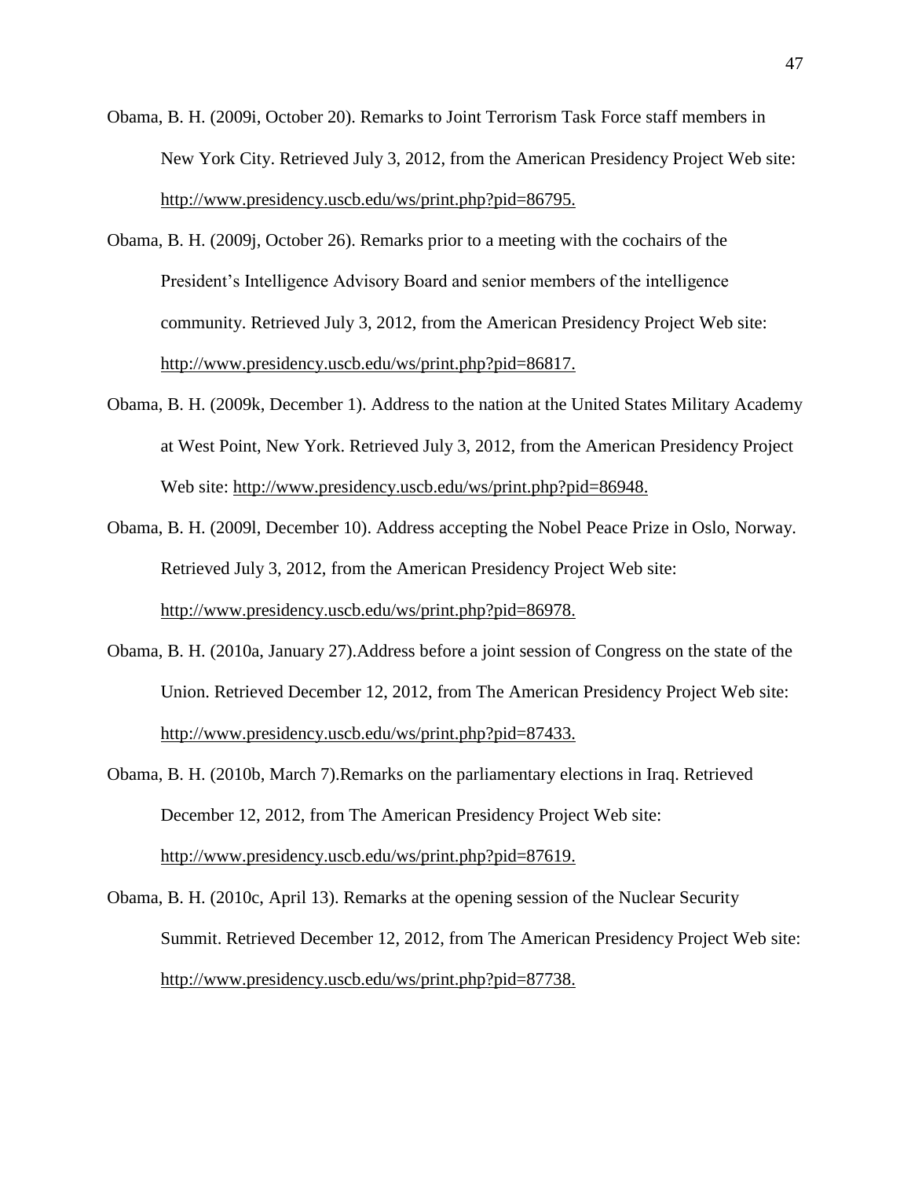Obama, B. H. (2009i, October 20). Remarks to Joint Terrorism Task Force staff members in New York City. Retrieved July 3, 2012, from the American Presidency Project Web site: http://www.presidency.uscb.edu/ws/print.php?pid=86795.

Obama, B. H. (2009j, October 26). Remarks prior to a meeting with the cochairs of the President's Intelligence Advisory Board and senior members of the intelligence community. Retrieved July 3, 2012, from the American Presidency Project Web site: http://www.presidency.uscb.edu/ws/print.php?pid=86817.

Obama, B. H. (2009k, December 1). Address to the nation at the United States Military Academy at West Point, New York. Retrieved July 3, 2012, from the American Presidency Project Web site: http://www.presidency.uscb.edu/ws/print.php?pid=86948.

Obama, B. H. (2009l, December 10). Address accepting the Nobel Peace Prize in Oslo, Norway. Retrieved July 3, 2012, from the American Presidency Project Web site: http://www.presidency.uscb.edu/ws/print.php?pid=86978.

Obama, B. H. (2010a, January 27).Address before a joint session of Congress on the state of the Union. Retrieved December 12, 2012, from The American Presidency Project Web site: http://www.presidency.uscb.edu/ws/print.php?pid=87433.

Obama, B. H. (2010b, March 7).Remarks on the parliamentary elections in Iraq. Retrieved December 12, 2012, from The American Presidency Project Web site: http://www.presidency.uscb.edu/ws/print.php?pid=87619.

Obama, B. H. (2010c, April 13). Remarks at the opening session of the Nuclear Security Summit. Retrieved December 12, 2012, from The American Presidency Project Web site: http://www.presidency.uscb.edu/ws/print.php?pid=87738.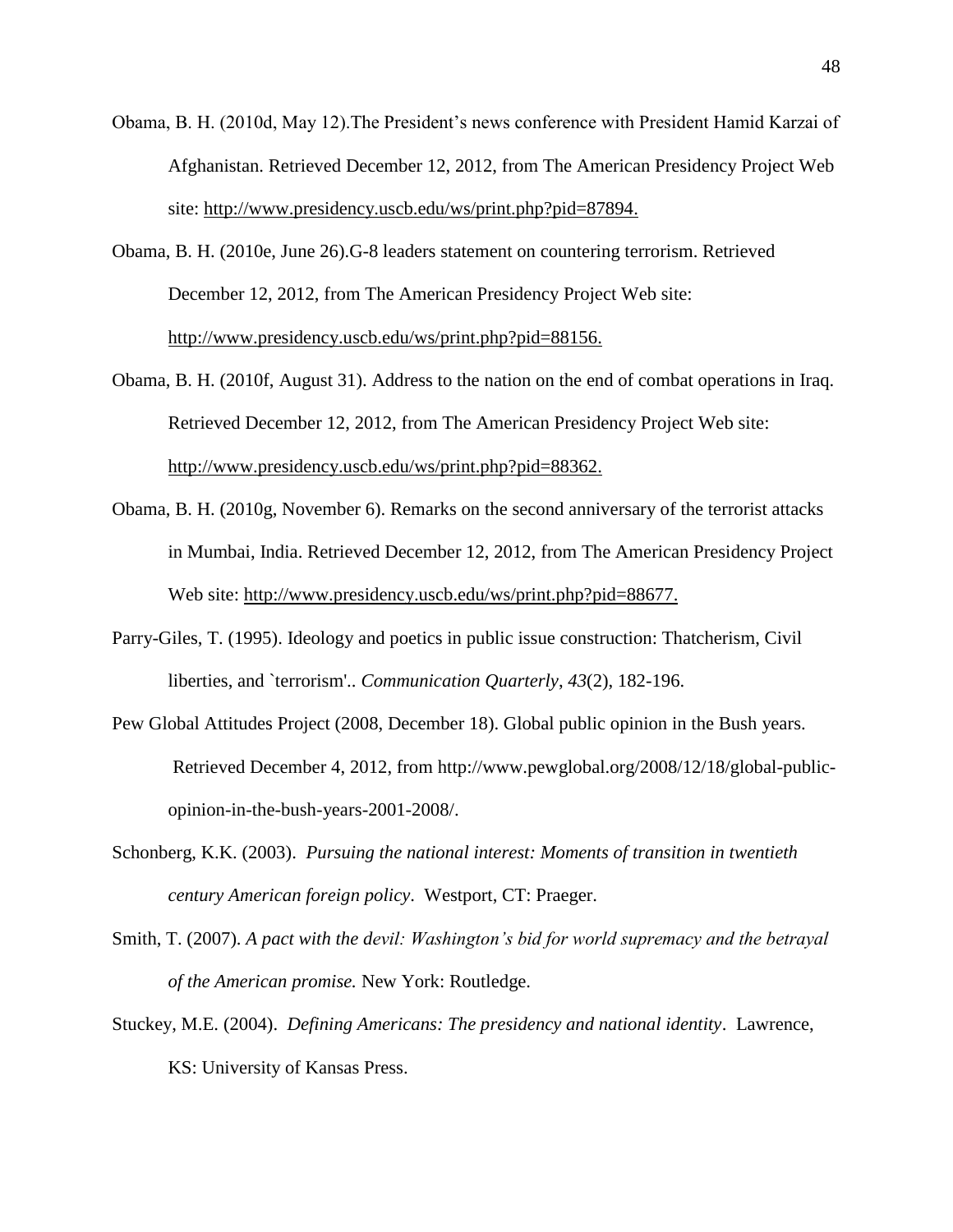Obama, B. H. (2010d, May 12).The President's news conference with President Hamid Karzai of Afghanistan. Retrieved December 12, 2012, from The American Presidency Project Web site: http://www.presidency.uscb.edu/ws/print.php?pid=87894.

Obama, B. H. (2010e, June 26).G-8 leaders statement on countering terrorism. Retrieved December 12, 2012, from The American Presidency Project Web site: http://www.presidency.uscb.edu/ws/print.php?pid=88156.

Obama, B. H. (2010f, August 31). Address to the nation on the end of combat operations in Iraq. Retrieved December 12, 2012, from The American Presidency Project Web site: http://www.presidency.uscb.edu/ws/print.php?pid=88362.

Obama, B. H. (2010g, November 6). Remarks on the second anniversary of the terrorist attacks in Mumbai, India. Retrieved December 12, 2012, from The American Presidency Project Web site: http://www.presidency.uscb.edu/ws/print.php?pid=88677.

Parry-Giles, T. (1995). Ideology and poetics in public issue construction: Thatcherism, Civil liberties, and `terrorism'.. *Communication Quarterly*, *43*(2), 182-196.

Pew Global Attitudes Project (2008, December 18). Global public opinion in the Bush years. Retrieved December 4, 2012, from http://www.pewglobal.org/2008/12/18/global-public-opinion-in-the-bush-years-2001-2008/.

Schonberg, K.K. (2003). *Pursuing the national interest: Moments of transition in twentieth century American foreign policy*. Westport, CT: Praeger.

Smith, T. (2007). *A pact with the devil: Washington's bid for world supremacy and the betrayal of the American promise.* New York: Routledge.

Stuckey, M.E. (2004). *Defining Americans: The presidency and national identity*. Lawrence, KS: University of Kansas Press.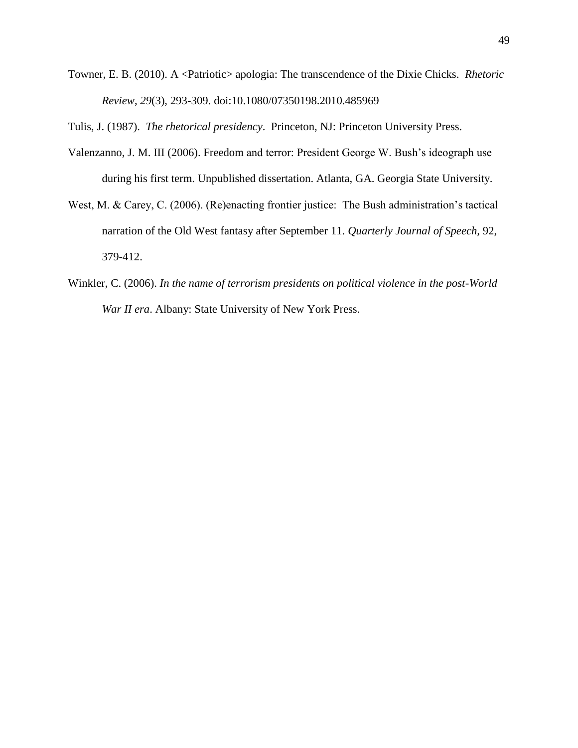Towner, E. B. (2010). A <Patriotic> apologia: The transcendence of the Dixie Chicks. *Rhetoric Review*, *29*(3), 293-309. doi:10.1080/07350198.2010.485969

Tulis, J. (1987). *The rhetorical presidency*. Princeton, NJ: Princeton University Press.

Valenzanno, J. M. III (2006). Freedom and terror: President George W. Bush's ideograph use during his first term. Unpublished dissertation. Atlanta, GA. Georgia State University.

West, M. & Carey, C. (2006). (Re)enacting frontier justice: The Bush administration's tactical narration of the Old West fantasy after September 11. *Quarterly Journal of Speech*, 92, 379-412.

Winkler, C. (2006). *In the name of terrorism presidents on political violence in the post-World War II era*. Albany: State University of New York Press.